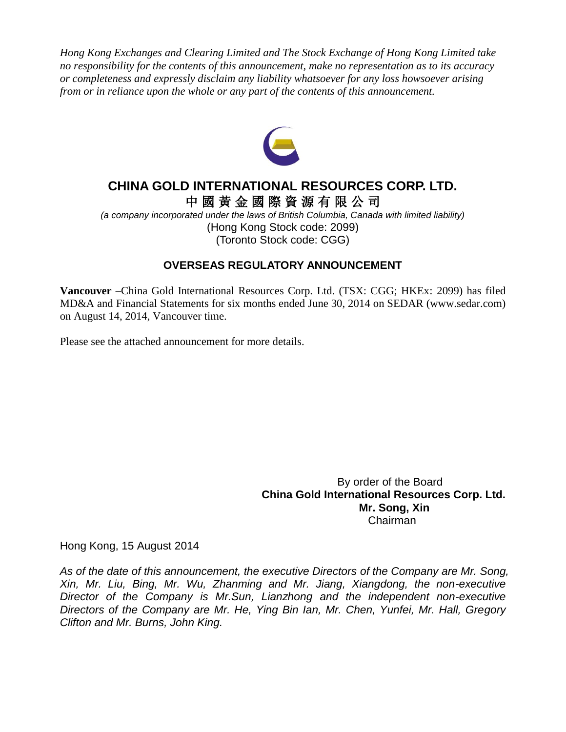*Hong Kong Exchanges and Clearing Limited and The Stock Exchange of Hong Kong Limited take no responsibility for the contents of this announcement, make no representation as to its accuracy or completeness and expressly disclaim any liability whatsoever for any loss howsoever arising from or in reliance upon the whole or any part of the contents of this announcement.*

# CHINA GOLD INTERNATIONAL RESOURCES CORP. LTD.

# 中國黃金國際資源有限公司

*(a company incorporated under the laws of British Columbia, Canada with limited liability)*

(Hong Kong Stock code: 2099)

(Toronto Stock code: CGG)

## OVERSEAS REGULATORY ANNOUNCEMENT

**Vancouver** –China Gold International Resources Corp. Ltd. (TSX: CGG; HKEx: 2099) has filed MD&A and Financial Statements for six months ended June 30, 2014 on SEDAR (www.sedar.com) on August 14, 2014, Vancouver time.

Please see the attached announcement for more details.

By order of the Board

**China Gold International Resources Corp. Ltd.**

**Mr. Song, Xin**

Chairman

Hong Kong, 15 August 2014

*As of the date of this announcement, the executive Directors of the Company are Mr. Song, Xin, Mr. Liu, Bing, Mr. Wu, Zhanming and Mr. Jiang, Xiangdong, the non-executive Director of the Company is Mr.Sun, Lianzhong and the independent non-executive Directors of the Company are Mr. He, Ying Bin Ian, Mr. Chen, Yunfei, Mr. Hall, Gregory Clifton and Mr. Burns, John King.*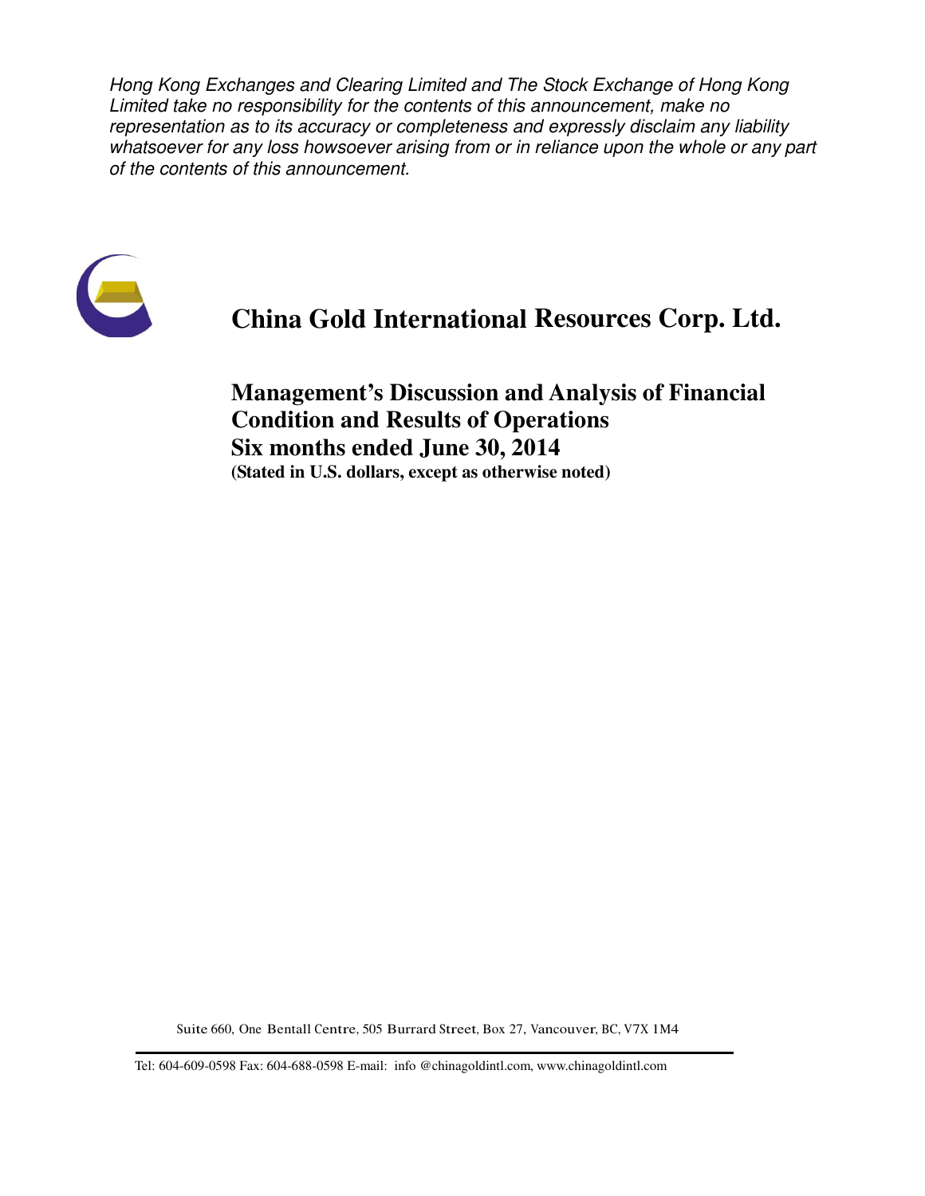*Hong Kong Exchanges and Clearing Limited and The Stock Exchange of Hong Kong Limited take no responsibility for the contents of this announcement, make no representation as to its accuracy or completeness and expressly disclaim any liability whatsoever for any loss howsoever arising from or in reliance upon the whole or any part of the contents of this announcement.*

# China Gold International Resources Corp. Ltd.

## Management's Discussion and Analysis of Financial Condition and Results of Operations
## Six months ended June 30, 2014

**(Stated in U.S. dollars, except as otherwise noted)**

Suite 660, One Bentall Centre, 505 Burrard Street, Box 27, Vancouver, BC, V7X 1M4

Tel: 604-609-0598 Fax: 604-688-0598 E-mail: info @chinagoldintl.com, www.chinagoldintl.com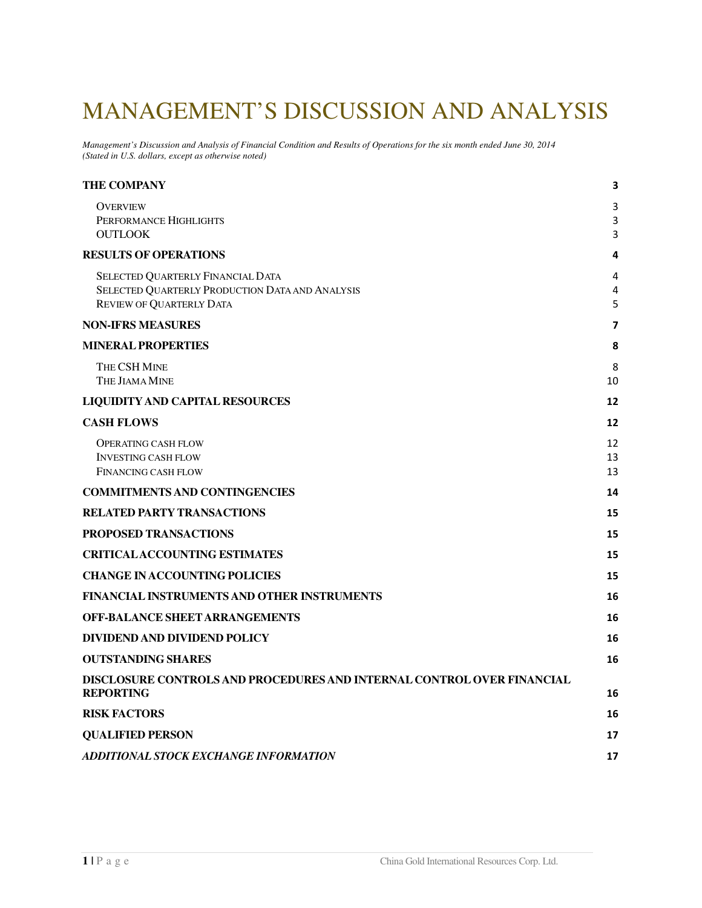# MANAGEMENT'S DISCUSSION AND ANALYSIS

*Management's Discussion and Analysis of Financial Condition and Results of Operations for the six month ended June 30, 2014*
*(Stated in U.S. dollars, except as otherwise noted)*

| | |
|---|---|
| **THE COMPANY** | **3** |
| OVERVIEW | 3 |
| PERFORMANCE HIGHLIGHTS | 3 |
| OUTLOOK | 3 |
| **RESULTS OF OPERATIONS** | **4** |
| SELECTED QUARTERLY FINANCIAL DATA | 4 |
| SELECTED QUARTERLY PRODUCTION DATA AND ANALYSIS | 4 |
| REVIEW OF QUARTERLY DATA | 5 |
| **NON-IFRS MEASURES** | **7** |
| **MINERAL PROPERTIES** | **8** |
| THE CSH MINE | 8 |
| THE JIAMA MINE | 10 |
| **LIQUIDITY AND CAPITAL RESOURCES** | **12** |
| **CASH FLOWS** | **12** |
| OPERATING CASH FLOW | 12 |
| INVESTING CASH FLOW | 13 |
| FINANCING CASH FLOW | 13 |
| **COMMITMENTS AND CONTINGENCIES** | **14** |
| **RELATED PARTY TRANSACTIONS** | **15** |
| **PROPOSED TRANSACTIONS** | **15** |
| **CRITICAL ACCOUNTING ESTIMATES** | **15** |
| **CHANGE IN ACCOUNTING POLICIES** | **15** |
| **FINANCIAL INSTRUMENTS AND OTHER INSTRUMENTS** | **16** |
| **OFF-BALANCE SHEET ARRANGEMENTS** | **16** |
| **DIVIDEND AND DIVIDEND POLICY** | **16** |
| **OUTSTANDING SHARES** | **16** |
| **DISCLOSURE CONTROLS AND PROCEDURES AND INTERNAL CONTROL OVER FINANCIAL REPORTING** | **16** |
| **RISK FACTORS** | **16** |
| **QUALIFIED PERSON** | **17** |
| ***ADDITIONAL STOCK EXCHANGE INFORMATION*** | **17** |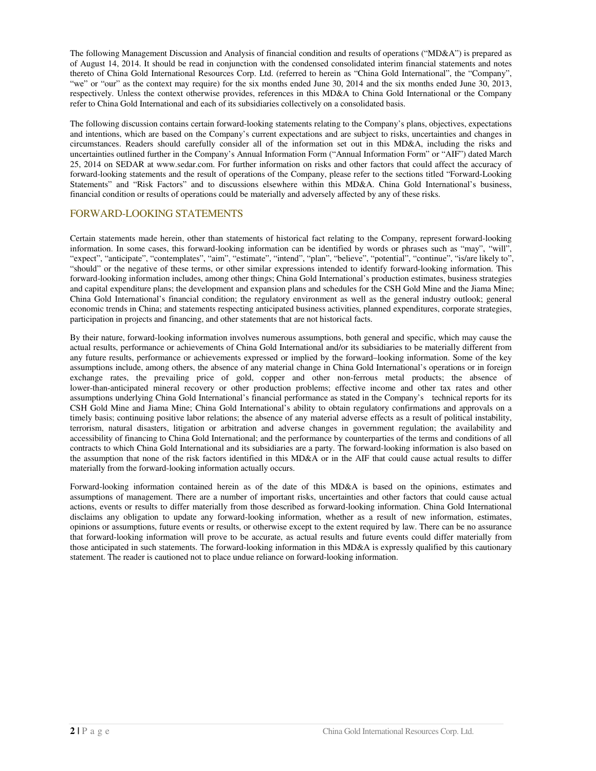The following Management Discussion and Analysis of financial condition and results of operations ("MD&A") is prepared as of August 14, 2014. It should be read in conjunction with the condensed consolidated interim financial statements and notes thereto of China Gold International Resources Corp. Ltd. (referred to herein as "China Gold International", the "Company", "we" or "our" as the context may require) for the six months ended June 30, 2014 and the six months ended June 30, 2013, respectively. Unless the context otherwise provides, references in this MD&A to China Gold International or the Company refer to China Gold International and each of its subsidiaries collectively on a consolidated basis.

The following discussion contains certain forward-looking statements relating to the Company's plans, objectives, expectations and intentions, which are based on the Company's current expectations and are subject to risks, uncertainties and changes in circumstances. Readers should carefully consider all of the information set out in this MD&A, including the risks and uncertainties outlined further in the Company's Annual Information Form ("Annual Information Form" or "AIF") dated March 25, 2014 on SEDAR at www.sedar.com. For further information on risks and other factors that could affect the accuracy of forward-looking statements and the result of operations of the Company, please refer to the sections titled "Forward-Looking Statements" and "Risk Factors" and to discussions elsewhere within this MD&A. China Gold International's business, financial condition or results of operations could be materially and adversely affected by any of these risks.

## FORWARD-LOOKING STATEMENTS

Certain statements made herein, other than statements of historical fact relating to the Company, represent forward-looking information. In some cases, this forward-looking information can be identified by words or phrases such as "may", "will", "expect", "anticipate", "contemplates", "aim", "estimate", "intend", "plan", "believe", "potential", "continue", "is/are likely to", "should" or the negative of these terms, or other similar expressions intended to identify forward-looking information. This forward-looking information includes, among other things; China Gold International's production estimates, business strategies and capital expenditure plans; the development and expansion plans and schedules for the CSH Gold Mine and the Jiama Mine; China Gold International's financial condition; the regulatory environment as well as the general industry outlook; general economic trends in China; and statements respecting anticipated business activities, planned expenditures, corporate strategies, participation in projects and financing, and other statements that are not historical facts.

By their nature, forward-looking information involves numerous assumptions, both general and specific, which may cause the actual results, performance or achievements of China Gold International and/or its subsidiaries to be materially different from any future results, performance or achievements expressed or implied by the forward–looking information. Some of the key assumptions include, among others, the absence of any material change in China Gold International's operations or in foreign exchange rates, the prevailing price of gold, copper and other non-ferrous metal products; the absence of lower-than-anticipated mineral recovery or other production problems; effective income and other tax rates and other assumptions underlying China Gold International's financial performance as stated in the Company's technical reports for its CSH Gold Mine and Jiama Mine; China Gold International's ability to obtain regulatory confirmations and approvals on a timely basis; continuing positive labor relations; the absence of any material adverse effects as a result of political instability, terrorism, natural disasters, litigation or arbitration and adverse changes in government regulation; the availability and accessibility of financing to China Gold International; and the performance by counterparties of the terms and conditions of all contracts to which China Gold International and its subsidiaries are a party. The forward-looking information is also based on the assumption that none of the risk factors identified in this MD&A or in the AIF that could cause actual results to differ materially from the forward-looking information actually occurs.

Forward-looking information contained herein as of the date of this MD&A is based on the opinions, estimates and assumptions of management. There are a number of important risks, uncertainties and other factors that could cause actual actions, events or results to differ materially from those described as forward-looking information. China Gold International disclaims any obligation to update any forward-looking information, whether as a result of new information, estimates, opinions or assumptions, future events or results, or otherwise except to the extent required by law. There can be no assurance that forward-looking information will prove to be accurate, as actual results and future events could differ materially from those anticipated in such statements. The forward-looking information in this MD&A is expressly qualified by this cautionary statement. The reader is cautioned not to place undue reliance on forward-looking information.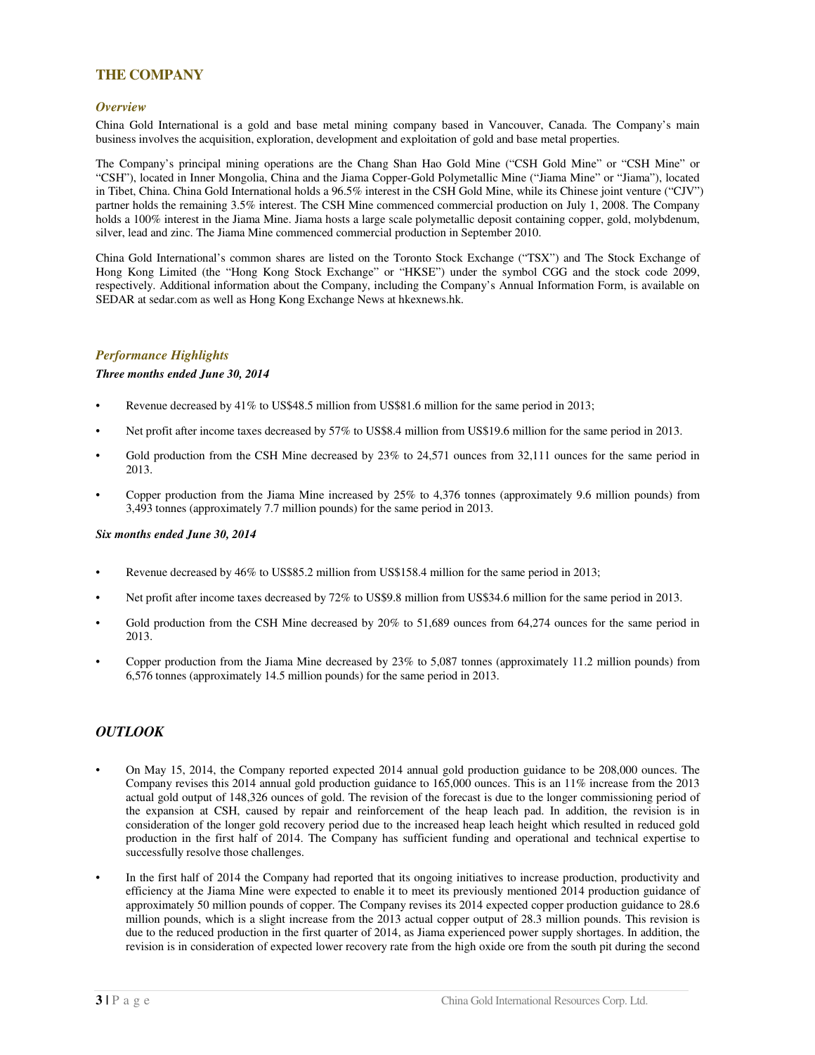## THE COMPANY

### *Overview*

China Gold International is a gold and base metal mining company based in Vancouver, Canada. The Company's main business involves the acquisition, exploration, development and exploitation of gold and base metal properties.

The Company's principal mining operations are the Chang Shan Hao Gold Mine ("CSH Gold Mine" or "CSH Mine" or "CSH"), located in Inner Mongolia, China and the Jiama Copper-Gold Polymetallic Mine ("Jiama Mine" or "Jiama"), located in Tibet, China. China Gold International holds a 96.5% interest in the CSH Gold Mine, while its Chinese joint venture ("CJV") partner holds the remaining 3.5% interest. The CSH Mine commenced commercial production on July 1, 2008. The Company holds a 100% interest in the Jiama Mine. Jiama hosts a large scale polymetallic deposit containing copper, gold, molybdenum, silver, lead and zinc. The Jiama Mine commenced commercial production in September 2010.

China Gold International's common shares are listed on the Toronto Stock Exchange ("TSX") and The Stock Exchange of Hong Kong Limited (the "Hong Kong Stock Exchange" or "HKSE") under the symbol CGG and the stock code 2099, respectively. Additional information about the Company, including the Company's Annual Information Form, is available on SEDAR at sedar.com as well as Hong Kong Exchange News at hkexnews.hk.

### *Performance Highlights*

***Three months ended June 30, 2014***

- Revenue decreased by 41% to US$48.5 million from US$81.6 million for the same period in 2013;
- Net profit after income taxes decreased by 57% to US$8.4 million from US$19.6 million for the same period in 2013.
- Gold production from the CSH Mine decreased by 23% to 24,571 ounces from 32,111 ounces for the same period in 2013.
- Copper production from the Jiama Mine increased by 25% to 4,376 tonnes (approximately 9.6 million pounds) from 3,493 tonnes (approximately 7.7 million pounds) for the same period in 2013.

***Six months ended June 30, 2014***

- Revenue decreased by 46% to US$85.2 million from US$158.4 million for the same period in 2013;
- Net profit after income taxes decreased by 72% to US$9.8 million from US$34.6 million for the same period in 2013.
- Gold production from the CSH Mine decreased by 20% to 51,689 ounces from 64,274 ounces for the same period in 2013.
- Copper production from the Jiama Mine decreased by 23% to 5,087 tonnes (approximately 11.2 million pounds) from 6,576 tonnes (approximately 14.5 million pounds) for the same period in 2013.

## *OUTLOOK*

- On May 15, 2014, the Company reported expected 2014 annual gold production guidance to be 208,000 ounces. The Company revises this 2014 annual gold production guidance to 165,000 ounces. This is an 11% increase from the 2013 actual gold output of 148,326 ounces of gold. The revision of the forecast is due to the longer commissioning period of the expansion at CSH, caused by repair and reinforcement of the heap leach pad. In addition, the revision is in consideration of the longer gold recovery period due to the increased heap leach height which resulted in reduced gold production in the first half of 2014. The Company has sufficient funding and operational and technical expertise to successfully resolve those challenges.
- In the first half of 2014 the Company had reported that its ongoing initiatives to increase production, productivity and efficiency at the Jiama Mine were expected to enable it to meet its previously mentioned 2014 production guidance of approximately 50 million pounds of copper. The Company revises its 2014 expected copper production guidance to 28.6 million pounds, which is a slight increase from the 2013 actual copper output of 28.3 million pounds. This revision is due to the reduced production in the first quarter of 2014, as Jiama experienced power supply shortages. In addition, the revision is in consideration of expected lower recovery rate from the high oxide ore from the south pit during the second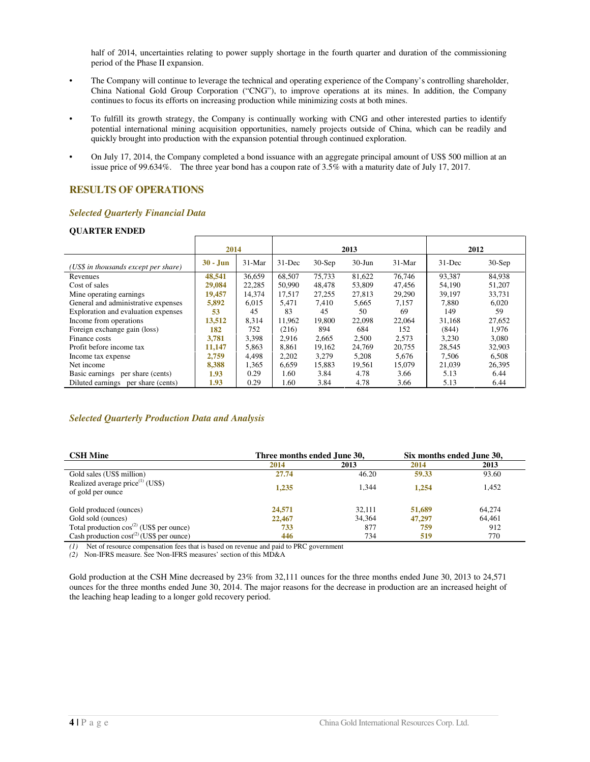half of 2014, uncertainties relating to power supply shortage in the fourth quarter and duration of the commissioning period of the Phase II expansion.

- The Company will continue to leverage the technical and operating experience of the Company's controlling shareholder, China National Gold Group Corporation ("CNG"), to improve operations at its mines. In addition, the Company continues to focus its efforts on increasing production while minimizing costs at both mines.
- To fulfill its growth strategy, the Company is continually working with CNG and other interested parties to identify potential international mining acquisition opportunities, namely projects outside of China, which can be readily and quickly brought into production with the expansion potential through continued exploration.
- On July 17, 2014, the Company completed a bond issuance with an aggregate principal amount of US$ 500 million at an issue price of 99.634%. The three year bond has a coupon rate of 3.5% with a maturity date of July 17, 2017.

## RESULTS OF OPERATIONS

### *Selected Quarterly Financial Data*

**QUARTER ENDED**

| | 2014 | | 2013 | | | | 2012 | |
|---|---|---|---|---|---|---|---|---|
| *(US$ in thousands except per share)* | **30 - Jun** | 31-Mar | 31-Dec | 30-Sep | 30-Jun | 31-Mar | 31-Dec | 30-Sep |
| Revenues | **48,541** | 36,659 | 68,507 | 75,733 | 81,622 | 76,746 | 93,387 | 84,938 |
| Cost of sales | **29,084** | 22,285 | 50,990 | 48,478 | 53,809 | 47,456 | 54,190 | 51,207 |
| Mine operating earnings | **19,457** | 14,374 | 17,517 | 27,255 | 27,813 | 29,290 | 39,197 | 33,731 |
| General and administrative expenses | **5,892** | 6,015 | 5,471 | 7,410 | 5,665 | 7,157 | 7,880 | 6,020 |
| Exploration and evaluation expenses | **53** | 45 | 83 | 45 | 50 | 69 | 149 | 59 |
| Income from operations | **13,512** | 8,314 | 11,962 | 19,800 | 22,098 | 22,064 | 31,168 | 27,652 |
| Foreign exchange gain (loss) | **182** | 752 | (216) | 894 | 684 | 152 | (844) | 1,976 |
| Finance costs | **3,781** | 3,398 | 2,916 | 2,665 | 2,500 | 2,573 | 3,230 | 3,080 |
| Profit before income tax | **11,147** | 5,863 | 8,861 | 19,162 | 24,769 | 20,755 | 28,545 | 32,903 |
| Income tax expense | **2,759** | 4,498 | 2,202 | 3,279 | 5,208 | 5,676 | 7,506 | 6,508 |
| Net income | **8,388** | 1,365 | 6,659 | 15,883 | 19,561 | 15,079 | 21,039 | 26,395 |
| Basic earnings per share (cents) | **1.93** | 0.29 | 1.60 | 3.84 | 4.78 | 3.66 | 5.13 | 6.44 |
| Diluted earnings per share (cents) | **1.93** | 0.29 | 1.60 | 3.84 | 4.78 | 3.66 | 5.13 | 6.44 |

### *Selected Quarterly Production Data and Analysis*

| **CSH Mine** | **Three months ended June 30,** | | **Six months ended June 30,** | |
|---|---|---|---|---|
| | **2014** | **2013** | **2014** | **2013** |
| Gold sales (US$ million) | **27.74** | 46.20 | **59.33** | 93.60 |
| Realized average price[1] (US$) of gold per ounce | **1,235** | 1,344 | **1,254** | 1,452 |
| Gold produced (ounces) | **24,571** | 32,111 | **51,689** | 64,274 |
| Gold sold (ounces) | **22,467** | 34,364 | **47,297** | 64,461 |
| Total production cost[2] (US$ per ounce) | **733** | 877 | **759** | 912 |
| Cash production cost[2] (US$ per ounce) | **446** | 734 | **519** | 770 |

*(1)* Net of resource compensation fees that is based on revenue and paid to PRC government
*(2)* Non-IFRS measure. See 'Non-IFRS measures' section of this MD&A

Gold production at the CSH Mine decreased by 23% from 32,111 ounces for the three months ended June 30, 2013 to 24,571 ounces for the three months ended June 30, 2014. The major reasons for the decrease in production are an increased height of the leaching heap leading to a longer gold recovery period.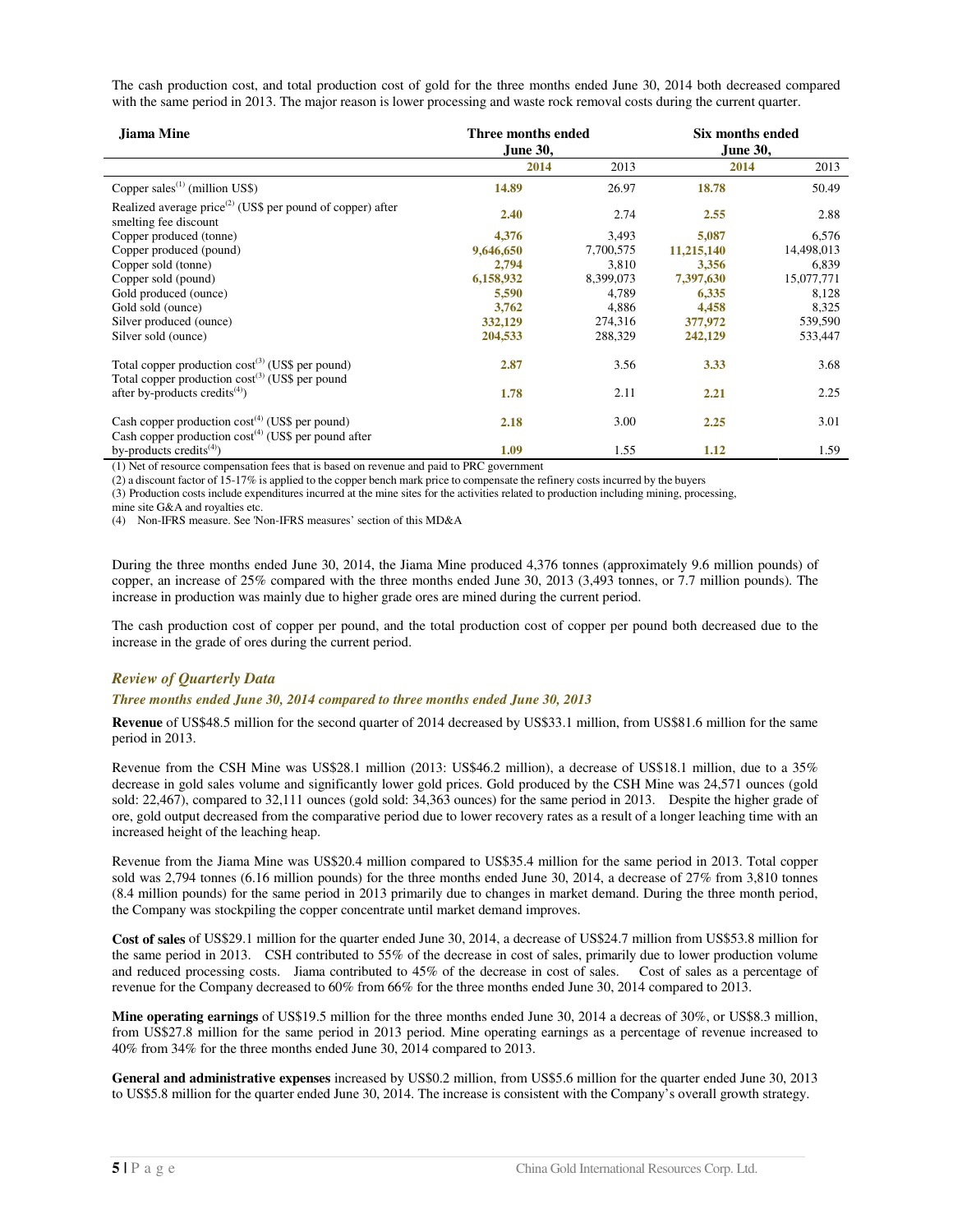The cash production cost, and total production cost of gold for the three months ended June 30, 2014 both decreased compared with the same period in 2013. The major reason is lower processing and waste rock removal costs during the current quarter.

| Jiama Mine | Three months ended June 30, | | Six months ended June 30, | |
|---|---|---|---|---|
| | **2014** | 2013 | **2014** | 2013 |
| Copper sales[(1)] (million US$) | **14.89** | 26.97 | **18.78** | 50.49 |
| Realized average price[(2)] (US$ per pound of copper) after smelting fee discount | **2.40** | 2.74 | **2.55** | 2.88 |
| Copper produced (tonne) | **4,376** | 3,493 | **5,087** | 6,576 |
| Copper produced (pound) | **9,646,650** | 7,700,575 | **11,215,140** | 14,498,013 |
| Copper sold (tonne) | **2,794** | 3,810 | **3,356** | 6,839 |
| Copper sold (pound) | **6,158,932** | 8,399,073 | **7,397,630** | 15,077,771 |
| Gold produced (ounce) | **5,590** | 4,789 | **6,335** | 8,128 |
| Gold sold (ounce) | **3,762** | 4,886 | **4,458** | 8,325 |
| Silver produced (ounce) | **332,129** | 274,316 | **377,972** | 539,590 |
| Silver sold (ounce) | **204,533** | 288,329 | **242,129** | 533,447 |
| Total copper production cost[(3)] (US$ per pound) | **2.87** | 3.56 | **3.33** | 3.68 |
| Total copper production cost[(3)] (US$ per pound after by-products credits[(4)]) | **1.78** | 2.11 | **2.21** | 2.25 |
| Cash copper production cost[(4)] (US$ per pound) | **2.18** | 3.00 | **2.25** | 3.01 |
| Cash copper production cost[(4)] (US$ per pound after by-products credits[(4)]) | **1.09** | 1.55 | **1.12** | 1.59 |

(1) Net of resource compensation fees that is based on revenue and paid to PRC government
(2) a discount factor of 15-17% is applied to the copper bench mark price to compensate the refinery costs incurred by the buyers
(3) Production costs include expenditures incurred at the mine sites for the activities related to production including mining, processing, mine site G&A and royalties etc.
(4) Non-IFRS measure. See 'Non-IFRS measures' section of this MD&A

During the three months ended June 30, 2014, the Jiama Mine produced 4,376 tonnes (approximately 9.6 million pounds) of copper, an increase of 25% compared with the three months ended June 30, 2013 (3,493 tonnes, or 7.7 million pounds). The increase in production was mainly due to higher grade ores are mined during the current period.

The cash production cost of copper per pound, and the total production cost of copper per pound both decreased due to the increase in the grade of ores during the current period.

## *Review of Quarterly Data*

### *Three months ended June 30, 2014 compared to three months ended June 30, 2013*

**Revenue** of US$48.5 million for the second quarter of 2014 decreased by US$33.1 million, from US$81.6 million for the same period in 2013.

Revenue from the CSH Mine was US$28.1 million (2013: US$46.2 million), a decrease of US$18.1 million, due to a 35% decrease in gold sales volume and significantly lower gold prices. Gold produced by the CSH Mine was 24,571 ounces (gold sold: 22,467), compared to 32,111 ounces (gold sold: 34,363 ounces) for the same period in 2013. Despite the higher grade of ore, gold output decreased from the comparative period due to lower recovery rates as a result of a longer leaching time with an increased height of the leaching heap.

Revenue from the Jiama Mine was US$20.4 million compared to US$35.4 million for the same period in 2013. Total copper sold was 2,794 tonnes (6.16 million pounds) for the three months ended June 30, 2014, a decrease of 27% from 3,810 tonnes (8.4 million pounds) for the same period in 2013 primarily due to changes in market demand. During the three month period, the Company was stockpiling the copper concentrate until market demand improves.

**Cost of sales** of US$29.1 million for the quarter ended June 30, 2014, a decrease of US$24.7 million from US$53.8 million for the same period in 2013. CSH contributed to 55% of the decrease in cost of sales, primarily due to lower production volume and reduced processing costs. Jiama contributed to 45% of the decrease in cost of sales. Cost of sales as a percentage of revenue for the Company decreased to 60% from 66% for the three months ended June 30, 2014 compared to 2013.

**Mine operating earnings** of US$19.5 million for the three months ended June 30, 2014 a decreas of 30%, or US$8.3 million, from US$27.8 million for the same period in 2013 period. Mine operating earnings as a percentage of revenue increased to 40% from 34% for the three months ended June 30, 2014 compared to 2013.

**General and administrative expenses** increased by US$0.2 million, from US$5.6 million for the quarter ended June 30, 2013 to US$5.8 million for the quarter ended June 30, 2014. The increase is consistent with the Company's overall growth strategy.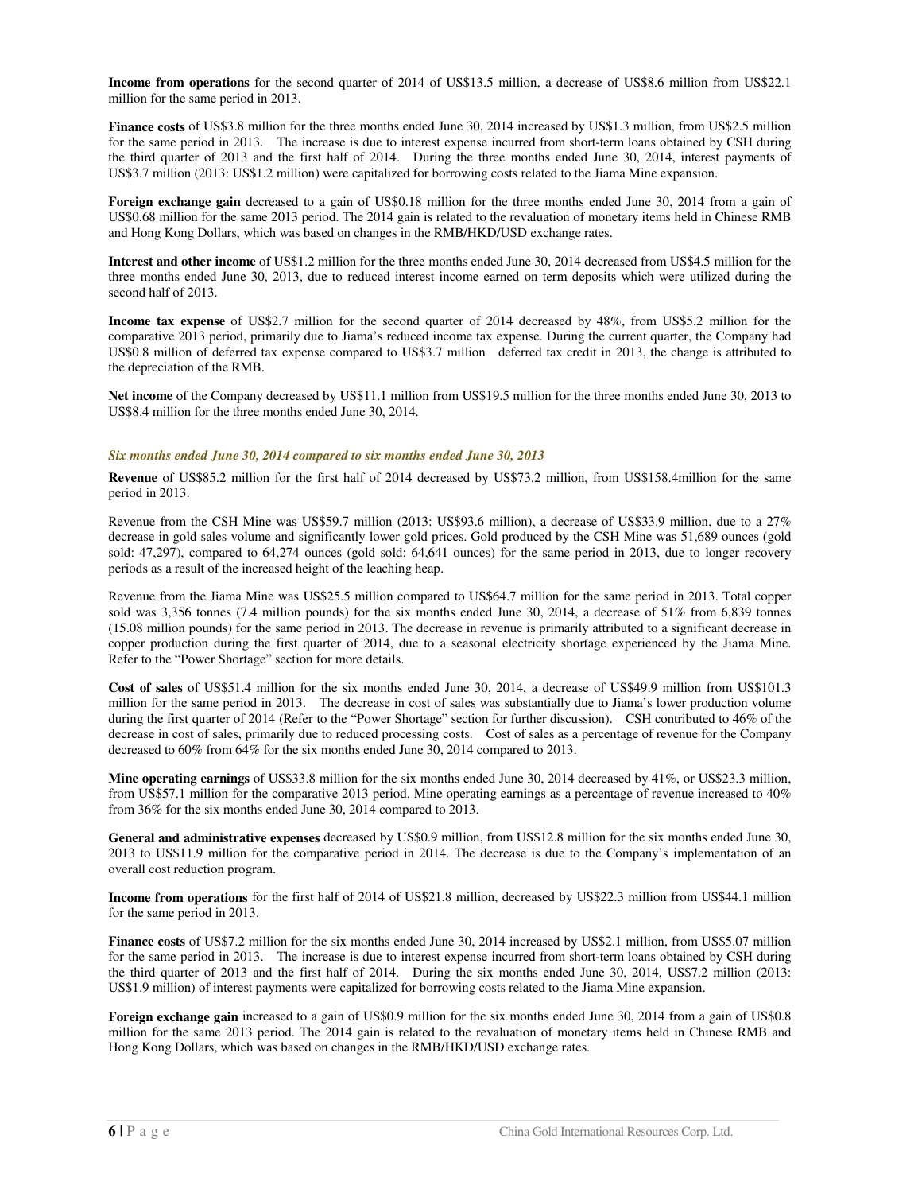**Income from operations** for the second quarter of 2014 of US$13.5 million, a decrease of US$8.6 million from US$22.1 million for the same period in 2013.

**Finance costs** of US$3.8 million for the three months ended June 30, 2014 increased by US$1.3 million, from US$2.5 million for the same period in 2013. The increase is due to interest expense incurred from short-term loans obtained by CSH during the third quarter of 2013 and the first half of 2014. During the three months ended June 30, 2014, interest payments of US$3.7 million (2013: US$1.2 million) were capitalized for borrowing costs related to the Jiama Mine expansion.

**Foreign exchange gain** decreased to a gain of US$0.18 million for the three months ended June 30, 2014 from a gain of US$0.68 million for the same 2013 period. The 2014 gain is related to the revaluation of monetary items held in Chinese RMB and Hong Kong Dollars, which was based on changes in the RMB/HKD/USD exchange rates.

**Interest and other income** of US$1.2 million for the three months ended June 30, 2014 decreased from US$4.5 million for the three months ended June 30, 2013, due to reduced interest income earned on term deposits which were utilized during the second half of 2013.

**Income tax expense** of US$2.7 million for the second quarter of 2014 decreased by 48%, from US$5.2 million for the comparative 2013 period, primarily due to Jiama's reduced income tax expense. During the current quarter, the Company had US$0.8 million of deferred tax expense compared to US$3.7 million deferred tax credit in 2013, the change is attributed to the depreciation of the RMB.

**Net income** of the Company decreased by US$11.1 million from US$19.5 million for the three months ended June 30, 2013 to US$8.4 million for the three months ended June 30, 2014.

### *Six months ended June 30, 2014 compared to six months ended June 30, 2013*

**Revenue** of US$85.2 million for the first half of 2014 decreased by US$73.2 million, from US$158.4million for the same period in 2013.

Revenue from the CSH Mine was US$59.7 million (2013: US$93.6 million), a decrease of US$33.9 million, due to a 27% decrease in gold sales volume and significantly lower gold prices. Gold produced by the CSH Mine was 51,689 ounces (gold sold: 47,297), compared to 64,274 ounces (gold sold: 64,641 ounces) for the same period in 2013, due to longer recovery periods as a result of the increased height of the leaching heap.

Revenue from the Jiama Mine was US$25.5 million compared to US$64.7 million for the same period in 2013. Total copper sold was 3,356 tonnes (7.4 million pounds) for the six months ended June 30, 2014, a decrease of 51% from 6,839 tonnes (15.08 million pounds) for the same period in 2013. The decrease in revenue is primarily attributed to a significant decrease in copper production during the first quarter of 2014, due to a seasonal electricity shortage experienced by the Jiama Mine. Refer to the "Power Shortage" section for more details.

**Cost of sales** of US$51.4 million for the six months ended June 30, 2014, a decrease of US$49.9 million from US$101.3 million for the same period in 2013. The decrease in cost of sales was substantially due to Jiama's lower production volume during the first quarter of 2014 (Refer to the "Power Shortage" section for further discussion). CSH contributed to 46% of the decrease in cost of sales, primarily due to reduced processing costs. Cost of sales as a percentage of revenue for the Company decreased to 60% from 64% for the six months ended June 30, 2014 compared to 2013.

**Mine operating earnings** of US$33.8 million for the six months ended June 30, 2014 decreased by 41%, or US$23.3 million, from US$57.1 million for the comparative 2013 period. Mine operating earnings as a percentage of revenue increased to 40% from 36% for the six months ended June 30, 2014 compared to 2013.

**General and administrative expenses** decreased by US$0.9 million, from US$12.8 million for the six months ended June 30, 2013 to US$11.9 million for the comparative period in 2014. The decrease is due to the Company's implementation of an overall cost reduction program.

**Income from operations** for the first half of 2014 of US$21.8 million, decreased by US$22.3 million from US$44.1 million for the same period in 2013.

**Finance costs** of US$7.2 million for the six months ended June 30, 2014 increased by US$2.1 million, from US$5.07 million for the same period in 2013. The increase is due to interest expense incurred from short-term loans obtained by CSH during the third quarter of 2013 and the first half of 2014. During the six months ended June 30, 2014, US$7.2 million (2013: US$1.9 million) of interest payments were capitalized for borrowing costs related to the Jiama Mine expansion.

**Foreign exchange gain** increased to a gain of US$0.9 million for the six months ended June 30, 2014 from a gain of US$0.8 million for the same 2013 period. The 2014 gain is related to the revaluation of monetary items held in Chinese RMB and Hong Kong Dollars, which was based on changes in the RMB/HKD/USD exchange rates.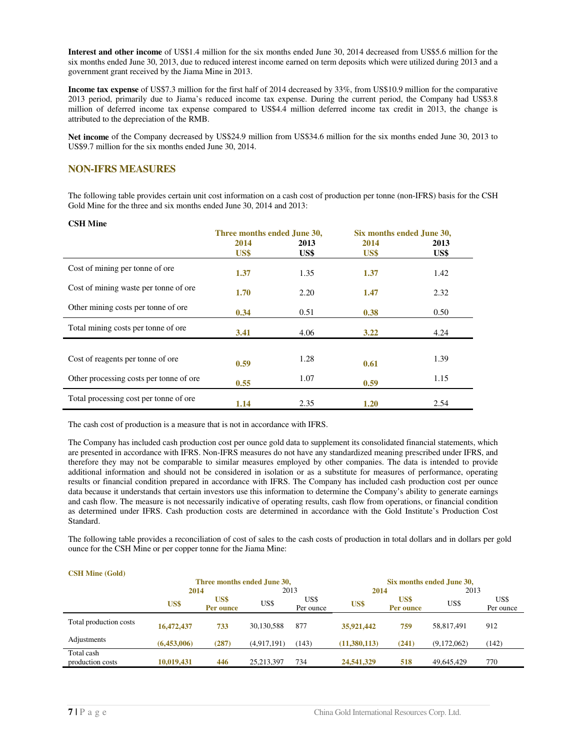**Interest and other income** of US$1.4 million for the six months ended June 30, 2014 decreased from US$5.6 million for the six months ended June 30, 2013, due to reduced interest income earned on term deposits which were utilized during 2013 and a government grant received by the Jiama Mine in 2013.

**Income tax expense** of US$7.3 million for the first half of 2014 decreased by 33%, from US$10.9 million for the comparative 2013 period, primarily due to Jiama's reduced income tax expense. During the current period, the Company had US$3.8 million of deferred income tax expense compared to US$4.4 million deferred income tax credit in 2013, the change is attributed to the depreciation of the RMB.

**Net income** of the Company decreased by US$24.9 million from US$34.6 million for the six months ended June 30, 2013 to US$9.7 million for the six months ended June 30, 2014.

## NON-IFRS MEASURES

The following table provides certain unit cost information on a cash cost of production per tonne (non-IFRS) basis for the CSH Gold Mine for the three and six months ended June 30, 2014 and 2013:

**CSH Mine**

| | Three months ended June 30, | | Six months ended June 30, | |
|---|---|---|---|---|
| | **2014 US$** | **2013 US$** | **2014 US$** | **2013 US$** |
| Cost of mining per tonne of ore | **1.37** | 1.35 | **1.37** | 1.42 |
| Cost of mining waste per tonne of ore | **1.70** | 2.20 | **1.47** | 2.32 |
| Other mining costs per tonne of ore | **0.34** | 0.51 | **0.38** | 0.50 |
| Total mining costs per tonne of ore | **3.41** | 4.06 | **3.22** | 4.24 |
| Cost of reagents per tonne of ore | **0.59** | 1.28 | **0.61** | 1.39 |
| Other processing costs per tonne of ore | **0.55** | 1.07 | **0.59** | 1.15 |
| Total processing cost per tonne of ore | **1.14** | 2.35 | **1.20** | 2.54 |

The cash cost of production is a measure that is not in accordance with IFRS.

The Company has included cash production cost per ounce gold data to supplement its consolidated financial statements, which are presented in accordance with IFRS. Non-IFRS measures do not have any standardized meaning prescribed under IFRS, and therefore they may not be comparable to similar measures employed by other companies. The data is intended to provide additional information and should not be considered in isolation or as a substitute for measures of performance, operating results or financial condition prepared in accordance with IFRS. The Company has included cash production cost per ounce data because it understands that certain investors use this information to determine the Company's ability to generate earnings and cash flow. The measure is not necessarily indicative of operating results, cash flow from operations, or financial condition as determined under IFRS. Cash production costs are determined in accordance with the Gold Institute's Production Cost Standard.

The following table provides a reconciliation of cost of sales to the cash costs of production in total dollars and in dollars per gold ounce for the CSH Mine or per copper tonne for the Jiama Mine:

**CSH Mine (Gold)**

| | Three months ended June 30, | | | | Six months ended June 30, | | | |
|---|---|---|---|---|---|---|---|---|
| | **2014** | | 2013 | | **2014** | | 2013 | |
| | **US$** | **US$ Per ounce** | US$ | US$ Per ounce | **US$** | **US$ Per ounce** | US$ | US$ Per ounce |
| Total production costs | **16,472,437** | **733** | 30,130,588 | 877 | **35,921,442** | **759** | 58,817,491 | 912 |
| Adjustments | **(6,453,006)** | **(287)** | (4,917,191) | (143) | **(11,380,113)** | **(241)** | (9,172,062) | (142) |
| Total cash production costs | **10,019,431** | **446** | 25,213,397 | 734 | **24,541,329** | **518** | 49,645,429 | 770 |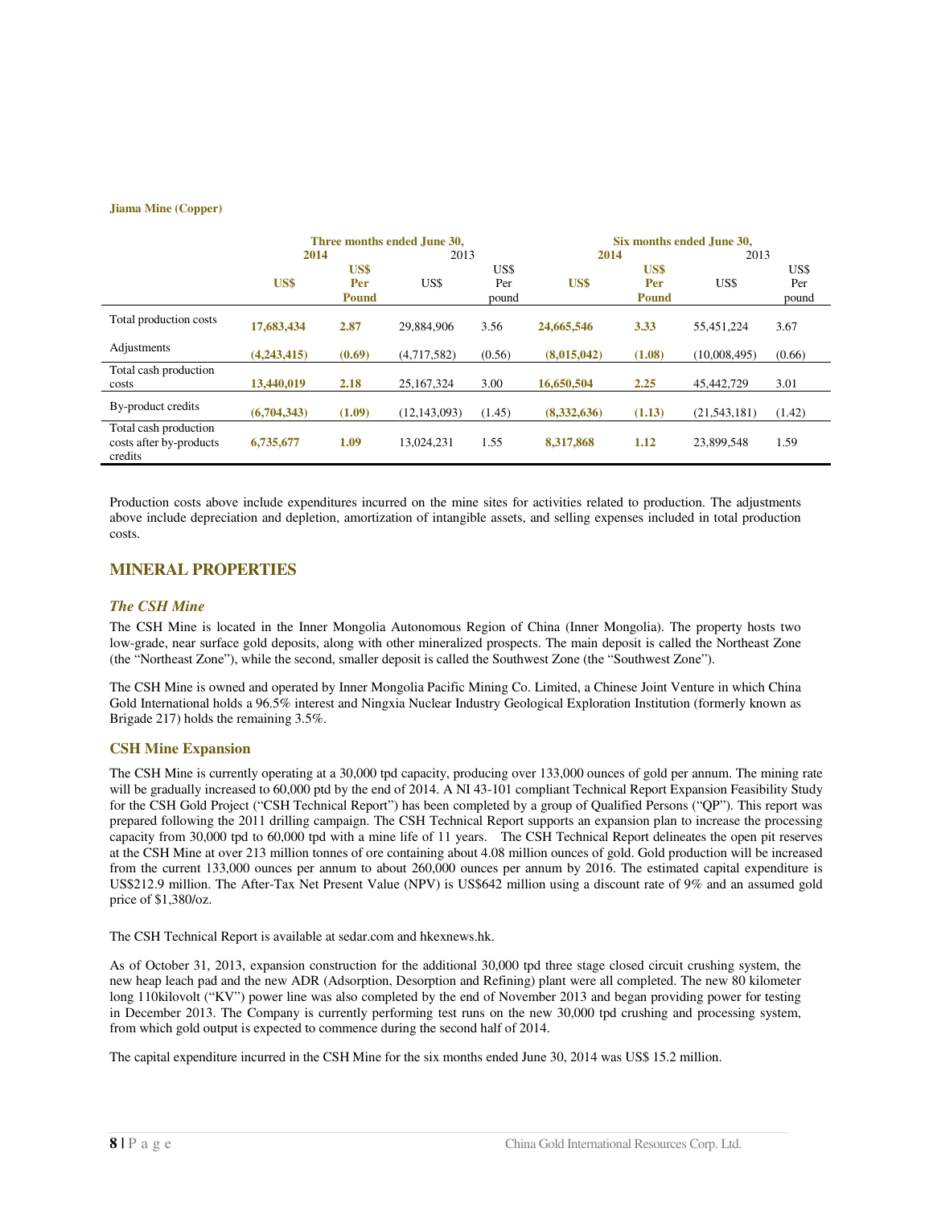**Jiama Mine (Copper)**

| | Three months ended June 30, | | | | Six months ended June 30, | | | |
|---|---|---|---|---|---|---|---|---|
| | **2014** | | 2013 | | **2014** | | 2013 | |
| | **US$** | **US$ Per Pound** | US$ | US$ Per pound | **US$** | **US$ Per Pound** | US$ | US$ Per pound |
| Total production costs | **17,683,434** | **2.87** | 29,884,906 | 3.56 | **24,665,546** | **3.33** | 55,451,224 | 3.67 |
| Adjustments | **(4,243,415)** | **(0.69)** | (4,717,582) | (0.56) | **(8,015,042)** | **(1.08)** | (10,008,495) | (0.66) |
| Total cash production costs | **13,440,019** | **2.18** | 25,167,324 | 3.00 | **16,650,504** | **2.25** | 45,442,729 | 3.01 |
| By-product credits | **(6,704,343)** | **(1.09)** | (12,143,093) | (1.45) | **(8,332,636)** | **(1.13)** | (21,543,181) | (1.42) |
| Total cash production costs after by-products credits | **6,735,677** | **1.09** | 13,024,231 | 1.55 | **8,317,868** | **1.12** | 23,899,548 | 1.59 |

Production costs above include expenditures incurred on the mine sites for activities related to production. The adjustments above include depreciation and depletion, amortization of intangible assets, and selling expenses included in total production costs.

## MINERAL PROPERTIES

### *The CSH Mine*

The CSH Mine is located in the Inner Mongolia Autonomous Region of China (Inner Mongolia). The property hosts two low-grade, near surface gold deposits, along with other mineralized prospects. The main deposit is called the Northeast Zone (the "Northeast Zone"), while the second, smaller deposit is called the Southwest Zone (the "Southwest Zone").

The CSH Mine is owned and operated by Inner Mongolia Pacific Mining Co. Limited, a Chinese Joint Venture in which China Gold International holds a 96.5% interest and Ningxia Nuclear Industry Geological Exploration Institution (formerly known as Brigade 217) holds the remaining 3.5%.

### CSH Mine Expansion

The CSH Mine is currently operating at a 30,000 tpd capacity, producing over 133,000 ounces of gold per annum. The mining rate will be gradually increased to 60,000 ptd by the end of 2014. A NI 43-101 compliant Technical Report Expansion Feasibility Study for the CSH Gold Project ("CSH Technical Report") has been completed by a group of Qualified Persons ("QP"). This report was prepared following the 2011 drilling campaign. The CSH Technical Report supports an expansion plan to increase the processing capacity from 30,000 tpd to 60,000 tpd with a mine life of 11 years. The CSH Technical Report delineates the open pit reserves at the CSH Mine at over 213 million tonnes of ore containing about 4.08 million ounces of gold. Gold production will be increased from the current 133,000 ounces per annum to about 260,000 ounces per annum by 2016. The estimated capital expenditure is US$212.9 million. The After-Tax Net Present Value (NPV) is US$642 million using a discount rate of 9% and an assumed gold price of $1,380/oz.

The CSH Technical Report is available at sedar.com and hkexnews.hk.

As of October 31, 2013, expansion construction for the additional 30,000 tpd three stage closed circuit crushing system, the new heap leach pad and the new ADR (Adsorption, Desorption and Refining) plant were all completed. The new 80 kilometer long 110kilovolt ("KV") power line was also completed by the end of November 2013 and began providing power for testing in December 2013. The Company is currently performing test runs on the new 30,000 tpd crushing and processing system, from which gold output is expected to commence during the second half of 2014.

The capital expenditure incurred in the CSH Mine for the six months ended June 30, 2014 was US$ 15.2 million.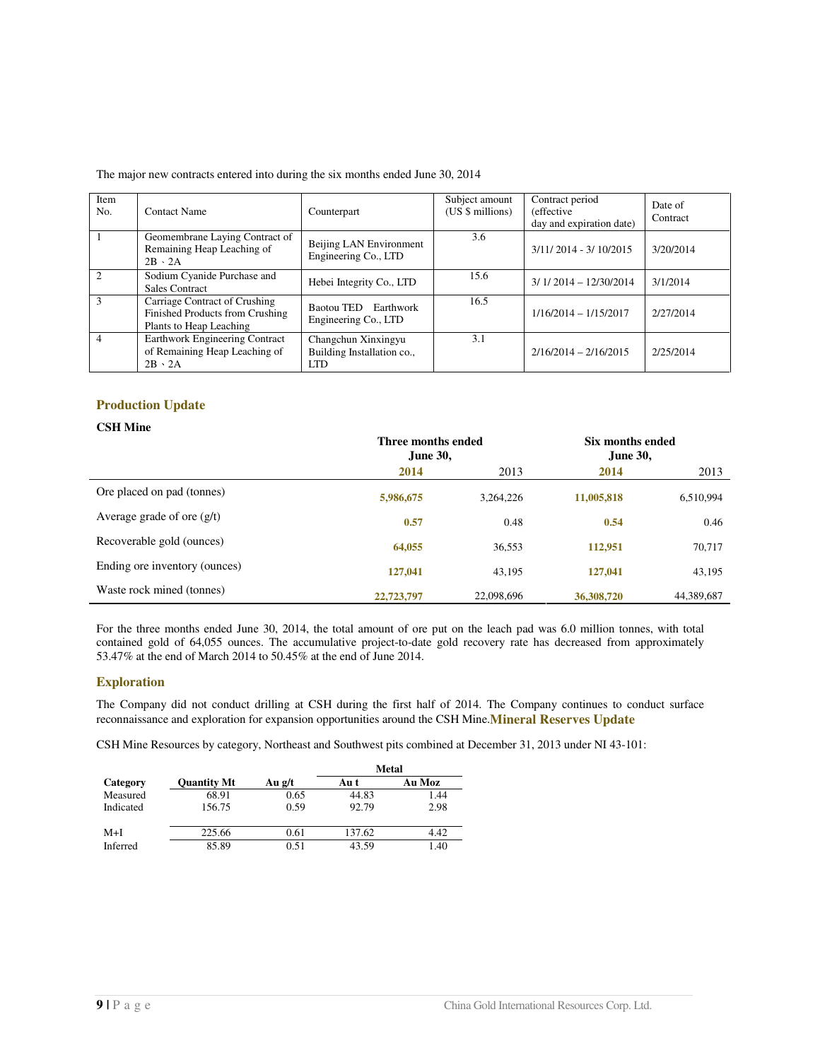The major new contracts entered into during the six months ended June 30, 2014

| Item No. | Contact Name | Counterpart | Subject amount (US $ millions) | Contract period (effective day and expiration date) | Date of Contract |
|---|---|---|---|---|---|
| 1 | Geomembrane Laying Contract of Remaining Heap Leaching of 2B、2A | Beijing LAN Environment Engineering Co., LTD | 3.6 | 3/11/ 2014 - 3/ 10/2015 | 3/20/2014 |
| 2 | Sodium Cyanide Purchase and Sales Contract | Hebei Integrity Co., LTD | 15.6 | 3/ 1/ 2014 – 12/30/2014 | 3/1/2014 |
| 3 | Carriage Contract of Crushing Finished Products from Crushing Plants to Heap Leaching | Baotou TED Earthwork Engineering Co., LTD | 16.5 | 1/16/2014 – 1/15/2017 | 2/27/2014 |
| 4 | Earthwork Engineering Contract of Remaining Heap Leaching of 2B、2A | Changchun Xinxingyu Building Installation co., LTD | 3.1 | 2/16/2014 – 2/16/2015 | 2/25/2014 |

## Production Update

**CSH Mine**

| | Three months ended June 30, | | Six months ended June 30, | |
|---|---|---|---|---|
| | **2014** | 2013 | **2014** | 2013 |
| Ore placed on pad (tonnes) | **5,986,675** | 3,264,226 | **11,005,818** | 6,510,994 |
| Average grade of ore (g/t) | **0.57** | 0.48 | **0.54** | 0.46 |
| Recoverable gold (ounces) | **64,055** | 36,553 | **112,951** | 70,717 |
| Ending ore inventory (ounces) | **127,041** | 43,195 | **127,041** | 43,195 |
| Waste rock mined (tonnes) | **22,723,797** | 22,098,696 | **36,308,720** | 44,389,687 |

For the three months ended June 30, 2014, the total amount of ore put on the leach pad was 6.0 million tonnes, with total contained gold of 64,055 ounces. The accumulative project-to-date gold recovery rate has decreased from approximately 53.47% at the end of March 2014 to 50.45% at the end of June 2014.

## Exploration

The Company did not conduct drilling at CSH during the first half of 2014. The Company continues to conduct surface reconnaissance and exploration for expansion opportunities around the CSH Mine.

## Mineral Reserves Update

CSH Mine Resources by category, Northeast and Southwest pits combined at December 31, 2013 under NI 43-101:

| Category | Quantity Mt | Au g/t | Metal | |
|---|---|---|---|---|
| | | | Au t | Au Moz |
| Measured | 68.91 | 0.65 | 44.83 | 1.44 |
| Indicated | 156.75 | 0.59 | 92.79 | 2.98 |
| M+I | 225.66 | 0.61 | 137.62 | 4.42 |
| Inferred | 85.89 | 0.51 | 43.59 | 1.40 |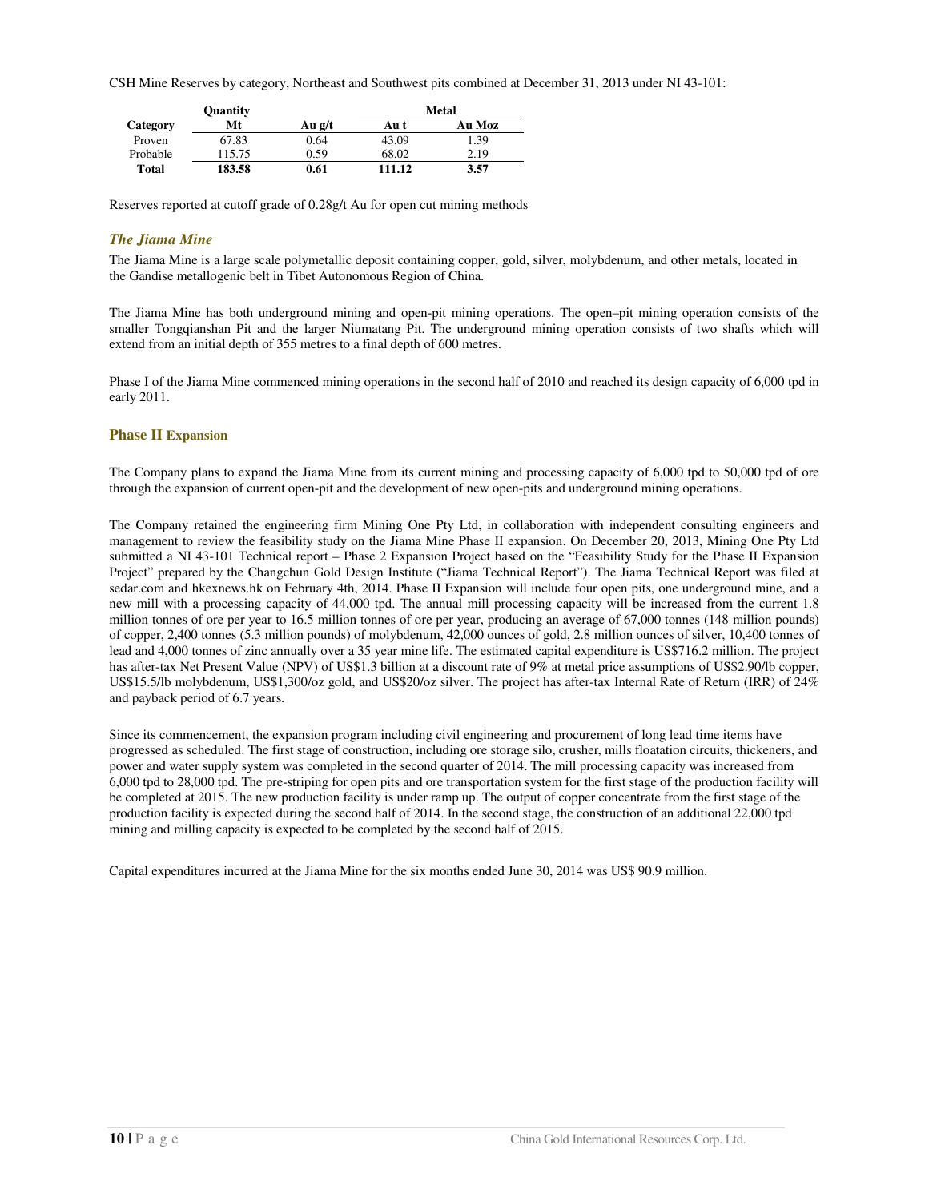CSH Mine Reserves by category, Northeast and Southwest pits combined at December 31, 2013 under NI 43-101:

| Category | Quantity | | Metal | |
|---|---|---|---|---|
| | Mt | Au g/t | Au t | Au Moz |
| Proven | 67.83 | 0.64 | 43.09 | 1.39 |
| Probable | 115.75 | 0.59 | 68.02 | 2.19 |
| **Total** | **183.58** | **0.61** | **111.12** | **3.57** |

Reserves reported at cutoff grade of 0.28g/t Au for open cut mining methods

### *The Jiama Mine*

The Jiama Mine is a large scale polymetallic deposit containing copper, gold, silver, molybdenum, and other metals, located in the Gandise metallogenic belt in Tibet Autonomous Region of China.

The Jiama Mine has both underground mining and open-pit mining operations. The open–pit mining operation consists of the smaller Tongqianshan Pit and the larger Niumatang Pit. The underground mining operation consists of two shafts which will extend from an initial depth of 355 metres to a final depth of 600 metres.

Phase I of the Jiama Mine commenced mining operations in the second half of 2010 and reached its design capacity of 6,000 tpd in early 2011.

### Phase II Expansion

The Company plans to expand the Jiama Mine from its current mining and processing capacity of 6,000 tpd to 50,000 tpd of ore through the expansion of current open-pit and the development of new open-pits and underground mining operations.

The Company retained the engineering firm Mining One Pty Ltd, in collaboration with independent consulting engineers and management to review the feasibility study on the Jiama Mine Phase II expansion. On December 20, 2013, Mining One Pty Ltd submitted a NI 43-101 Technical report – Phase 2 Expansion Project based on the "Feasibility Study for the Phase II Expansion Project" prepared by the Changchun Gold Design Institute ("Jiama Technical Report"). The Jiama Technical Report was filed at sedar.com and hkexnews.hk on February 4th, 2014. Phase II Expansion will include four open pits, one underground mine, and a new mill with a processing capacity of 44,000 tpd. The annual mill processing capacity will be increased from the current 1.8 million tonnes of ore per year to 16.5 million tonnes of ore per year, producing an average of 67,000 tonnes (148 million pounds) of copper, 2,400 tonnes (5.3 million pounds) of molybdenum, 42,000 ounces of gold, 2.8 million ounces of silver, 10,400 tonnes of lead and 4,000 tonnes of zinc annually over a 35 year mine life. The estimated capital expenditure is US$716.2 million. The project has after-tax Net Present Value (NPV) of US$1.3 billion at a discount rate of 9% at metal price assumptions of US$2.90/lb copper, US$15.5/lb molybdenum, US$1,300/oz gold, and US$20/oz silver. The project has after-tax Internal Rate of Return (IRR) of 24% and payback period of 6.7 years.

Since its commencement, the expansion program including civil engineering and procurement of long lead time items have progressed as scheduled. The first stage of construction, including ore storage silo, crusher, mills floatation circuits, thickeners, and power and water supply system was completed in the second quarter of 2014. The mill processing capacity was increased from 6,000 tpd to 28,000 tpd. The pre-striping for open pits and ore transportation system for the first stage of the production facility will be completed at 2015. The new production facility is under ramp up. The output of copper concentrate from the first stage of the production facility is expected during the second half of 2014. In the second stage, the construction of an additional 22,000 tpd mining and milling capacity is expected to be completed by the second half of 2015.

Capital expenditures incurred at the Jiama Mine for the six months ended June 30, 2014 was US$ 90.9 million.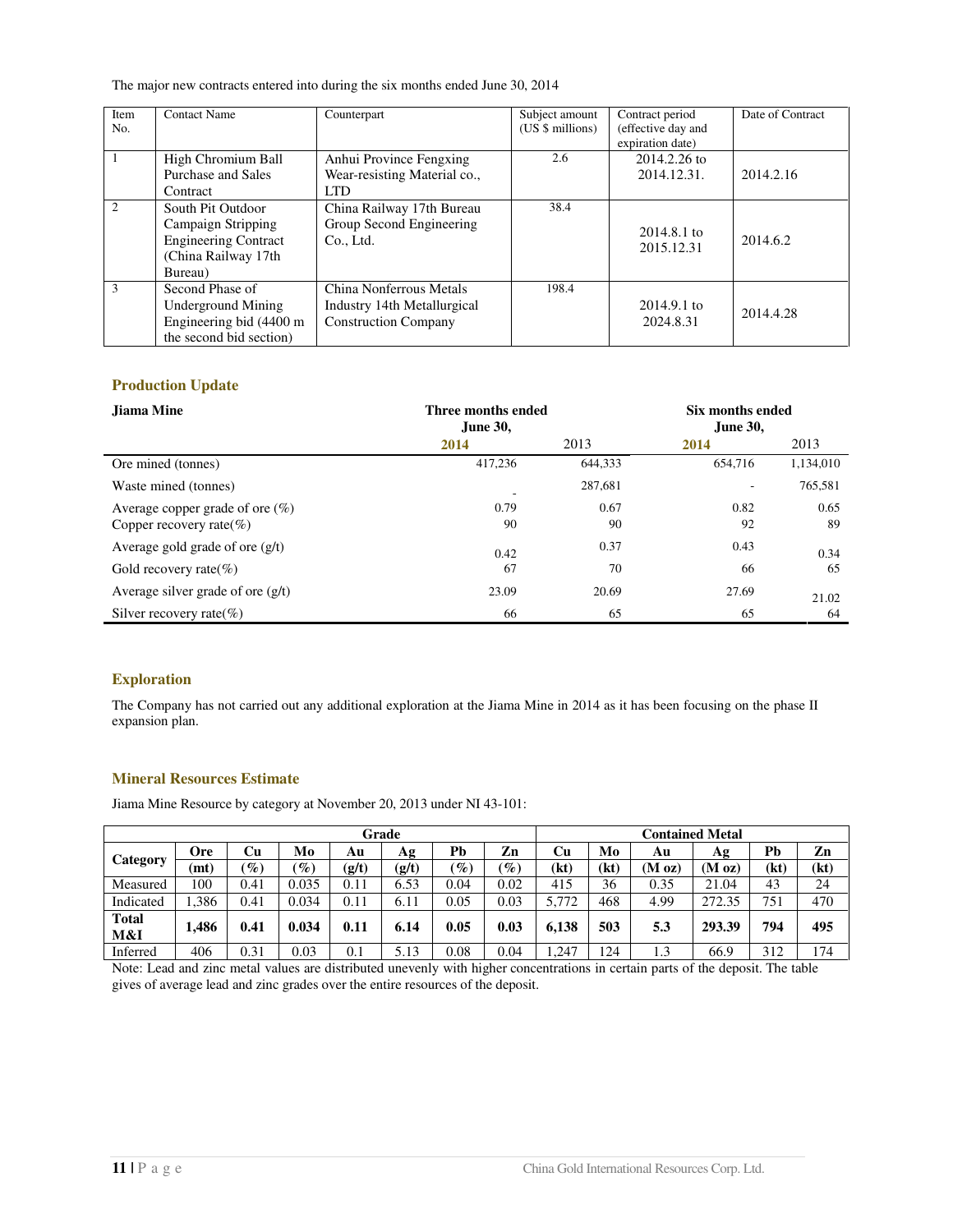The major new contracts entered into during the six months ended June 30, 2014

| Item No. | Contact Name | Counterpart | Subject amount (US $ millions) | Contract period (effective day and expiration date) | Date of Contract |
|---|---|---|---|---|---|
| 1 | High Chromium Ball Purchase and Sales Contract | Anhui Province Fengxing Wear-resisting Material co., LTD | 2.6 | 2014.2.26 to 2014.12.31. | 2014.2.16 |
| 2 | South Pit Outdoor Campaign Stripping Engineering Contract (China Railway 17th Bureau) | China Railway 17th Bureau Group Second Engineering Co., Ltd. | 38.4 | 2014.8.1 to 2015.12.31 | 2014.6.2 |
| 3 | Second Phase of Underground Mining Engineering bid (4400 m the second bid section) | China Nonferrous Metals Industry 14th Metallurgical Construction Company | 198.4 | 2014.9.1 to 2024.8.31 | 2014.4.28 |

## Production Update

| Jiama Mine | Three months ended June 30, 2014 | Three months ended June 30, 2013 | Six months ended June 30, 2014 | Six months ended June 30, 2013 |
|---|---|---|---|---|
| Ore mined (tonnes) | 417,236 | 644,333 | 654,716 | 1,134,010 |
| Waste mined (tonnes) | - | 287,681 | - | 765,581 |
| Average copper grade of ore (%) | 0.79 | 0.67 | 0.82 | 0.65 |
| Copper recovery rate(%) | 90 | 90 | 92 | 89 |
| Average gold grade of ore (g/t) | 0.42 | 0.37 | 0.43 | 0.34 |
| Gold recovery rate(%) | 67 | 70 | 66 | 65 |
| Average silver grade of ore (g/t) | 23.09 | 20.69 | 27.69 | 21.02 |
| Silver recovery rate(%) | 66 | 65 | 65 | 64 |

## Exploration

The Company has not carried out any additional exploration at the Jiama Mine in 2014 as it has been focusing on the phase II expansion plan.

## Mineral Resources Estimate

Jiama Mine Resource by category at November 20, 2013 under NI 43-101:

| Category | Grade | | | | | | | Contained Metal | | | | | |
|---|---|---|---|---|---|---|---|---|---|---|---|---|---|
| | Ore (mt) | Cu (%) | Mo (%) | Au (g/t) | Ag (g/t) | Pb (%) | Zn (%) | Cu (kt) | Mo (kt) | Au (M oz) | Ag (M oz) | Pb (kt) | Zn (kt) |
| Measured | 100 | 0.41 | 0.035 | 0.11 | 6.53 | 0.04 | 0.02 | 415 | 36 | 0.35 | 21.04 | 43 | 24 |
| Indicated | 1,386 | 0.41 | 0.034 | 0.11 | 6.11 | 0.05 | 0.03 | 5,772 | 468 | 4.99 | 272.35 | 751 | 470 |
| **Total M&I** | **1,486** | **0.41** | **0.034** | **0.11** | **6.14** | **0.05** | **0.03** | **6,138** | **503** | **5.3** | **293.39** | **794** | **495** |
| Inferred | 406 | 0.31 | 0.03 | 0.1 | 5.13 | 0.08 | 0.04 | 1,247 | 124 | 1.3 | 66.9 | 312 | 174 |

Note: Lead and zinc metal values are distributed unevenly with higher concentrations in certain parts of the deposit. The table gives of average lead and zinc grades over the entire resources of the deposit.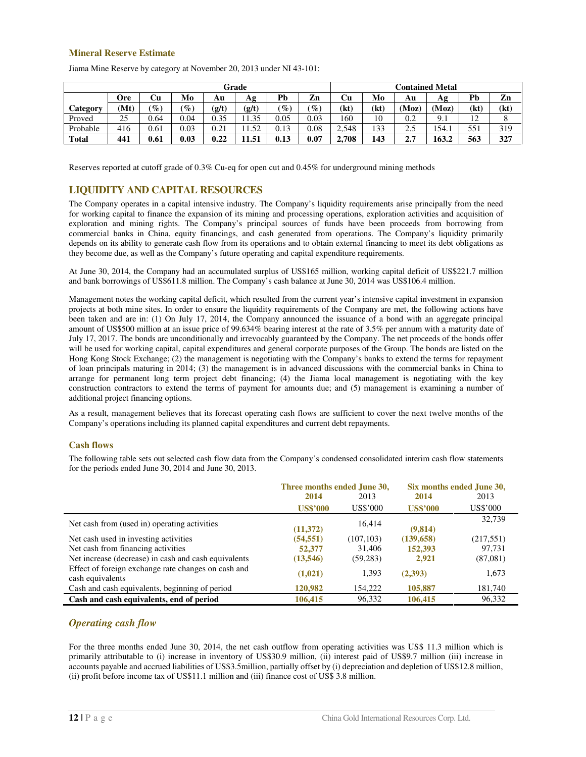### Mineral Reserve Estimate

Jiama Mine Reserve by category at November 20, 2013 under NI 43-101:

| | Grade | | | | | | | Contained Metal | | | | | |
|---|---|---|---|---|---|---|---|---|---|---|---|---|---|
| Category | Ore (Mt) | Cu (%) | Mo (%) | Au (g/t) | Ag (g/t) | Pb (%) | Zn (%) | Cu (kt) | Mo (kt) | Au (Moz) | Ag (Moz) | Pb (kt) | Zn (kt) |
| Proved | 25 | 0.64 | 0.04 | 0.35 | 11.35 | 0.05 | 0.03 | 160 | 10 | 0.2 | 9.1 | 12 | 8 |
| Probable | 416 | 0.61 | 0.03 | 0.21 | 11.52 | 0.13 | 0.08 | 2,548 | 133 | 2.5 | 154.1 | 551 | 319 |
| **Total** | **441** | **0.61** | **0.03** | **0.22** | **11.51** | **0.13** | **0.07** | **2,708** | **143** | **2.7** | **163.2** | **563** | **327** |

Reserves reported at cutoff grade of 0.3% Cu-eq for open cut and 0.45% for underground mining methods

## LIQUIDITY AND CAPITAL RESOURCES

The Company operates in a capital intensive industry. The Company's liquidity requirements arise principally from the need for working capital to finance the expansion of its mining and processing operations, exploration activities and acquisition of exploration and mining rights. The Company's principal sources of funds have been proceeds from borrowing from commercial banks in China, equity financings, and cash generated from operations. The Company's liquidity primarily depends on its ability to generate cash flow from its operations and to obtain external financing to meet its debt obligations as they become due, as well as the Company's future operating and capital expenditure requirements.

At June 30, 2014, the Company had an accumulated surplus of US$165 million, working capital deficit of US$221.7 million and bank borrowings of US$611.8 million. The Company's cash balance at June 30, 2014 was US$106.4 million.

Management notes the working capital deficit, which resulted from the current year's intensive capital investment in expansion projects at both mine sites. In order to ensure the liquidity requirements of the Company are met, the following actions have been taken and are in: (1) On July 17, 2014, the Company announced the issuance of a bond with an aggregate principal amount of US$500 million at an issue price of 99.634% bearing interest at the rate of 3.5% per annum with a maturity date of July 17, 2017. The bonds are unconditionally and irrevocably guaranteed by the Company. The net proceeds of the bonds offer will be used for working capital, capital expenditures and general corporate purposes of the Group. The bonds are listed on the Hong Kong Stock Exchange; (2) the management is negotiating with the Company's banks to extend the terms for repayment of loan principals maturing in 2014; (3) the management is in advanced discussions with the commercial banks in China to arrange for permanent long term project debt financing; (4) the Jiama local management is negotiating with the key construction contractors to extend the terms of payment for amounts due; and (5) management is examining a number of additional project financing options.

As a result, management believes that its forecast operating cash flows are sufficient to cover the next twelve months of the Company's operations including its planned capital expenditures and current debt repayments.

### Cash flows

The following table sets out selected cash flow data from the Company's condensed consolidated interim cash flow statements for the periods ended June 30, 2014 and June 30, 2013.

| | Three months ended June 30, | | Six months ended June 30, | |
|---|---|---|---|---|
| | **2014** | 2013 | **2014** | 2013 |
| | **US$'000** | US$'000 | **US$'000** | US$'000 |
| Net cash from (used in) operating activities | **(11,372)** | 16,414 | **(9,814)** | 32,739 |
| Net cash used in investing activities | **(54,551)** | (107,103) | **(139,658)** | (217,551) |
| Net cash from financing activities | **52,377** | 31,406 | **152,393** | 97,731 |
| Net increase (decrease) in cash and cash equivalents | **(13,546)** | (59,283) | **2,921** | (87,081) |
| Effect of foreign exchange rate changes on cash and cash equivalents | **(1,021)** | 1,393 | **(2,393)** | 1,673 |
| Cash and cash equivalents, beginning of period | **120,982** | 154,222 | **105,887** | 181,740 |
| **Cash and cash equivalents, end of period** | **106,415** | 96,332 | **106,415** | 96,332 |

### *Operating cash flow*

For the three months ended June 30, 2014, the net cash outflow from operating activities was US$ 11.3 million which is primarily attributable to (i) increase in inventory of US$30.9 million, (ii) interest paid of US$9.7 million (iii) increase in accounts payable and accrued liabilities of US$3.5million, partially offset by (i) depreciation and depletion of US$12.8 million, (ii) profit before income tax of US$11.1 million and (iii) finance cost of US$ 3.8 million.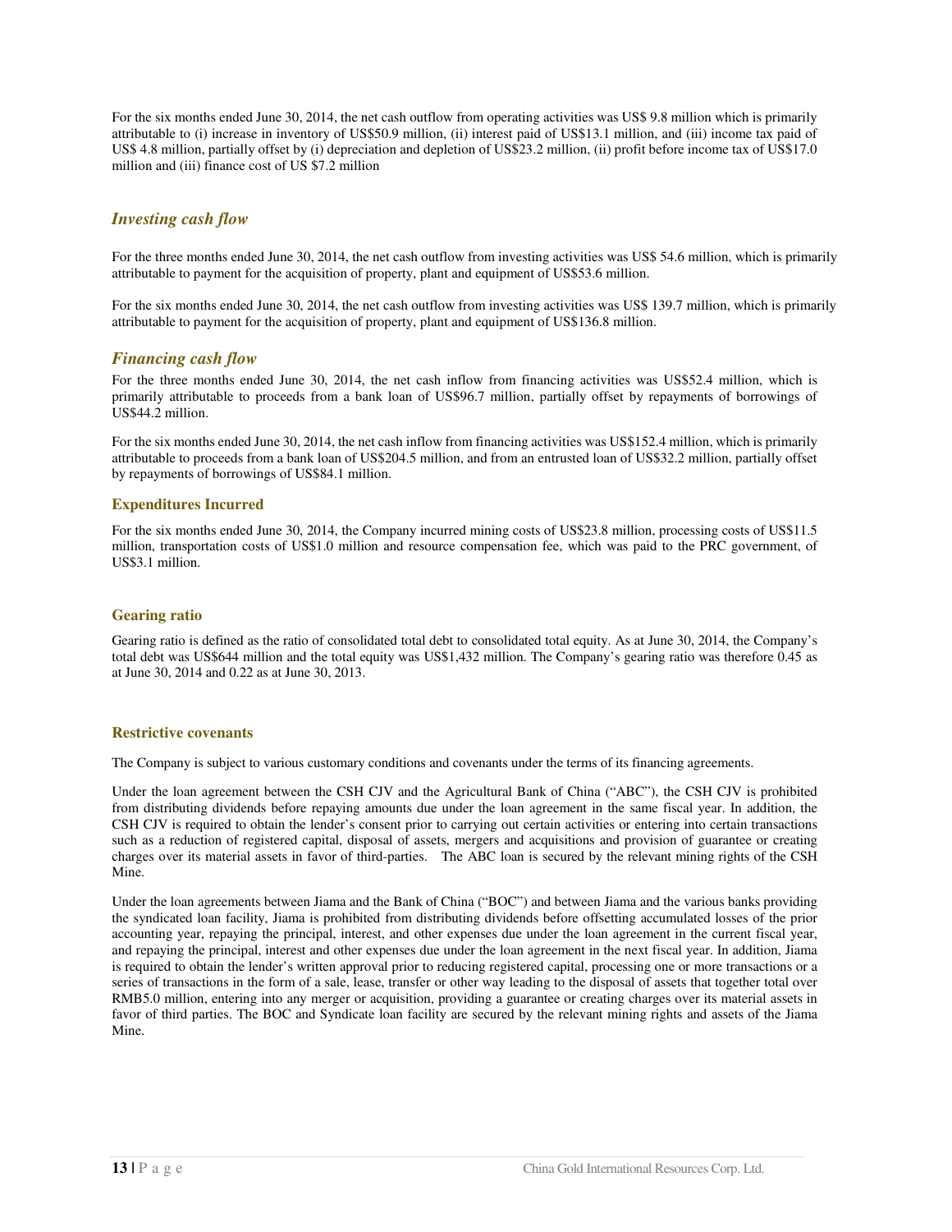For the six months ended June 30, 2014, the net cash outflow from operating activities was US$ 9.8 million which is primarily attributable to (i) increase in inventory of US$50.9 million, (ii) interest paid of US$13.1 million, and (iii) income tax paid of US$ 4.8 million, partially offset by (i) depreciation and depletion of US$23.2 million, (ii) profit before income tax of US$17.0 million and (iii) finance cost of US $7.2 million

### *Investing cash flow*

For the three months ended June 30, 2014, the net cash outflow from investing activities was US$ 54.6 million, which is primarily attributable to payment for the acquisition of property, plant and equipment of US$53.6 million.

For the six months ended June 30, 2014, the net cash outflow from investing activities was US$ 139.7 million, which is primarily attributable to payment for the acquisition of property, plant and equipment of US$136.8 million.

### *Financing cash flow*

For the three months ended June 30, 2014, the net cash inflow from financing activities was US$52.4 million, which is primarily attributable to proceeds from a bank loan of US$96.7 million, partially offset by repayments of borrowings of US$44.2 million.

For the six months ended June 30, 2014, the net cash inflow from financing activities was US$152.4 million, which is primarily attributable to proceeds from a bank loan of US$204.5 million, and from an entrusted loan of US$32.2 million, partially offset by repayments of borrowings of US$84.1 million.

#### Expenditures Incurred

For the six months ended June 30, 2014, the Company incurred mining costs of US$23.8 million, processing costs of US$11.5 million, transportation costs of US$1.0 million and resource compensation fee, which was paid to the PRC government, of US$3.1 million.

#### Gearing ratio

Gearing ratio is defined as the ratio of consolidated total debt to consolidated total equity. As at June 30, 2014, the Company's total debt was US$644 million and the total equity was US$1,432 million. The Company's gearing ratio was therefore 0.45 as at June 30, 2014 and 0.22 as at June 30, 2013.

#### Restrictive covenants

The Company is subject to various customary conditions and covenants under the terms of its financing agreements.

Under the loan agreement between the CSH CJV and the Agricultural Bank of China ("ABC"), the CSH CJV is prohibited from distributing dividends before repaying amounts due under the loan agreement in the same fiscal year. In addition, the CSH CJV is required to obtain the lender's consent prior to carrying out certain activities or entering into certain transactions such as a reduction of registered capital, disposal of assets, mergers and acquisitions and provision of guarantee or creating charges over its material assets in favor of third-parties. The ABC loan is secured by the relevant mining rights of the CSH Mine.

Under the loan agreements between Jiama and the Bank of China ("BOC") and between Jiama and the various banks providing the syndicated loan facility, Jiama is prohibited from distributing dividends before offsetting accumulated losses of the prior accounting year, repaying the principal, interest, and other expenses due under the loan agreement in the current fiscal year, and repaying the principal, interest and other expenses due under the loan agreement in the next fiscal year. In addition, Jiama is required to obtain the lender's written approval prior to reducing registered capital, processing one or more transactions or a series of transactions in the form of a sale, lease, transfer or other way leading to the disposal of assets that together total over RMB5.0 million, entering into any merger or acquisition, providing a guarantee or creating charges over its material assets in favor of third parties. The BOC and Syndicate loan facility are secured by the relevant mining rights and assets of the Jiama Mine.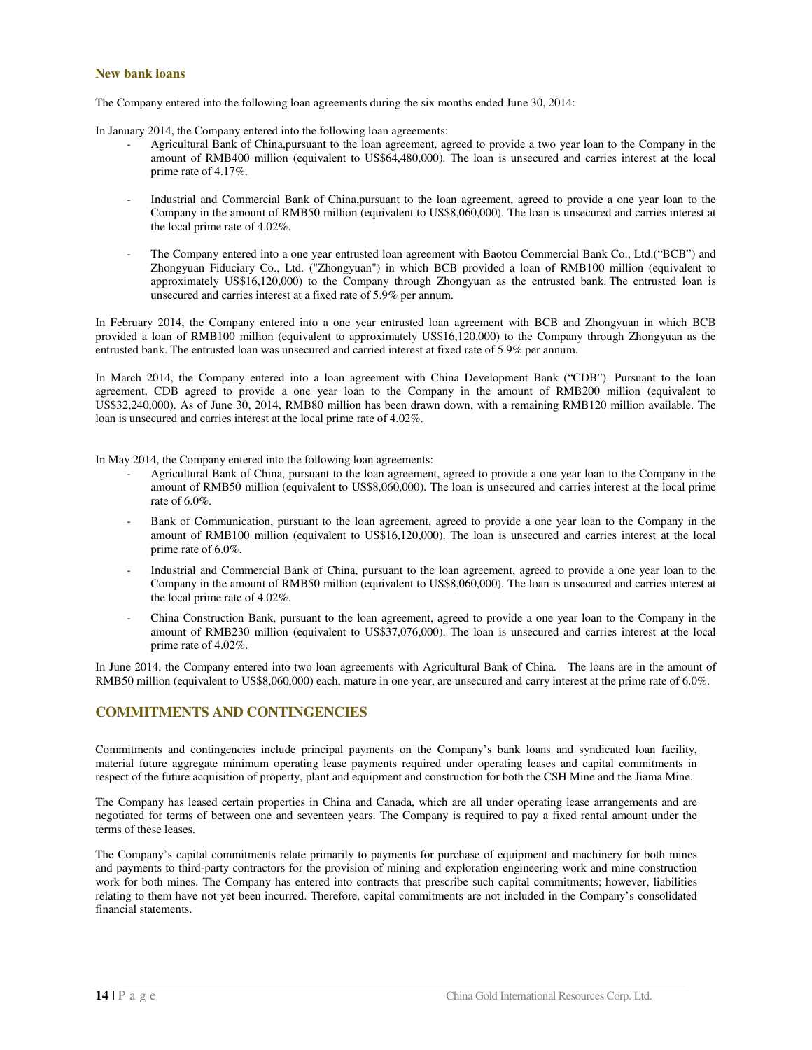### New bank loans

The Company entered into the following loan agreements during the six months ended June 30, 2014:

In January 2014, the Company entered into the following loan agreements:

- Agricultural Bank of China,pursuant to the loan agreement, agreed to provide a two year loan to the Company in the amount of RMB400 million (equivalent to US$64,480,000). The loan is unsecured and carries interest at the local prime rate of 4.17%.

- Industrial and Commercial Bank of China,pursuant to the loan agreement, agreed to provide a one year loan to the Company in the amount of RMB50 million (equivalent to US$8,060,000). The loan is unsecured and carries interest at the local prime rate of 4.02%.

- The Company entered into a one year entrusted loan agreement with Baotou Commercial Bank Co., Ltd.("BCB") and Zhongyuan Fiduciary Co., Ltd. ("Zhongyuan") in which BCB provided a loan of RMB100 million (equivalent to approximately US$16,120,000) to the Company through Zhongyuan as the entrusted bank. The entrusted loan is unsecured and carries interest at a fixed rate of 5.9% per annum.

In February 2014, the Company entered into a one year entrusted loan agreement with BCB and Zhongyuan in which BCB provided a loan of RMB100 million (equivalent to approximately US$16,120,000) to the Company through Zhongyuan as the entrusted bank. The entrusted loan was unsecured and carried interest at fixed rate of 5.9% per annum.

In March 2014, the Company entered into a loan agreement with China Development Bank ("CDB"). Pursuant to the loan agreement, CDB agreed to provide a one year loan to the Company in the amount of RMB200 million (equivalent to US$32,240,000). As of June 30, 2014, RMB80 million has been drawn down, with a remaining RMB120 million available. The loan is unsecured and carries interest at the local prime rate of 4.02%.

In May 2014, the Company entered into the following loan agreements:

- Agricultural Bank of China, pursuant to the loan agreement, agreed to provide a one year loan to the Company in the amount of RMB50 million (equivalent to US$8,060,000). The loan is unsecured and carries interest at the local prime rate of 6.0%.

- Bank of Communication, pursuant to the loan agreement, agreed to provide a one year loan to the Company in the amount of RMB100 million (equivalent to US$16,120,000). The loan is unsecured and carries interest at the local prime rate of 6.0%.

- Industrial and Commercial Bank of China, pursuant to the loan agreement, agreed to provide a one year loan to the Company in the amount of RMB50 million (equivalent to US$8,060,000). The loan is unsecured and carries interest at the local prime rate of 4.02%.

- China Construction Bank, pursuant to the loan agreement, agreed to provide a one year loan to the Company in the amount of RMB230 million (equivalent to US$37,076,000). The loan is unsecured and carries interest at the local prime rate of 4.02%.

In June 2014, the Company entered into two loan agreements with Agricultural Bank of China. The loans are in the amount of RMB50 million (equivalent to US$8,060,000) each, mature in one year, are unsecured and carry interest at the prime rate of 6.0%.

## COMMITMENTS AND CONTINGENCIES

Commitments and contingencies include principal payments on the Company's bank loans and syndicated loan facility, material future aggregate minimum operating lease payments required under operating leases and capital commitments in respect of the future acquisition of property, plant and equipment and construction for both the CSH Mine and the Jiama Mine.

The Company has leased certain properties in China and Canada, which are all under operating lease arrangements and are negotiated for terms of between one and seventeen years. The Company is required to pay a fixed rental amount under the terms of these leases.

The Company's capital commitments relate primarily to payments for purchase of equipment and machinery for both mines and payments to third-party contractors for the provision of mining and exploration engineering work and mine construction work for both mines. The Company has entered into contracts that prescribe such capital commitments; however, liabilities relating to them have not yet been incurred. Therefore, capital commitments are not included in the Company's consolidated financial statements.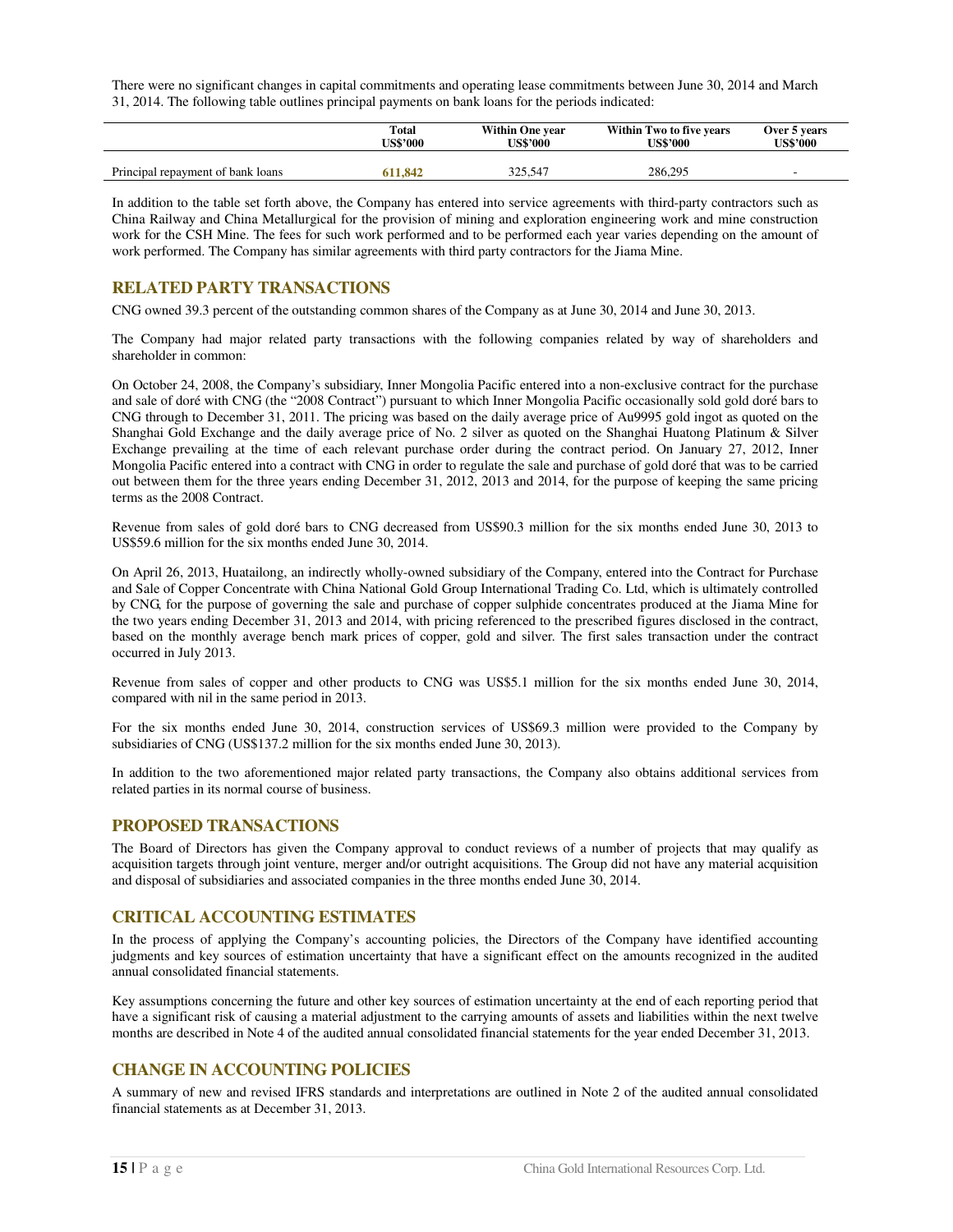There were no significant changes in capital commitments and operating lease commitments between June 30, 2014 and March 31, 2014. The following table outlines principal payments on bank loans for the periods indicated:

| | Total US$'000 | Within One year US$'000 | Within Two to five years US$'000 | Over 5 years US$'000 |
|---|---|---|---|---|
| Principal repayment of bank loans | **611,842** | 325,547 | 286,295 | - |

In addition to the table set forth above, the Company has entered into service agreements with third-party contractors such as China Railway and China Metallurgical for the provision of mining and exploration engineering work and mine construction work for the CSH Mine. The fees for such work performed and to be performed each year varies depending on the amount of work performed. The Company has similar agreements with third party contractors for the Jiama Mine.

## RELATED PARTY TRANSACTIONS

CNG owned 39.3 percent of the outstanding common shares of the Company as at June 30, 2014 and June 30, 2013.

The Company had major related party transactions with the following companies related by way of shareholders and shareholder in common:

On October 24, 2008, the Company's subsidiary, Inner Mongolia Pacific entered into a non-exclusive contract for the purchase and sale of doré with CNG (the "2008 Contract") pursuant to which Inner Mongolia Pacific occasionally sold gold doré bars to CNG through to December 31, 2011. The pricing was based on the daily average price of Au9995 gold ingot as quoted on the Shanghai Gold Exchange and the daily average price of No. 2 silver as quoted on the Shanghai Huatong Platinum & Silver Exchange prevailing at the time of each relevant purchase order during the contract period. On January 27, 2012, Inner Mongolia Pacific entered into a contract with CNG in order to regulate the sale and purchase of gold doré that was to be carried out between them for the three years ending December 31, 2012, 2013 and 2014, for the purpose of keeping the same pricing terms as the 2008 Contract.

Revenue from sales of gold doré bars to CNG decreased from US$90.3 million for the six months ended June 30, 2013 to US$59.6 million for the six months ended June 30, 2014.

On April 26, 2013, Huatailong, an indirectly wholly-owned subsidiary of the Company, entered into the Contract for Purchase and Sale of Copper Concentrate with China National Gold Group International Trading Co. Ltd, which is ultimately controlled by CNG, for the purpose of governing the sale and purchase of copper sulphide concentrates produced at the Jiama Mine for the two years ending December 31, 2013 and 2014, with pricing referenced to the prescribed figures disclosed in the contract, based on the monthly average bench mark prices of copper, gold and silver. The first sales transaction under the contract occurred in July 2013.

Revenue from sales of copper and other products to CNG was US$5.1 million for the six months ended June 30, 2014, compared with nil in the same period in 2013.

For the six months ended June 30, 2014, construction services of US$69.3 million were provided to the Company by subsidiaries of CNG (US$137.2 million for the six months ended June 30, 2013).

In addition to the two aforementioned major related party transactions, the Company also obtains additional services from related parties in its normal course of business.

## PROPOSED TRANSACTIONS

The Board of Directors has given the Company approval to conduct reviews of a number of projects that may qualify as acquisition targets through joint venture, merger and/or outright acquisitions. The Group did not have any material acquisition and disposal of subsidiaries and associated companies in the three months ended June 30, 2014.

## CRITICAL ACCOUNTING ESTIMATES

In the process of applying the Company's accounting policies, the Directors of the Company have identified accounting judgments and key sources of estimation uncertainty that have a significant effect on the amounts recognized in the audited annual consolidated financial statements.

Key assumptions concerning the future and other key sources of estimation uncertainty at the end of each reporting period that have a significant risk of causing a material adjustment to the carrying amounts of assets and liabilities within the next twelve months are described in Note 4 of the audited annual consolidated financial statements for the year ended December 31, 2013.

## CHANGE IN ACCOUNTING POLICIES

A summary of new and revised IFRS standards and interpretations are outlined in Note 2 of the audited annual consolidated financial statements as at December 31, 2013.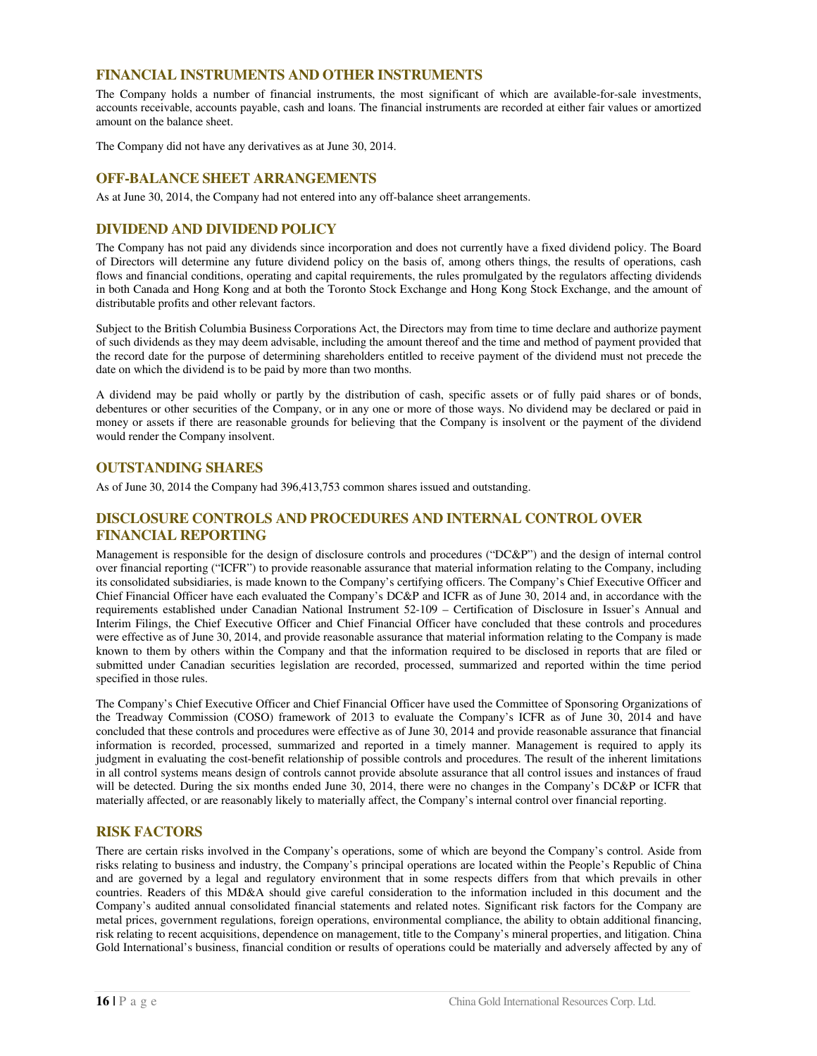## FINANCIAL INSTRUMENTS AND OTHER INSTRUMENTS

The Company holds a number of financial instruments, the most significant of which are available-for-sale investments, accounts receivable, accounts payable, cash and loans. The financial instruments are recorded at either fair values or amortized amount on the balance sheet.

The Company did not have any derivatives as at June 30, 2014.

## OFF-BALANCE SHEET ARRANGEMENTS

As at June 30, 2014, the Company had not entered into any off-balance sheet arrangements.

## DIVIDEND AND DIVIDEND POLICY

The Company has not paid any dividends since incorporation and does not currently have a fixed dividend policy. The Board of Directors will determine any future dividend policy on the basis of, among others things, the results of operations, cash flows and financial conditions, operating and capital requirements, the rules promulgated by the regulators affecting dividends in both Canada and Hong Kong and at both the Toronto Stock Exchange and Hong Kong Stock Exchange, and the amount of distributable profits and other relevant factors.

Subject to the British Columbia Business Corporations Act, the Directors may from time to time declare and authorize payment of such dividends as they may deem advisable, including the amount thereof and the time and method of payment provided that the record date for the purpose of determining shareholders entitled to receive payment of the dividend must not precede the date on which the dividend is to be paid by more than two months.

A dividend may be paid wholly or partly by the distribution of cash, specific assets or of fully paid shares or of bonds, debentures or other securities of the Company, or in any one or more of those ways. No dividend may be declared or paid in money or assets if there are reasonable grounds for believing that the Company is insolvent or the payment of the dividend would render the Company insolvent.

## OUTSTANDING SHARES

As of June 30, 2014 the Company had 396,413,753 common shares issued and outstanding.

## DISCLOSURE CONTROLS AND PROCEDURES AND INTERNAL CONTROL OVER FINANCIAL REPORTING

Management is responsible for the design of disclosure controls and procedures ("DC&P") and the design of internal control over financial reporting ("ICFR") to provide reasonable assurance that material information relating to the Company, including its consolidated subsidiaries, is made known to the Company's certifying officers. The Company's Chief Executive Officer and Chief Financial Officer have each evaluated the Company's DC&P and ICFR as of June 30, 2014 and, in accordance with the requirements established under Canadian National Instrument 52-109 – Certification of Disclosure in Issuer's Annual and Interim Filings, the Chief Executive Officer and Chief Financial Officer have concluded that these controls and procedures were effective as of June 30, 2014, and provide reasonable assurance that material information relating to the Company is made known to them by others within the Company and that the information required to be disclosed in reports that are filed or submitted under Canadian securities legislation are recorded, processed, summarized and reported within the time period specified in those rules.

The Company's Chief Executive Officer and Chief Financial Officer have used the Committee of Sponsoring Organizations of the Treadway Commission (COSO) framework of 2013 to evaluate the Company's ICFR as of June 30, 2014 and have concluded that these controls and procedures were effective as of June 30, 2014 and provide reasonable assurance that financial information is recorded, processed, summarized and reported in a timely manner. Management is required to apply its judgment in evaluating the cost-benefit relationship of possible controls and procedures. The result of the inherent limitations in all control systems means design of controls cannot provide absolute assurance that all control issues and instances of fraud will be detected. During the six months ended June 30, 2014, there were no changes in the Company's DC&P or ICFR that materially affected, or are reasonably likely to materially affect, the Company's internal control over financial reporting.

## RISK FACTORS

There are certain risks involved in the Company's operations, some of which are beyond the Company's control. Aside from risks relating to business and industry, the Company's principal operations are located within the People's Republic of China and are governed by a legal and regulatory environment that in some respects differs from that which prevails in other countries. Readers of this MD&A should give careful consideration to the information included in this document and the Company's audited annual consolidated financial statements and related notes. Significant risk factors for the Company are metal prices, government regulations, foreign operations, environmental compliance, the ability to obtain additional financing, risk relating to recent acquisitions, dependence on management, title to the Company's mineral properties, and litigation. China Gold International's business, financial condition or results of operations could be materially and adversely affected by any of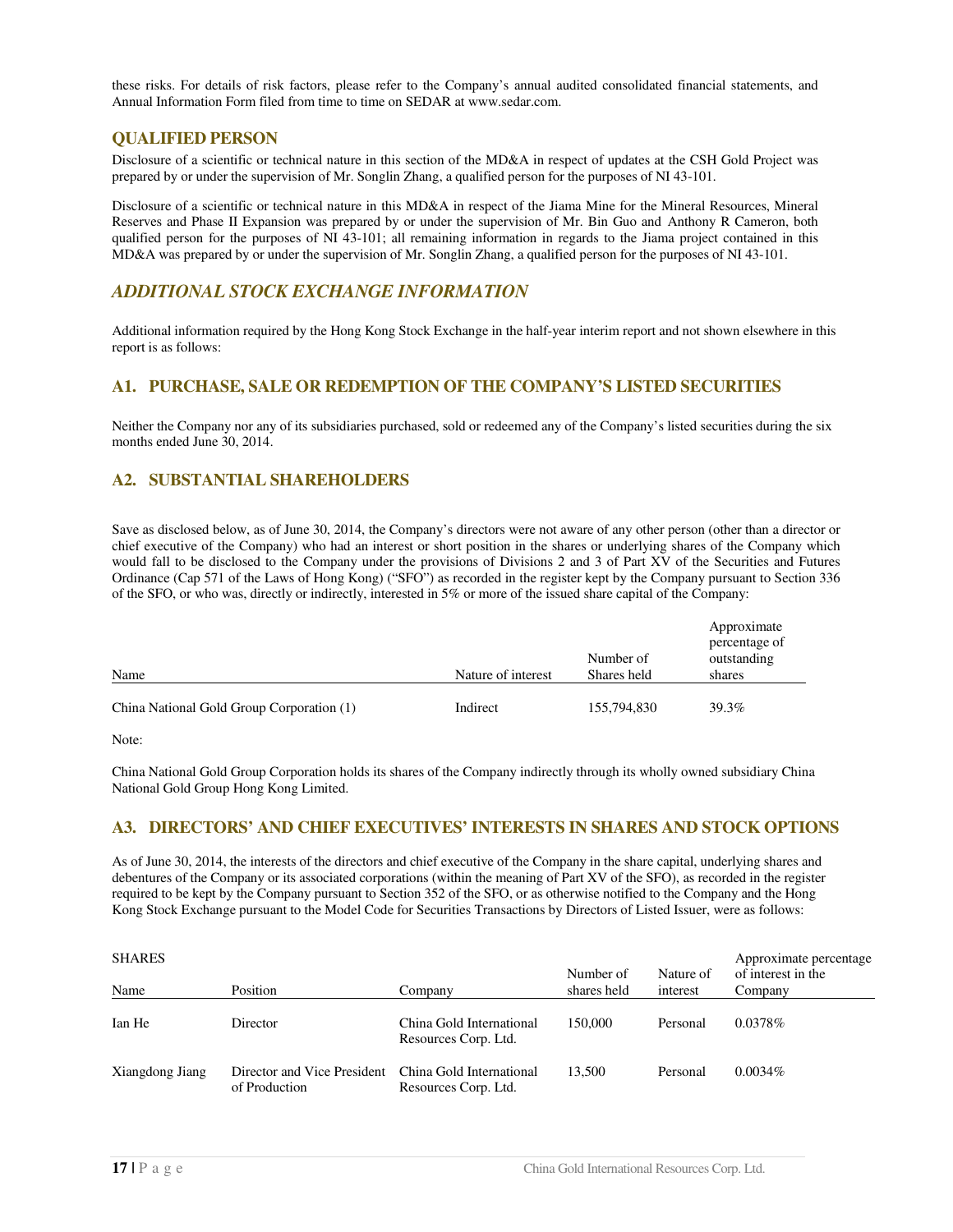these risks. For details of risk factors, please refer to the Company's annual audited consolidated financial statements, and Annual Information Form filed from time to time on SEDAR at www.sedar.com.

## QUALIFIED PERSON

Disclosure of a scientific or technical nature in this section of the MD&A in respect of updates at the CSH Gold Project was prepared by or under the supervision of Mr. Songlin Zhang, a qualified person for the purposes of NI 43-101.

Disclosure of a scientific or technical nature in this MD&A in respect of the Jiama Mine for the Mineral Resources, Mineral Reserves and Phase II Expansion was prepared by or under the supervision of Mr. Bin Guo and Anthony R Cameron, both qualified person for the purposes of NI 43-101; all remaining information in regards to the Jiama project contained in this MD&A was prepared by or under the supervision of Mr. Songlin Zhang, a qualified person for the purposes of NI 43-101.

# *ADDITIONAL STOCK EXCHANGE INFORMATION*

Additional information required by the Hong Kong Stock Exchange in the half-year interim report and not shown elsewhere in this report is as follows:

## A1. PURCHASE, SALE OR REDEMPTION OF THE COMPANY'S LISTED SECURITIES

Neither the Company nor any of its subsidiaries purchased, sold or redeemed any of the Company's listed securities during the six months ended June 30, 2014.

## A2. SUBSTANTIAL SHAREHOLDERS

Save as disclosed below, as of June 30, 2014, the Company's directors were not aware of any other person (other than a director or chief executive of the Company) who had an interest or short position in the shares or underlying shares of the Company which would fall to be disclosed to the Company under the provisions of Divisions 2 and 3 of Part XV of the Securities and Futures Ordinance (Cap 571 of the Laws of Hong Kong) ("SFO") as recorded in the register kept by the Company pursuant to Section 336 of the SFO, or who was, directly or indirectly, interested in 5% or more of the issued share capital of the Company:

| Name | Nature of interest | Number of Shares held | Approximate percentage of outstanding shares |
|---|---|---|---|
| China National Gold Group Corporation (1) | Indirect | 155,794,830 | 39.3% |

Note:

China National Gold Group Corporation holds its shares of the Company indirectly through its wholly owned subsidiary China National Gold Group Hong Kong Limited.

## A3. DIRECTORS' AND CHIEF EXECUTIVES' INTERESTS IN SHARES AND STOCK OPTIONS

As of June 30, 2014, the interests of the directors and chief executive of the Company in the share capital, underlying shares and debentures of the Company or its associated corporations (within the meaning of Part XV of the SFO), as recorded in the register required to be kept by the Company pursuant to Section 352 of the SFO, or as otherwise notified to the Company and the Hong Kong Stock Exchange pursuant to the Model Code for Securities Transactions by Directors of Listed Issuer, were as follows:

SHARES

| Name | Position | Company | Number of shares held | Nature of interest | Approximate percentage of interest in the Company |
|---|---|---|---|---|---|
| Ian He | Director | China Gold International Resources Corp. Ltd. | 150,000 | Personal | 0.0378% |
| Xiangdong Jiang | Director and Vice President of Production | China Gold International Resources Corp. Ltd. | 13,500 | Personal | 0.0034% |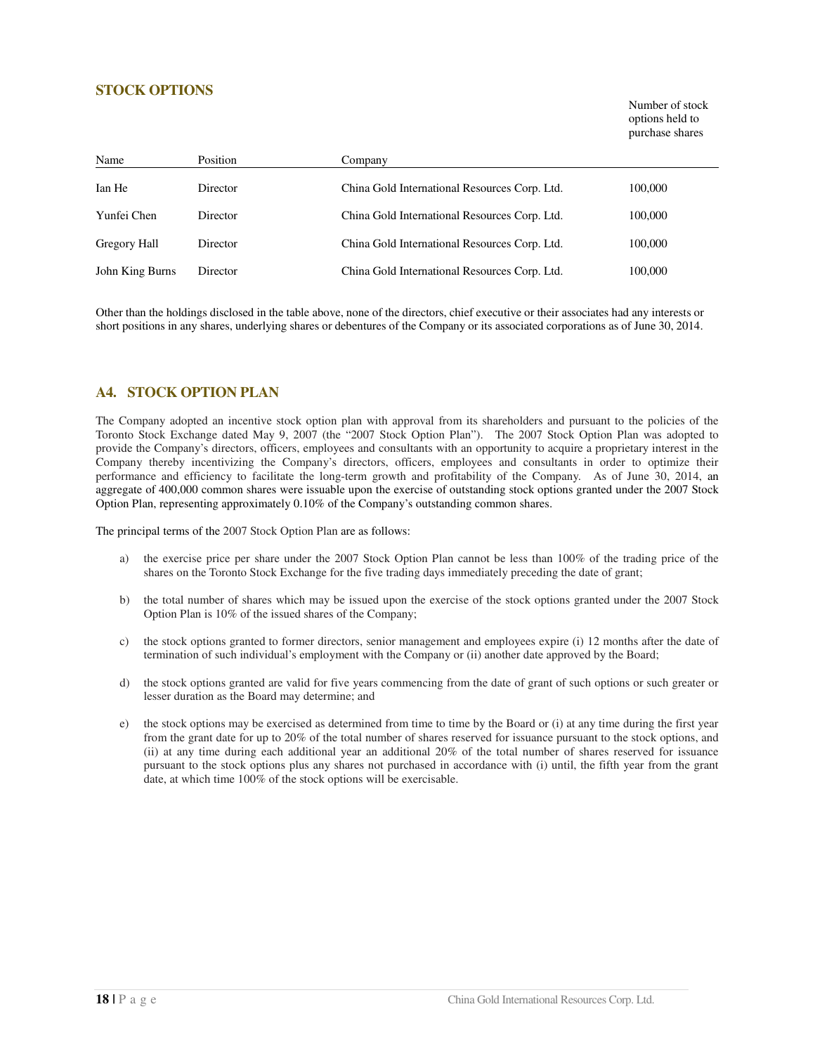## STOCK OPTIONS

| Name | Position | Company | Number of stock options held to purchase shares |
|---|---|---|---|
| Ian He | Director | China Gold International Resources Corp. Ltd. | 100,000 |
| Yunfei Chen | Director | China Gold International Resources Corp. Ltd. | 100,000 |
| Gregory Hall | Director | China Gold International Resources Corp. Ltd. | 100,000 |
| John King Burns | Director | China Gold International Resources Corp. Ltd. | 100,000 |

Other than the holdings disclosed in the table above, none of the directors, chief executive or their associates had any interests or short positions in any shares, underlying shares or debentures of the Company or its associated corporations as of June 30, 2014.

## A4. STOCK OPTION PLAN

The Company adopted an incentive stock option plan with approval from its shareholders and pursuant to the policies of the Toronto Stock Exchange dated May 9, 2007 (the "2007 Stock Option Plan"). The 2007 Stock Option Plan was adopted to provide the Company's directors, officers, employees and consultants with an opportunity to acquire a proprietary interest in the Company thereby incentivizing the Company's directors, officers, employees and consultants in order to optimize their performance and efficiency to facilitate the long-term growth and profitability of the Company. As of June 30, 2014, an aggregate of 400,000 common shares were issuable upon the exercise of outstanding stock options granted under the 2007 Stock Option Plan, representing approximately 0.10% of the Company's outstanding common shares.

The principal terms of the 2007 Stock Option Plan are as follows:

a) the exercise price per share under the 2007 Stock Option Plan cannot be less than 100% of the trading price of the shares on the Toronto Stock Exchange for the five trading days immediately preceding the date of grant;

b) the total number of shares which may be issued upon the exercise of the stock options granted under the 2007 Stock Option Plan is 10% of the issued shares of the Company;

c) the stock options granted to former directors, senior management and employees expire (i) 12 months after the date of termination of such individual's employment with the Company or (ii) another date approved by the Board;

d) the stock options granted are valid for five years commencing from the date of grant of such options or such greater or lesser duration as the Board may determine; and

e) the stock options may be exercised as determined from time to time by the Board or (i) at any time during the first year from the grant date for up to 20% of the total number of shares reserved for issuance pursuant to the stock options, and (ii) at any time during each additional year an additional 20% of the total number of shares reserved for issuance pursuant to the stock options plus any shares not purchased in accordance with (i) until, the fifth year from the grant date, at which time 100% of the stock options will be exercisable.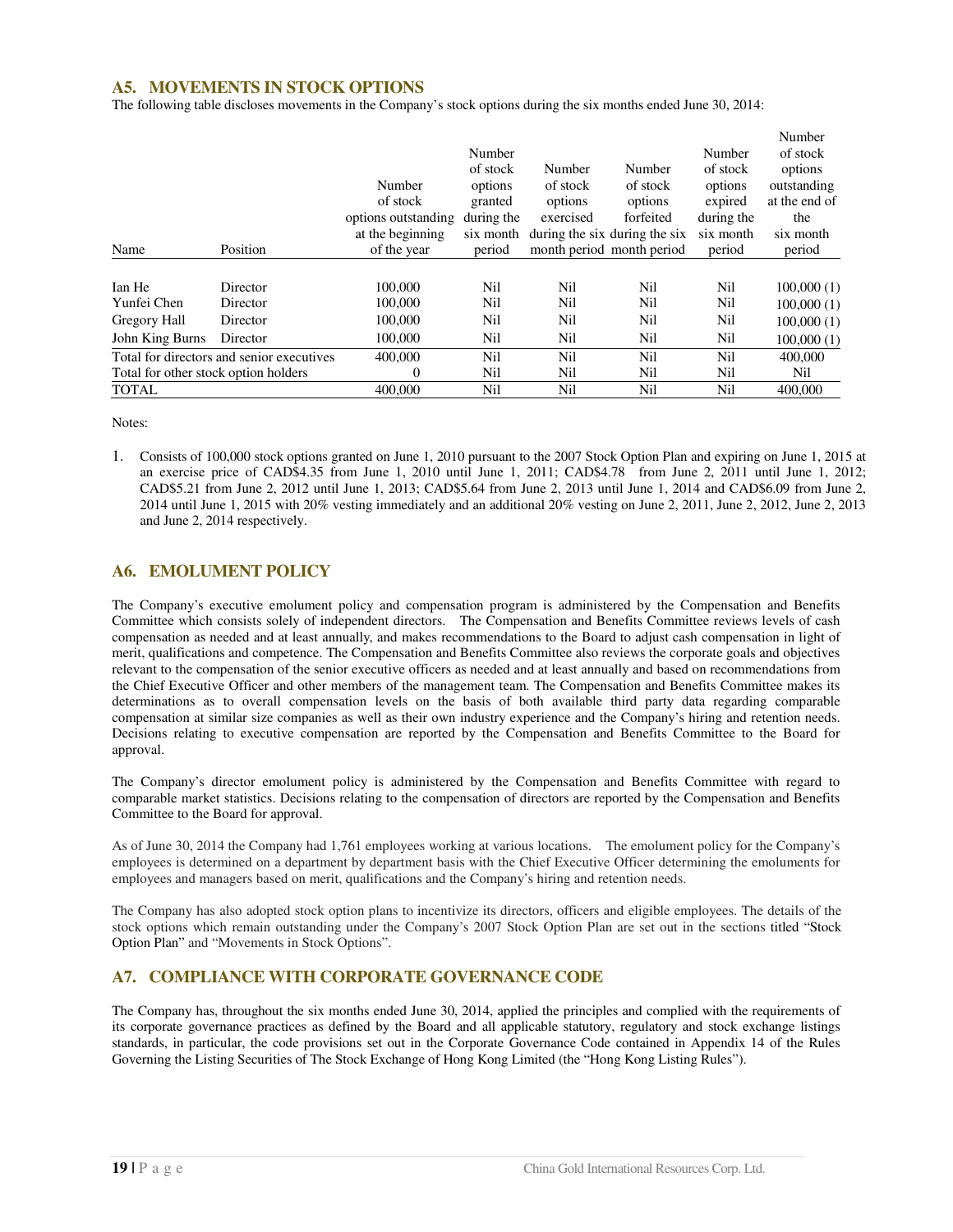## A5. MOVEMENTS IN STOCK OPTIONS

The following table discloses movements in the Company's stock options during the six months ended June 30, 2014:

| Name | Position | Number of stock options outstanding at the beginning of the year | Number of stock options granted during the six month period | Number of stock options exercised during the six month period | Number of stock options forfeited during the six month period | Number of stock options expired during the six month period | Number of stock options outstanding at the end of the six month period |
|---|---|---|---|---|---|---|---|
| Ian He | Director | 100,000 | Nil | Nil | Nil | Nil | 100,000 (1) |
| Yunfei Chen | Director | 100,000 | Nil | Nil | Nil | Nil | 100,000 (1) |
| Gregory Hall | Director | 100,000 | Nil | Nil | Nil | Nil | 100,000 (1) |
| John King Burns | Director | 100,000 | Nil | Nil | Nil | Nil | 100,000 (1) |
| Total for directors and senior executives | | 400,000 | Nil | Nil | Nil | Nil | 400,000 |
| Total for other stock option holders | | 0 | Nil | Nil | Nil | Nil | Nil |
| TOTAL | | 400,000 | Nil | Nil | Nil | Nil | 400,000 |

Notes:

1. Consists of 100,000 stock options granted on June 1, 2010 pursuant to the 2007 Stock Option Plan and expiring on June 1, 2015 at an exercise price of CAD$4.35 from June 1, 2010 until June 1, 2011; CAD$4.78 from June 2, 2011 until June 1, 2012; CAD$5.21 from June 2, 2012 until June 1, 2013; CAD$5.64 from June 2, 2013 until June 1, 2014 and CAD$6.09 from June 2, 2014 until June 1, 2015 with 20% vesting immediately and an additional 20% vesting on June 2, 2011, June 2, 2012, June 2, 2013 and June 2, 2014 respectively.

## A6. EMOLUMENT POLICY

The Company's executive emolument policy and compensation program is administered by the Compensation and Benefits Committee which consists solely of independent directors. The Compensation and Benefits Committee reviews levels of cash compensation as needed and at least annually, and makes recommendations to the Board to adjust cash compensation in light of merit, qualifications and competence. The Compensation and Benefits Committee also reviews the corporate goals and objectives relevant to the compensation of the senior executive officers as needed and at least annually and based on recommendations from the Chief Executive Officer and other members of the management team. The Compensation and Benefits Committee makes its determinations as to overall compensation levels on the basis of both available third party data regarding comparable compensation at similar size companies as well as their own industry experience and the Company's hiring and retention needs. Decisions relating to executive compensation are reported by the Compensation and Benefits Committee to the Board for approval.

The Company's director emolument policy is administered by the Compensation and Benefits Committee with regard to comparable market statistics. Decisions relating to the compensation of directors are reported by the Compensation and Benefits Committee to the Board for approval.

As of June 30, 2014 the Company had 1,761 employees working at various locations. The emolument policy for the Company's employees is determined on a department by department basis with the Chief Executive Officer determining the emoluments for employees and managers based on merit, qualifications and the Company's hiring and retention needs.

The Company has also adopted stock option plans to incentivize its directors, officers and eligible employees. The details of the stock options which remain outstanding under the Company's 2007 Stock Option Plan are set out in the sections titled "Stock Option Plan" and "Movements in Stock Options".

## A7. COMPLIANCE WITH CORPORATE GOVERNANCE CODE

The Company has, throughout the six months ended June 30, 2014, applied the principles and complied with the requirements of its corporate governance practices as defined by the Board and all applicable statutory, regulatory and stock exchange listings standards, in particular, the code provisions set out in the Corporate Governance Code contained in Appendix 14 of the Rules Governing the Listing Securities of The Stock Exchange of Hong Kong Limited (the "Hong Kong Listing Rules").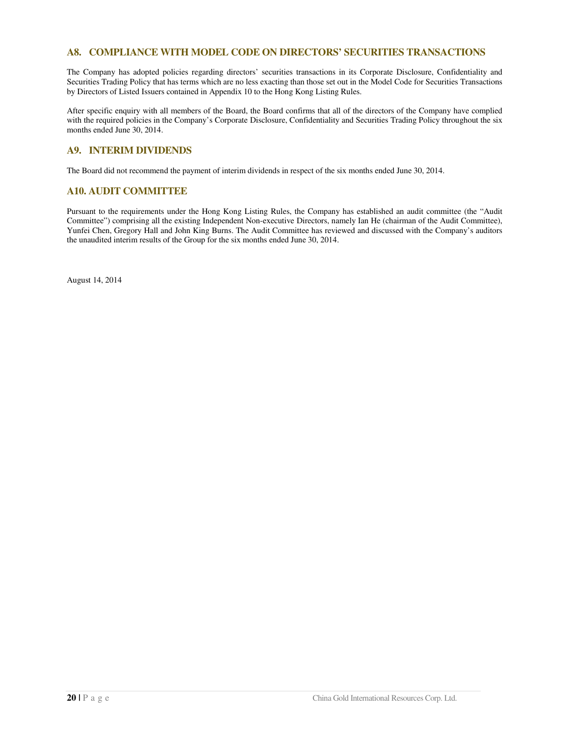## A8. COMPLIANCE WITH MODEL CODE ON DIRECTORS' SECURITIES TRANSACTIONS

The Company has adopted policies regarding directors' securities transactions in its Corporate Disclosure, Confidentiality and Securities Trading Policy that has terms which are no less exacting than those set out in the Model Code for Securities Transactions by Directors of Listed Issuers contained in Appendix 10 to the Hong Kong Listing Rules.

After specific enquiry with all members of the Board, the Board confirms that all of the directors of the Company have complied with the required policies in the Company's Corporate Disclosure, Confidentiality and Securities Trading Policy throughout the six months ended June 30, 2014.

## A9. INTERIM DIVIDENDS

The Board did not recommend the payment of interim dividends in respect of the six months ended June 30, 2014.

## A10. AUDIT COMMITTEE

Pursuant to the requirements under the Hong Kong Listing Rules, the Company has established an audit committee (the "Audit Committee") comprising all the existing Independent Non-executive Directors, namely Ian He (chairman of the Audit Committee), Yunfei Chen, Gregory Hall and John King Burns. The Audit Committee has reviewed and discussed with the Company's auditors the unaudited interim results of the Group for the six months ended June 30, 2014.

August 14, 2014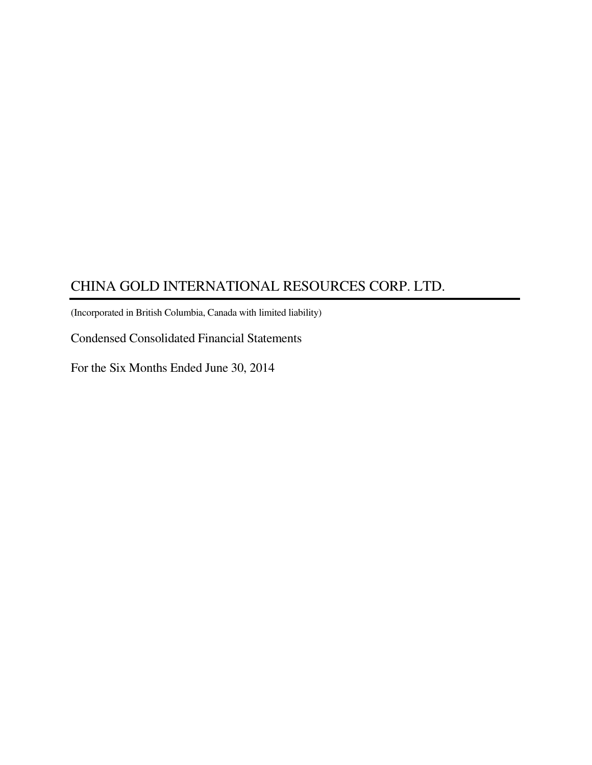# CHINA GOLD INTERNATIONAL RESOURCES CORP. LTD.

(Incorporated in British Columbia, Canada with limited liability)

Condensed Consolidated Financial Statements

For the Six Months Ended June 30, 2014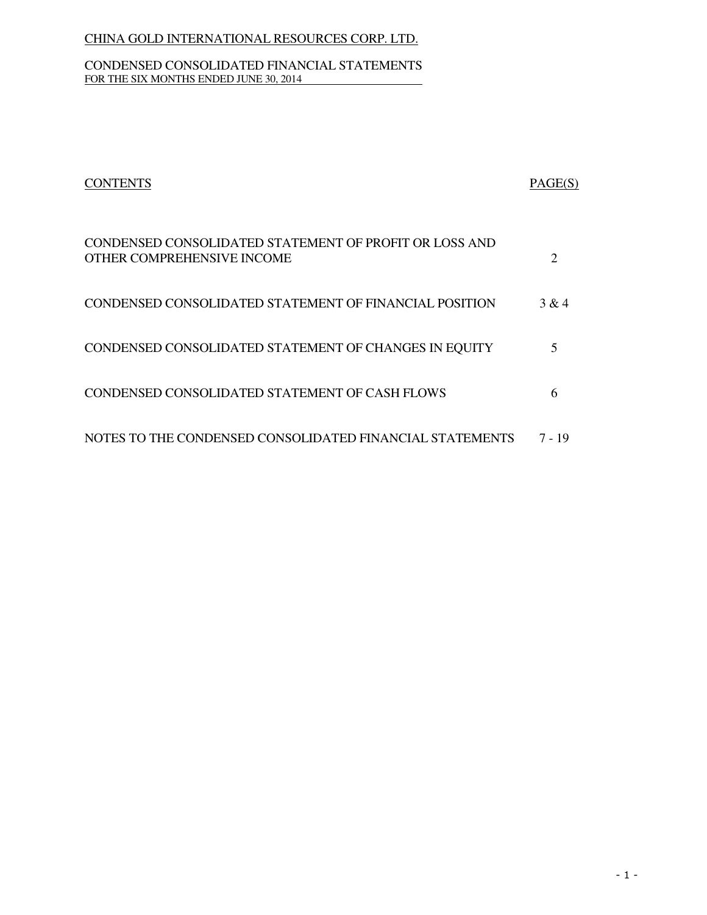CHINA GOLD INTERNATIONAL RESOURCES CORP. LTD.

CONDENSED CONSOLIDATED FINANCIAL STATEMENTS
FOR THE SIX MONTHS ENDED JUNE 30, 2014

| CONTENTS | PAGE(S) |
| --- | --- |
| CONDENSED CONSOLIDATED STATEMENT OF PROFIT OR LOSS AND OTHER COMPREHENSIVE INCOME | 2 |
| CONDENSED CONSOLIDATED STATEMENT OF FINANCIAL POSITION | 3 & 4 |
| CONDENSED CONSOLIDATED STATEMENT OF CHANGES IN EQUITY | 5 |
| CONDENSED CONSOLIDATED STATEMENT OF CASH FLOWS | 6 |
| NOTES TO THE CONDENSED CONSOLIDATED FINANCIAL STATEMENTS | 7 - 19 |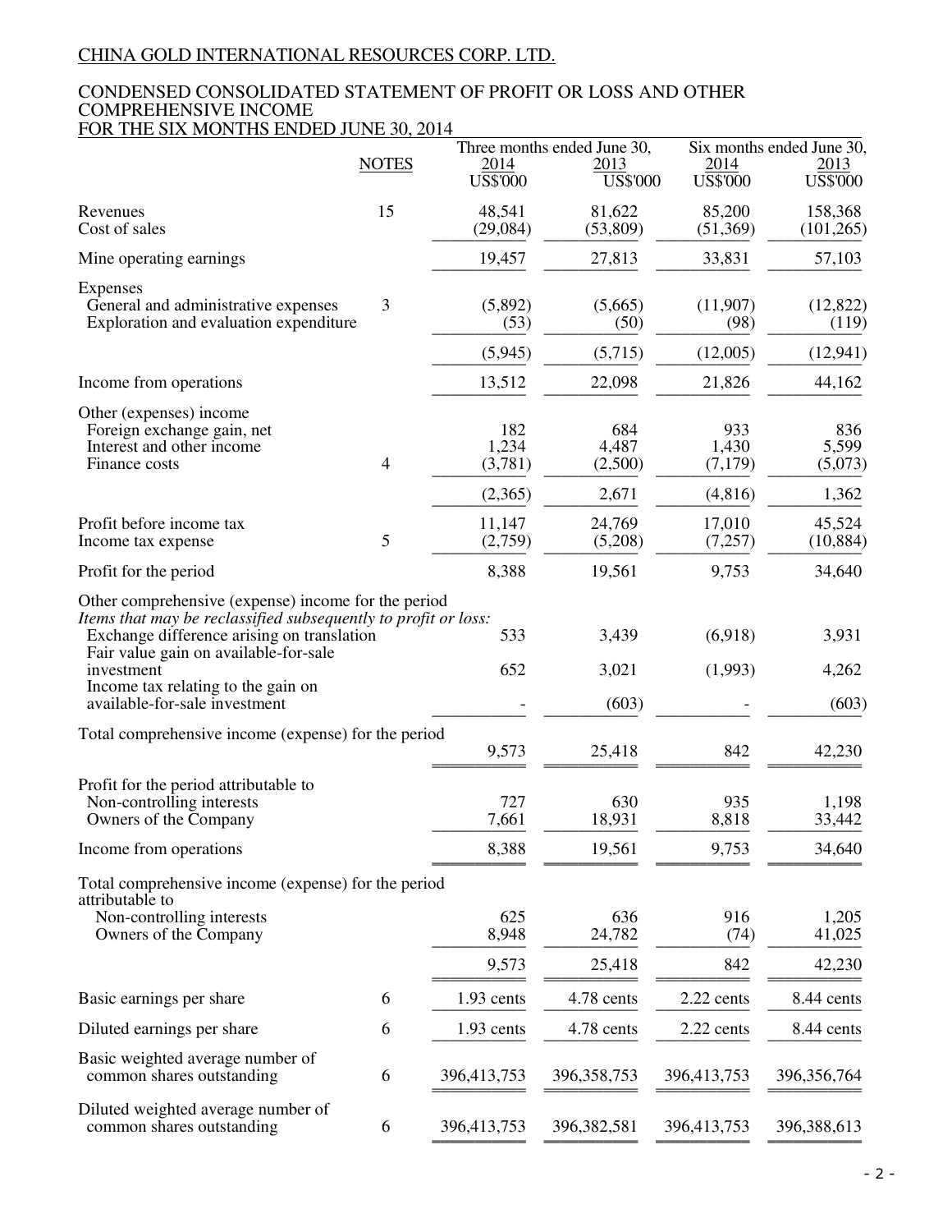CHINA GOLD INTERNATIONAL RESOURCES CORP. LTD.

# CONDENSED CONSOLIDATED STATEMENT OF PROFIT OR LOSS AND OTHER COMPREHENSIVE INCOME FOR THE SIX MONTHS ENDED JUNE 30, 2014

| | NOTES | Three months ended June 30, 2014 US$'000 | Three months ended June 30, 2013 US$'000 | Six months ended June 30, 2014 US$'000 | Six months ended June 30, 2013 US$'000 |
|---|---|---|---|---|---|
| Revenues | 15 | 48,541 | 81,622 | 85,200 | 158,368 |
| Cost of sales | | (29,084) | (53,809) | (51,369) | (101,265) |
| Mine operating earnings | | 19,457 | 27,813 | 33,831 | 57,103 |
| Expenses | | | | | |
| General and administrative expenses | 3 | (5,892) | (5,665) | (11,907) | (12,822) |
| Exploration and evaluation expenditure | | (53) | (50) | (98) | (119) |
| | | (5,945) | (5,715) | (12,005) | (12,941) |
| Income from operations | | 13,512 | 22,098 | 21,826 | 44,162 |
| Other (expenses) income | | | | | |
| Foreign exchange gain, net | | 182 | 684 | 933 | 836 |
| Interest and other income | | 1,234 | 4,487 | 1,430 | 5,599 |
| Finance costs | 4 | (3,781) | (2,500) | (7,179) | (5,073) |
| | | (2,365) | 2,671 | (4,816) | 1,362 |
| Profit before income tax | | 11,147 | 24,769 | 17,010 | 45,524 |
| Income tax expense | 5 | (2,759) | (5,208) | (7,257) | (10,884) |
| Profit for the period | | 8,388 | 19,561 | 9,753 | 34,640 |
| Other comprehensive (expense) income for the period | | | | | |
| *Items that may be reclassified subsequently to profit or loss:* | | | | | |
| Exchange difference arising on translation | | 533 | 3,439 | (6,918) | 3,931 |
| Fair value gain on available-for-sale investment | | 652 | 3,021 | (1,993) | 4,262 |
| Income tax relating to the gain on available-for-sale investment | | - | (603) | - | (603) |
| Total comprehensive income (expense) for the period | | 9,573 | 25,418 | 842 | 42,230 |
| Profit for the period attributable to | | | | | |
| Non-controlling interests | | 727 | 630 | 935 | 1,198 |
| Owners of the Company | | 7,661 | 18,931 | 8,818 | 33,442 |
| Income from operations | | 8,388 | 19,561 | 9,753 | 34,640 |
| Total comprehensive income (expense) for the period attributable to | | | | | |
| Non-controlling interests | | 625 | 636 | 916 | 1,205 |
| Owners of the Company | | 8,948 | 24,782 | (74) | 41,025 |
| | | 9,573 | 25,418 | 842 | 42,230 |
| Basic earnings per share | 6 | 1.93 cents | 4.78 cents | 2.22 cents | 8.44 cents |
| Diluted earnings per share | 6 | 1.93 cents | 4.78 cents | 2.22 cents | 8.44 cents |
| Basic weighted average number of common shares outstanding | 6 | 396,413,753 | 396,358,753 | 396,413,753 | 396,356,764 |
| Diluted weighted average number of common shares outstanding | 6 | 396,413,753 | 396,382,581 | 396,413,753 | 396,388,613 |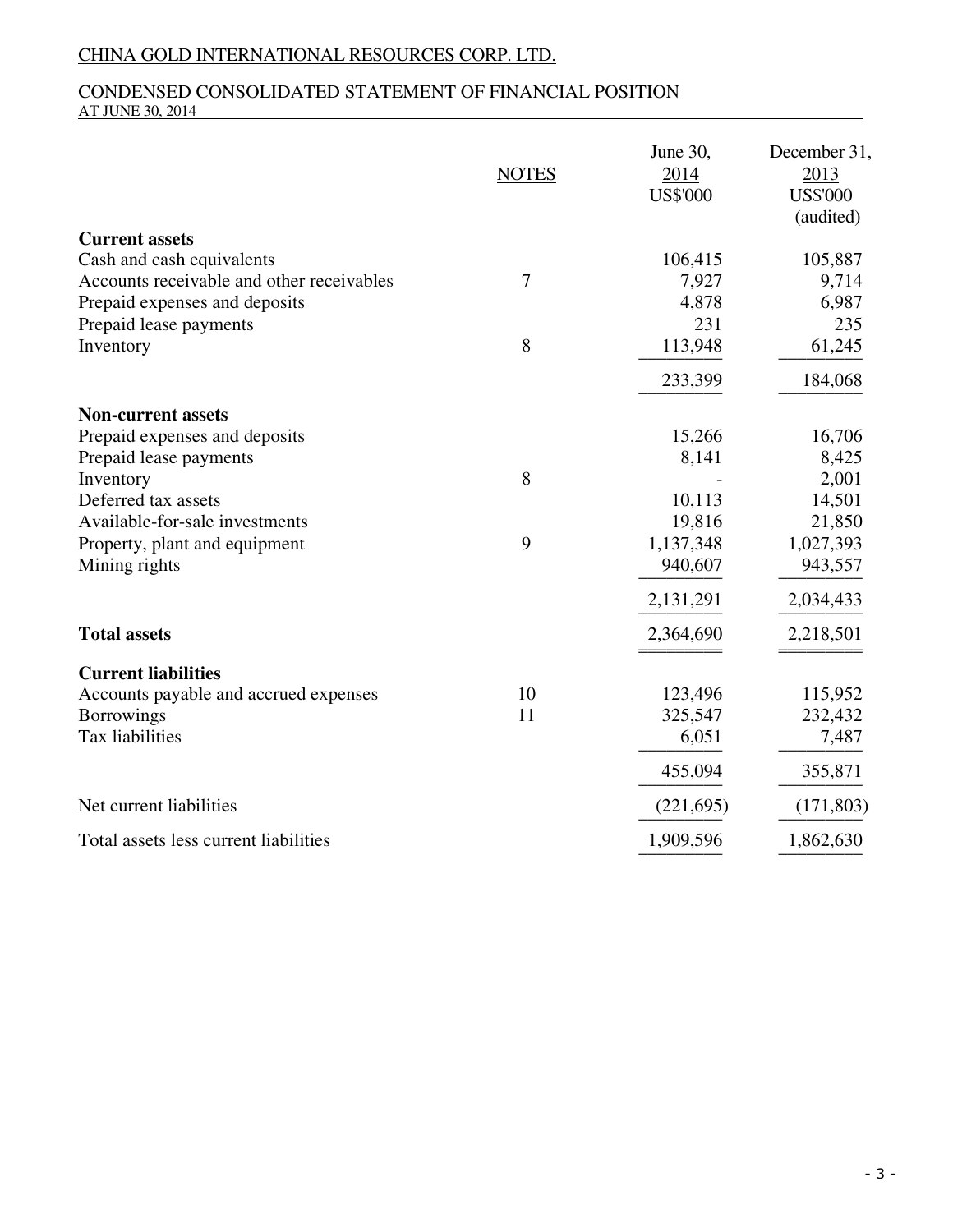CHINA GOLD INTERNATIONAL RESOURCES CORP. LTD.

CONDENSED CONSOLIDATED STATEMENT OF FINANCIAL POSITION
AT JUNE 30, 2014

| | NOTES | June 30, 2014 US$'000 | December 31, 2013 US$'000 (audited) |
|---|---|---|---|
| **Current assets** | | | |
| Cash and cash equivalents | | 106,415 | 105,887 |
| Accounts receivable and other receivables | 7 | 7,927 | 9,714 |
| Prepaid expenses and deposits | | 4,878 | 6,987 |
| Prepaid lease payments | | 231 | 235 |
| Inventory | 8 | 113,948 | 61,245 |
| | | 233,399 | 184,068 |
| **Non-current assets** | | | |
| Prepaid expenses and deposits | | 15,266 | 16,706 |
| Prepaid lease payments | | 8,141 | 8,425 |
| Inventory | 8 | - | 2,001 |
| Deferred tax assets | | 10,113 | 14,501 |
| Available-for-sale investments | | 19,816 | 21,850 |
| Property, plant and equipment | 9 | 1,137,348 | 1,027,393 |
| Mining rights | | 940,607 | 943,557 |
| | | 2,131,291 | 2,034,433 |
| **Total assets** | | 2,364,690 | 2,218,501 |
| **Current liabilities** | | | |
| Accounts payable and accrued expenses | 10 | 123,496 | 115,952 |
| Borrowings | 11 | 325,547 | 232,432 |
| Tax liabilities | | 6,051 | 7,487 |
| | | 455,094 | 355,871 |
| Net current liabilities | | (221,695) | (171,803) |
| Total assets less current liabilities | | 1,909,596 | 1,862,630 |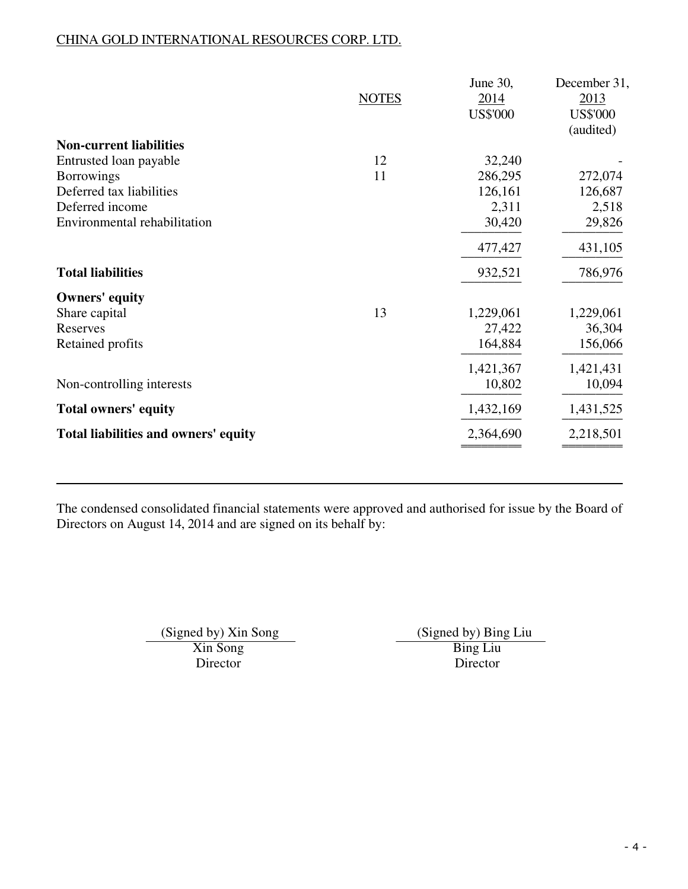CHINA GOLD INTERNATIONAL RESOURCES CORP. LTD.

| | NOTES | June 30, 2014 US$'000 | December 31, 2013 US$'000 (audited) |
|---|---|---|---|
| **Non-current liabilities** | | | |
| Entrusted loan payable | 12 | 32,240 | - |
| Borrowings | 11 | 286,295 | 272,074 |
| Deferred tax liabilities | | 126,161 | 126,687 |
| Deferred income | | 2,311 | 2,518 |
| Environmental rehabilitation | | 30,420 | 29,826 |
| | | 477,427 | 431,105 |
| **Total liabilities** | | 932,521 | 786,976 |
| **Owners' equity** | | | |
| Share capital | 13 | 1,229,061 | 1,229,061 |
| Reserves | | 27,422 | 36,304 |
| Retained profits | | 164,884 | 156,066 |
| | | 1,421,367 | 1,421,431 |
| Non-controlling interests | | 10,802 | 10,094 |
| **Total owners' equity** | | 1,432,169 | 1,431,525 |
| **Total liabilities and owners' equity** | | 2,364,690 | 2,218,501 |

The condensed consolidated financial statements were approved and authorised for issue by the Board of Directors on August 14, 2014 and are signed on its behalf by:

(Signed by) Xin Song
Xin Song
Director

(Signed by) Bing Liu
Bing Liu
Director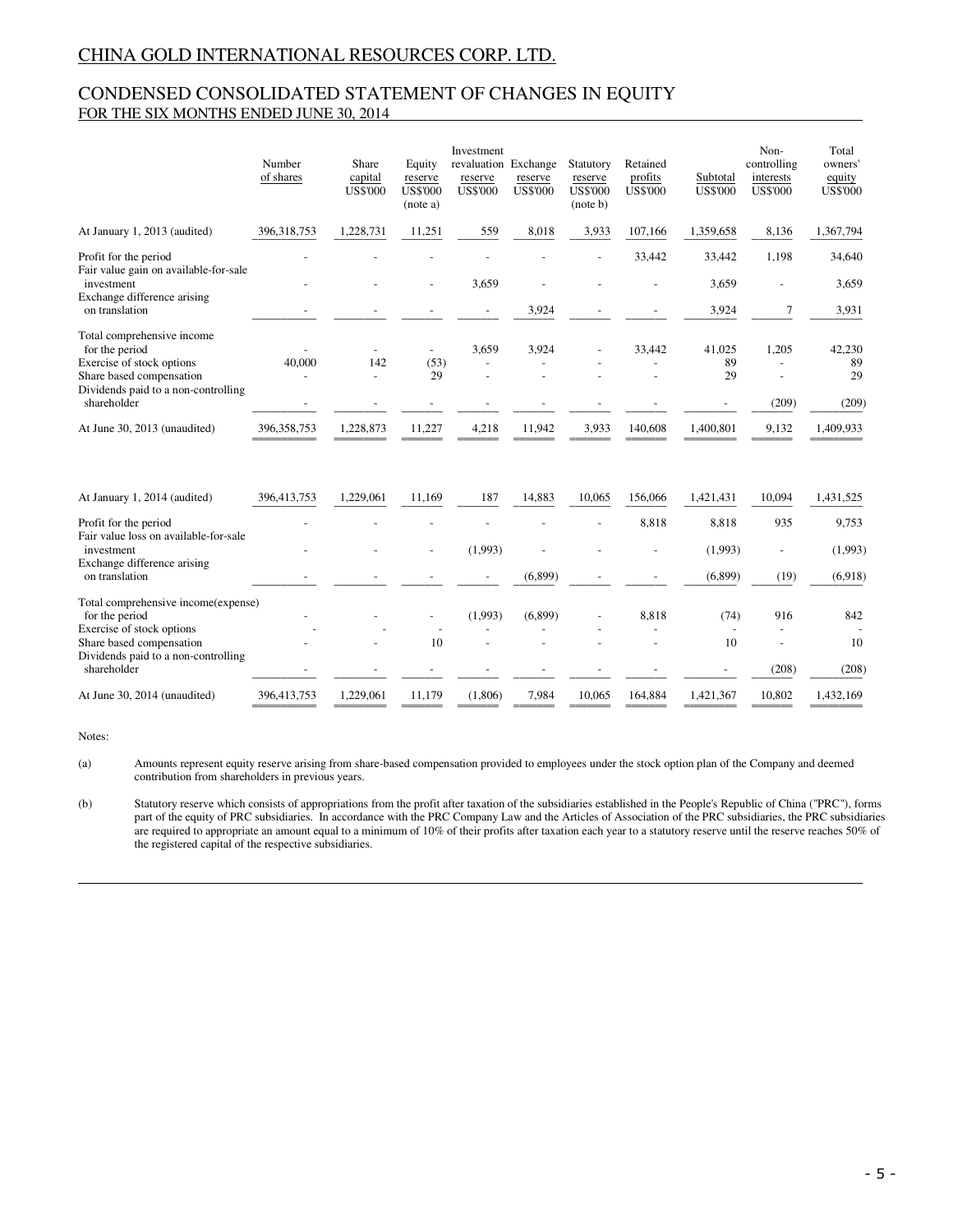# CHINA GOLD INTERNATIONAL RESOURCES CORP. LTD.

## CONDENSED CONSOLIDATED STATEMENT OF CHANGES IN EQUITY
FOR THE SIX MONTHS ENDED JUNE 30, 2014

| | Number of shares | Share capital US$'000 | Equity reserve US$'000 (note a) | Investment revaluation reserve US$'000 | Exchange reserve US$'000 | Statutory reserve US$'000 (note b) | Retained profits US$'000 | Subtotal US$'000 | Non-controlling interests US$'000 | Total owners' equity US$'000 |
|---|---|---|---|---|---|---|---|---|---|---|
| At January 1, 2013 (audited) | 396,318,753 | 1,228,731 | 11,251 | 559 | 8,018 | 3,933 | 107,166 | 1,359,658 | 8,136 | 1,367,794 |
| Profit for the period | - | - | - | - | - | - | 33,442 | 33,442 | 1,198 | 34,640 |
| Fair value gain on available-for-sale investment | - | - | - | 3,659 | - | - | - | 3,659 | - | 3,659 |
| Exchange difference arising on translation | - | - | - | - | 3,924 | - | - | 3,924 | 7 | 3,931 |
| Total comprehensive income for the period | - | - | - | 3,659 | 3,924 | - | 33,442 | 41,025 | 1,205 | 42,230 |
| Exercise of stock options | 40,000 | 142 | (53) | - | - | - | - | 89 | - | 89 |
| Share based compensation | - | - | 29 | - | - | - | - | 29 | - | 29 |
| Dividends paid to a non-controlling shareholder | - | - | - | - | - | - | - | - | (209) | (209) |
| At June 30, 2013 (unaudited) | 396,358,753 | 1,228,873 | 11,227 | 4,218 | 11,942 | 3,933 | 140,608 | 1,400,801 | 9,132 | 1,409,933 |
| | | | | | | | | | | |
| At January 1, 2014 (audited) | 396,413,753 | 1,229,061 | 11,169 | 187 | 14,883 | 10,065 | 156,066 | 1,421,431 | 10,094 | 1,431,525 |
| Profit for the period | - | - | - | - | - | - | 8,818 | 8,818 | 935 | 9,753 |
| Fair value loss on available-for-sale investment | - | - | - | (1,993) | - | - | - | (1,993) | - | (1,993) |
| Exchange difference arising on translation | - | - | - | - | (6,899) | - | - | (6,899) | (19) | (6,918) |
| Total comprehensive income(expense) for the period | - | - | - | (1,993) | (6,899) | - | 8,818 | (74) | 916 | 842 |
| Exercise of stock options | - | - | - | - | - | - | - | - | - | - |
| Share based compensation | - | - | 10 | - | - | - | - | 10 | - | 10 |
| Dividends paid to a non-controlling shareholder | - | - | - | - | - | - | - | - | (208) | (208) |
| At June 30, 2014 (unaudited) | 396,413,753 | 1,229,061 | 11,179 | (1,806) | 7,984 | 10,065 | 164,884 | 1,421,367 | 10,802 | 1,432,169 |

Notes:

(a) Amounts represent equity reserve arising from share-based compensation provided to employees under the stock option plan of the Company and deemed contribution from shareholders in previous years.

(b) Statutory reserve which consists of appropriations from the profit after taxation of the subsidiaries established in the People's Republic of China ("PRC"), forms part of the equity of PRC subsidiaries. In accordance with the PRC Company Law and the Articles of Association of the PRC subsidiaries, the PRC subsidiaries are required to appropriate an amount equal to a minimum of 10% of their profits after taxation each year to a statutory reserve until the reserve reaches 50% of the registered capital of the respective subsidiaries.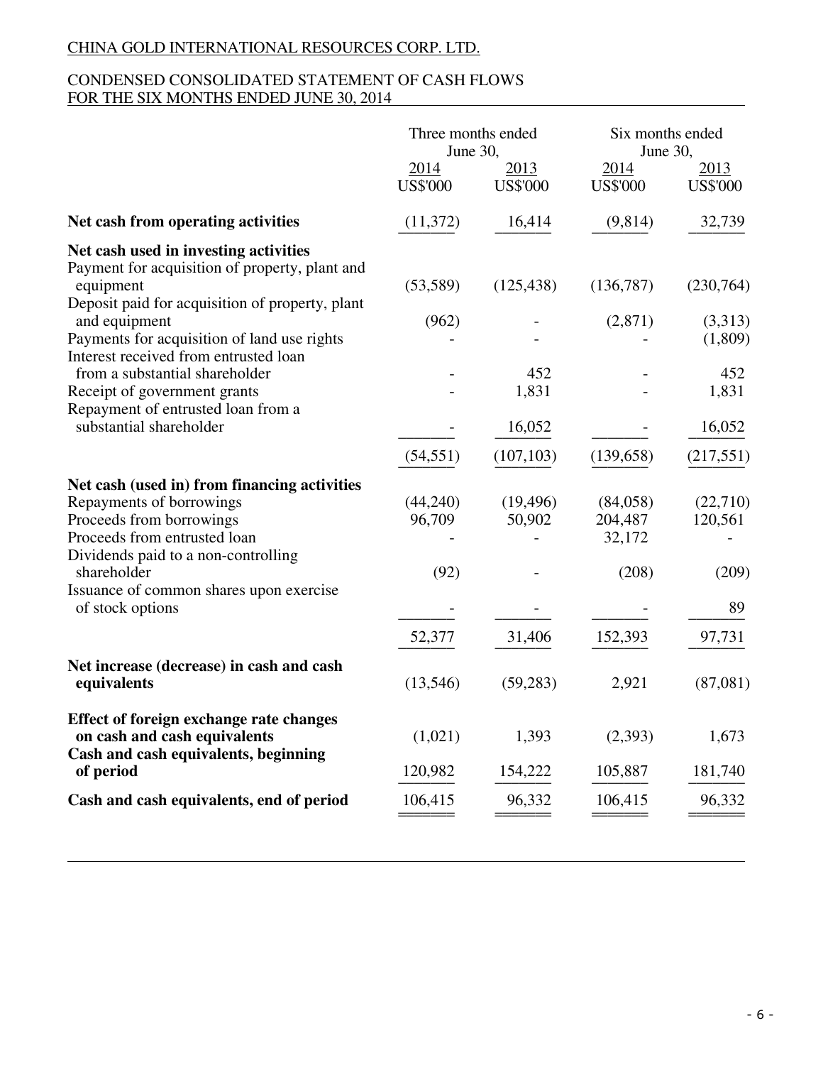CHINA GOLD INTERNATIONAL RESOURCES CORP. LTD.

CONDENSED CONSOLIDATED STATEMENT OF CASH FLOWS
FOR THE SIX MONTHS ENDED JUNE 30, 2014

| | Three months ended June 30, | | Six months ended June 30, | |
|---|---|---|---|---|
| | 2014 | 2013 | 2014 | 2013 |
| | US$'000 | US$'000 | US$'000 | US$'000 |
| **Net cash from operating activities** | (11,372) | 16,414 | (9,814) | 32,739 |
| **Net cash used in investing activities** | | | | |
| Payment for acquisition of property, plant and equipment | (53,589) | (125,438) | (136,787) | (230,764) |
| Deposit paid for acquisition of property, plant and equipment | (962) | - | (2,871) | (3,313) |
| Payments for acquisition of land use rights | - | - | - | (1,809) |
| Interest received from entrusted loan from a substantial shareholder | - | 452 | - | 452 |
| Receipt of government grants | - | 1,831 | - | 1,831 |
| Repayment of entrusted loan from a substantial shareholder | - | 16,052 | - | 16,052 |
| | (54,551) | (107,103) | (139,658) | (217,551) |
| **Net cash (used in) from financing activities** | | | | |
| Repayments of borrowings | (44,240) | (19,496) | (84,058) | (22,710) |
| Proceeds from borrowings | 96,709 | 50,902 | 204,487 | 120,561 |
| Proceeds from entrusted loan | - | - | 32,172 | - |
| Dividends paid to a non-controlling shareholder | (92) | - | (208) | (209) |
| Issuance of common shares upon exercise of stock options | - | - | - | 89 |
| | 52,377 | 31,406 | 152,393 | 97,731 |
| **Net increase (decrease) in cash and cash equivalents** | (13,546) | (59,283) | 2,921 | (87,081) |
| **Effect of foreign exchange rate changes on cash and cash equivalents** | (1,021) | 1,393 | (2,393) | 1,673 |
| **Cash and cash equivalents, beginning of period** | 120,982 | 154,222 | 105,887 | 181,740 |
| **Cash and cash equivalents, end of period** | 106,415 | 96,332 | 106,415 | 96,332 |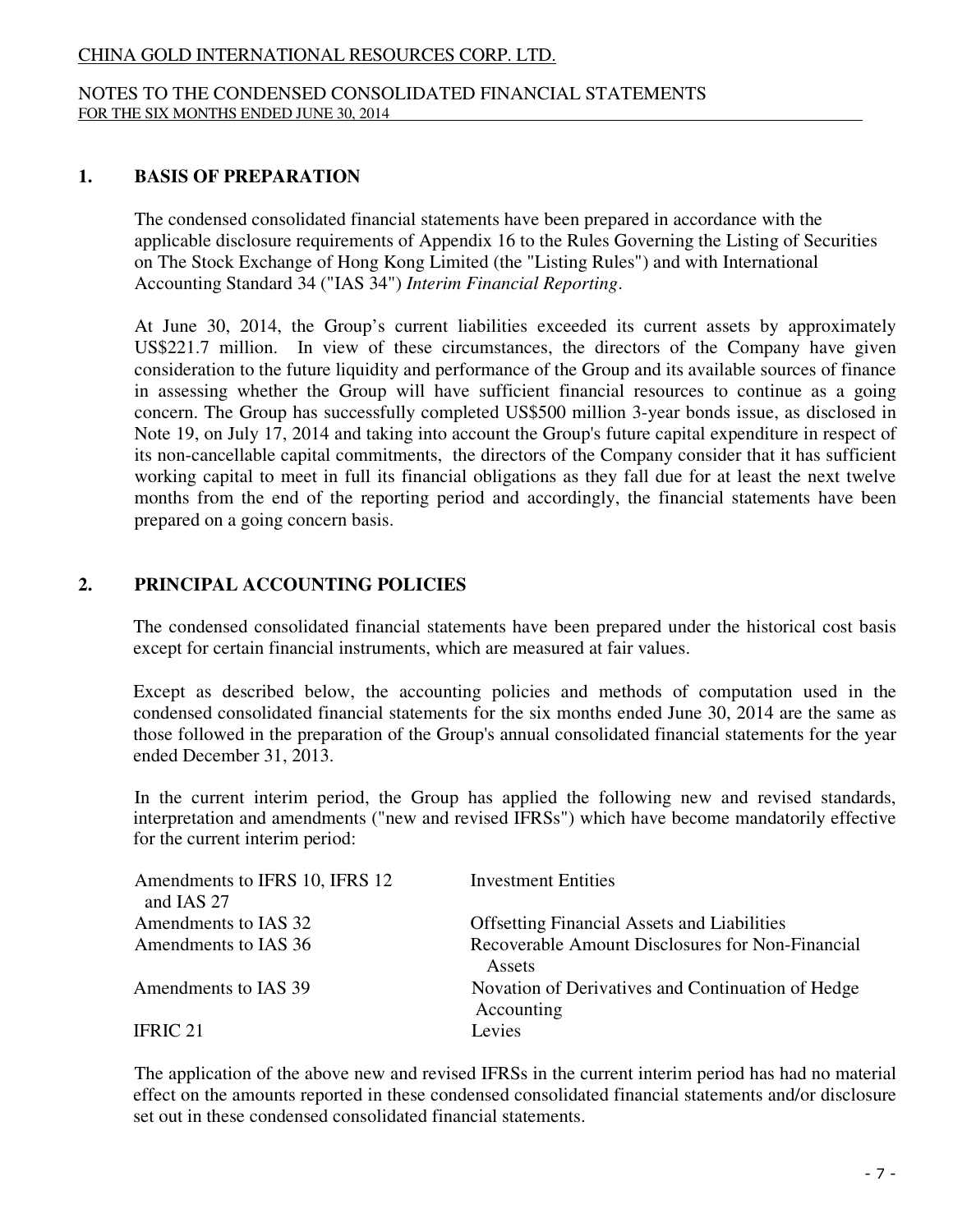## 1. BASIS OF PREPARATION

The condensed consolidated financial statements have been prepared in accordance with the applicable disclosure requirements of Appendix 16 to the Rules Governing the Listing of Securities on The Stock Exchange of Hong Kong Limited (the "Listing Rules") and with International Accounting Standard 34 ("IAS 34") *Interim Financial Reporting*.

At June 30, 2014, the Group's current liabilities exceeded its current assets by approximately US$221.7 million. In view of these circumstances, the directors of the Company have given consideration to the future liquidity and performance of the Group and its available sources of finance in assessing whether the Group will have sufficient financial resources to continue as a going concern. The Group has successfully completed US$500 million 3-year bonds issue, as disclosed in Note 19, on July 17, 2014 and taking into account the Group's future capital expenditure in respect of its non-cancellable capital commitments, the directors of the Company consider that it has sufficient working capital to meet in full its financial obligations as they fall due for at least the next twelve months from the end of the reporting period and accordingly, the financial statements have been prepared on a going concern basis.

## 2. PRINCIPAL ACCOUNTING POLICIES

The condensed consolidated financial statements have been prepared under the historical cost basis except for certain financial instruments, which are measured at fair values.

Except as described below, the accounting policies and methods of computation used in the condensed consolidated financial statements for the six months ended June 30, 2014 are the same as those followed in the preparation of the Group's annual consolidated financial statements for the year ended December 31, 2013.

In the current interim period, the Group has applied the following new and revised standards, interpretation and amendments ("new and revised IFRSs") which have become mandatorily effective for the current interim period:

| | |
|---|---|
| Amendments to IFRS 10, IFRS 12 and IAS 27 | Investment Entities |
| Amendments to IAS 32 | Offsetting Financial Assets and Liabilities |
| Amendments to IAS 36 | Recoverable Amount Disclosures for Non-Financial Assets |
| Amendments to IAS 39 | Novation of Derivatives and Continuation of Hedge Accounting |
| IFRIC 21 | Levies |

The application of the above new and revised IFRSs in the current interim period has had no material effect on the amounts reported in these condensed consolidated financial statements and/or disclosure set out in these condensed consolidated financial statements.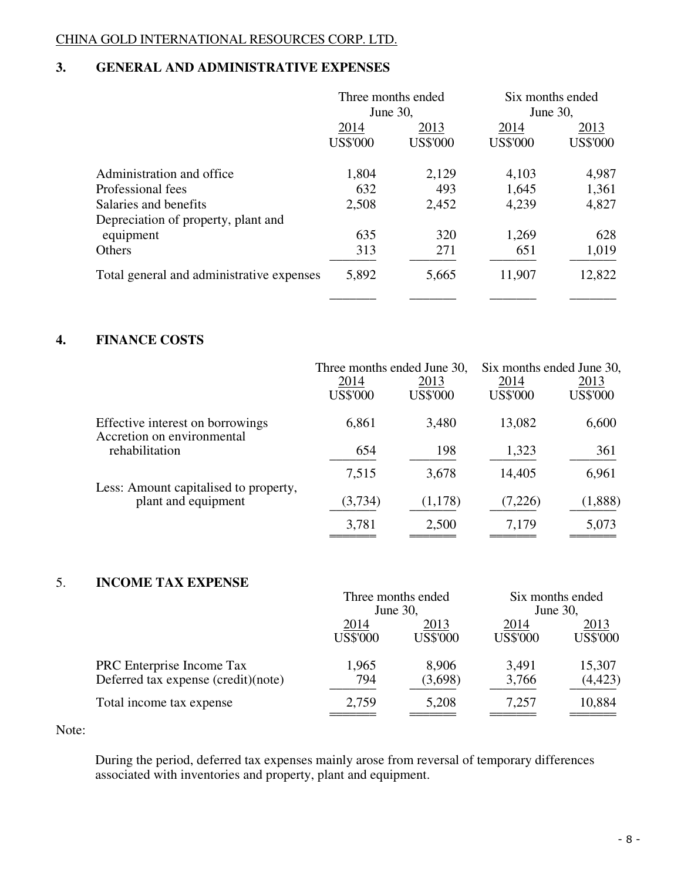CHINA GOLD INTERNATIONAL RESOURCES CORP. LTD.

## 3. GENERAL AND ADMINISTRATIVE EXPENSES

| | Three months ended June 30, | | Six months ended June 30, | |
|---|---|---|---|---|
| | 2014 | 2013 | 2014 | 2013 |
| | US$'000 | US$'000 | US$'000 | US$'000 |
| Administration and office | 1,804 | 2,129 | 4,103 | 4,987 |
| Professional fees | 632 | 493 | 1,645 | 1,361 |
| Salaries and benefits | 2,508 | 2,452 | 4,239 | 4,827 |
| Depreciation of property, plant and equipment | 635 | 320 | 1,269 | 628 |
| Others | 313 | 271 | 651 | 1,019 |
| Total general and administrative expenses | 5,892 | 5,665 | 11,907 | 12,822 |

## 4. FINANCE COSTS

| | Three months ended June 30, | | Six months ended June 30, | |
|---|---|---|---|---|
| | 2014 | 2013 | 2014 | 2013 |
| | US$'000 | US$'000 | US$'000 | US$'000 |
| Effective interest on borrowings | 6,861 | 3,480 | 13,082 | 6,600 |
| Accretion on environmental rehabilitation | 654 | 198 | 1,323 | 361 |
| | 7,515 | 3,678 | 14,405 | 6,961 |
| Less: Amount capitalised to property, plant and equipment | (3,734) | (1,178) | (7,226) | (1,888) |
| | 3,781 | 2,500 | 7,179 | 5,073 |

## 5. INCOME TAX EXPENSE

| | Three months ended June 30, | | Six months ended June 30, | |
|---|---|---|---|---|
| | 2014 | 2013 | 2014 | 2013 |
| | US$'000 | US$'000 | US$'000 | US$'000 |
| PRC Enterprise Income Tax | 1,965 | 8,906 | 3,491 | 15,307 |
| Deferred tax expense (credit)(note) | 794 | (3,698) | 3,766 | (4,423) |
| Total income tax expense | 2,759 | 5,208 | 7,257 | 10,884 |

Note:

During the period, deferred tax expenses mainly arose from reversal of temporary differences associated with inventories and property, plant and equipment.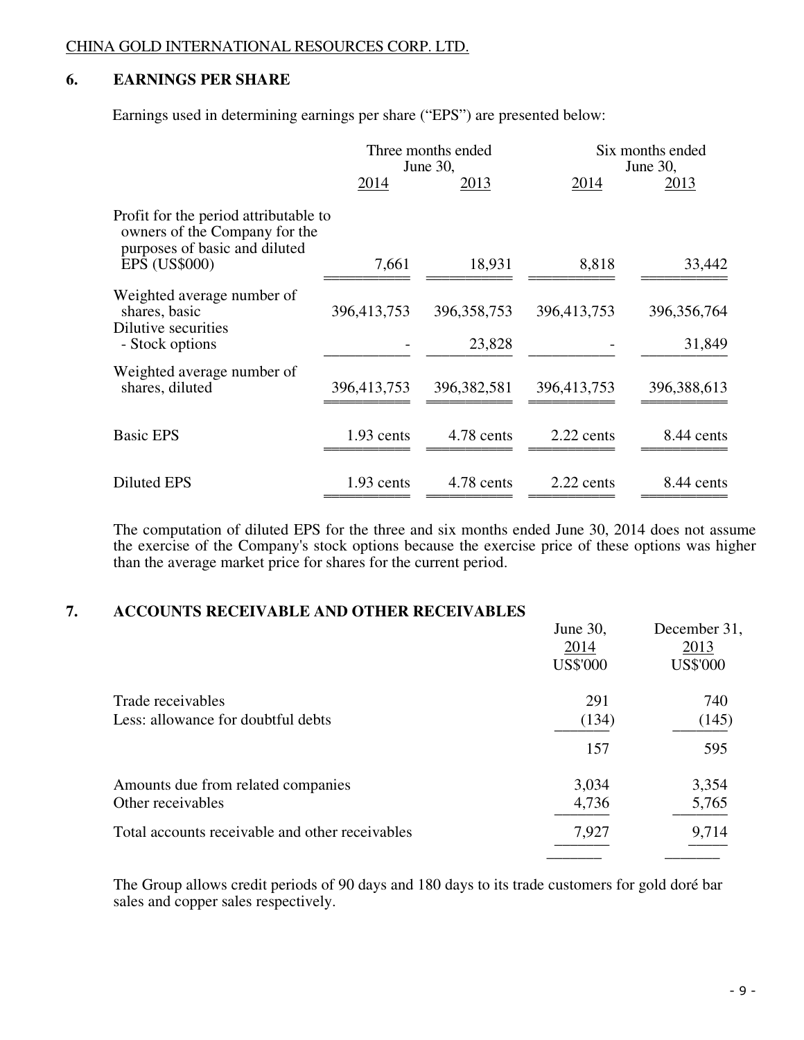## 6. EARNINGS PER SHARE

Earnings used in determining earnings per share ("EPS") are presented below:

| | Three months ended June 30, | | Six months ended June 30, | |
|---|---|---|---|---|
| | 2014 | 2013 | 2014 | 2013 |
| Profit for the period attributable to owners of the Company for the purposes of basic and diluted EPS (US$000) | 7,661 | 18,931 | 8,818 | 33,442 |
| Weighted average number of shares, basic | 396,413,753 | 396,358,753 | 396,413,753 | 396,356,764 |
| Dilutive securities - Stock options | - | 23,828 | - | 31,849 |
| Weighted average number of shares, diluted | 396,413,753 | 396,382,581 | 396,413,753 | 396,388,613 |
| Basic EPS | 1.93 cents | 4.78 cents | 2.22 cents | 8.44 cents |
| Diluted EPS | 1.93 cents | 4.78 cents | 2.22 cents | 8.44 cents |

The computation of diluted EPS for the three and six months ended June 30, 2014 does not assume the exercise of the Company's stock options because the exercise price of these options was higher than the average market price for shares for the current period.

## 7. ACCOUNTS RECEIVABLE AND OTHER RECEIVABLES

| | June 30, 2014 US$'000 | December 31, 2013 US$'000 |
|---|---|---|
| Trade receivables | 291 | 740 |
| Less: allowance for doubtful debts | (134) | (145) |
| | 157 | 595 |
| Amounts due from related companies | 3,034 | 3,354 |
| Other receivables | 4,736 | 5,765 |
| Total accounts receivable and other receivables | 7,927 | 9,714 |

The Group allows credit periods of 90 days and 180 days to its trade customers for gold doré bar sales and copper sales respectively.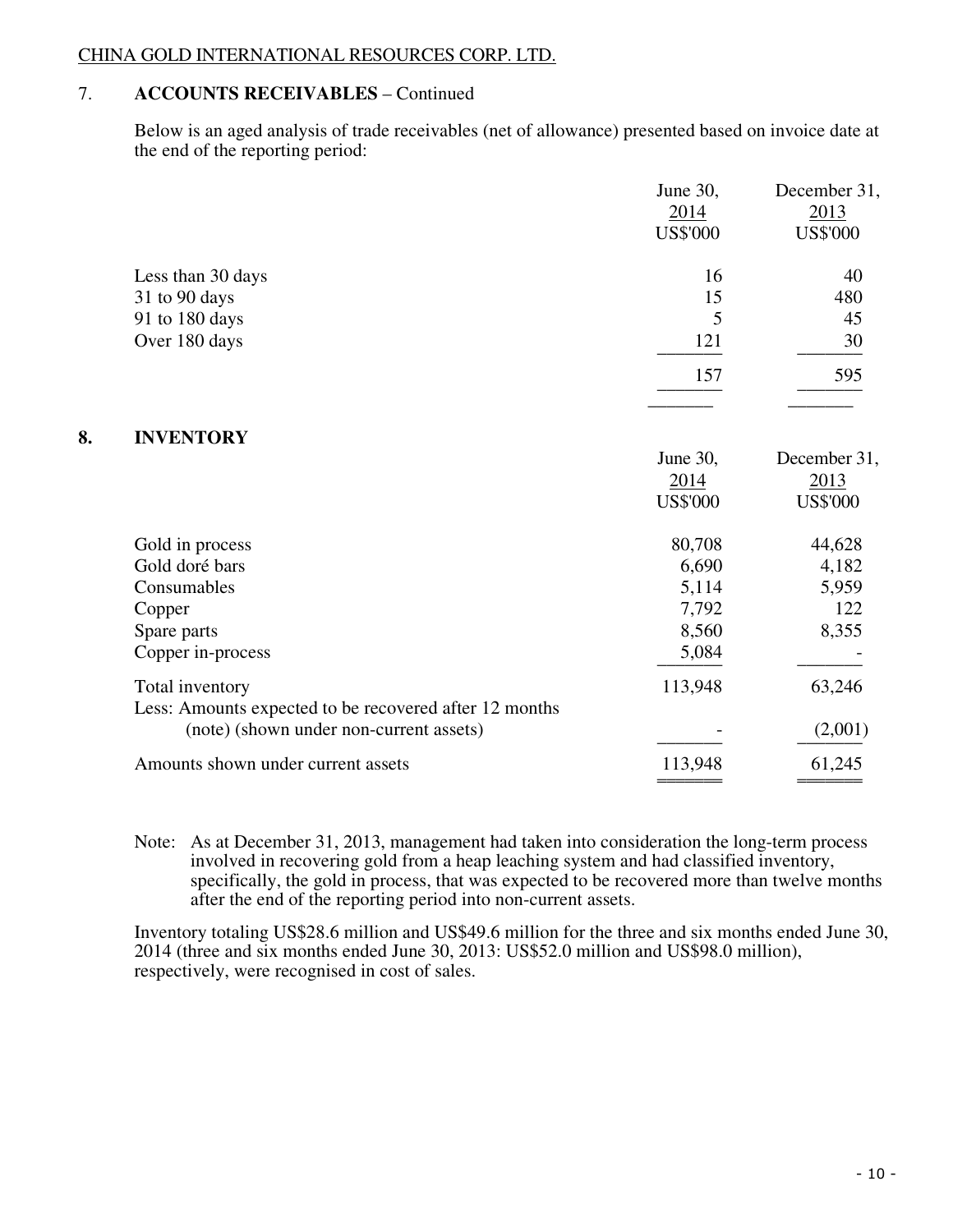CHINA GOLD INTERNATIONAL RESOURCES CORP. LTD.

## 7. ACCOUNTS RECEIVABLES – Continued

Below is an aged analysis of trade receivables (net of allowance) presented based on invoice date at the end of the reporting period:

| | June 30, 2014 US$'000 | December 31, 2013 US$'000 |
|---|---|---|
| Less than 30 days | 16 | 40 |
| 31 to 90 days | 15 | 480 |
| 91 to 180 days | 5 | 45 |
| Over 180 days | 121 | 30 |
| | 157 | 595 |

## 8. INVENTORY

| | June 30, 2014 US$'000 | December 31, 2013 US$'000 |
|---|---|---|
| Gold in process | 80,708 | 44,628 |
| Gold doré bars | 6,690 | 4,182 |
| Consumables | 5,114 | 5,959 |
| Copper | 7,792 | 122 |
| Spare parts | 8,560 | 8,355 |
| Copper in-process | 5,084 | - |
| Total inventory | 113,948 | 63,246 |
| Less: Amounts expected to be recovered after 12 months (note) (shown under non-current assets) | - | (2,001) |
| Amounts shown under current assets | 113,948 | 61,245 |

Note: As at December 31, 2013, management had taken into consideration the long-term process involved in recovering gold from a heap leaching system and had classified inventory, specifically, the gold in process, that was expected to be recovered more than twelve months after the end of the reporting period into non-current assets.

Inventory totaling US$28.6 million and US$49.6 million for the three and six months ended June 30, 2014 (three and six months ended June 30, 2013: US$52.0 million and US$98.0 million), respectively, were recognised in cost of sales.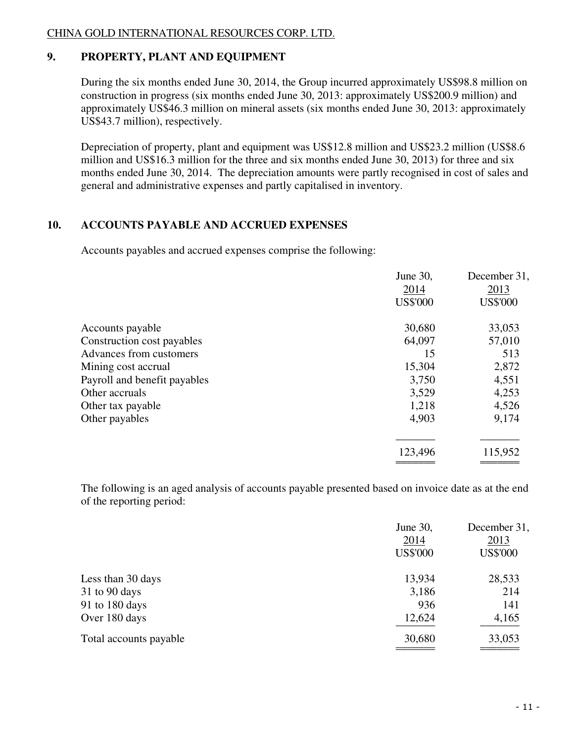## 9. PROPERTY, PLANT AND EQUIPMENT

During the six months ended June 30, 2014, the Group incurred approximately US$98.8 million on construction in progress (six months ended June 30, 2013: approximately US$200.9 million) and approximately US$46.3 million on mineral assets (six months ended June 30, 2013: approximately US$43.7 million), respectively.

Depreciation of property, plant and equipment was US$12.8 million and US$23.2 million (US$8.6 million and US$16.3 million for the three and six months ended June 30, 2013) for three and six months ended June 30, 2014. The depreciation amounts were partly recognised in cost of sales and general and administrative expenses and partly capitalised in inventory.

## 10. ACCOUNTS PAYABLE AND ACCRUED EXPENSES

Accounts payables and accrued expenses comprise the following:

| | June 30, 2014 US$'000 | December 31, 2013 US$'000 |
|---|---|---|
| Accounts payable | 30,680 | 33,053 |
| Construction cost payables | 64,097 | 57,010 |
| Advances from customers | 15 | 513 |
| Mining cost accrual | 15,304 | 2,872 |
| Payroll and benefit payables | 3,750 | 4,551 |
| Other accruals | 3,529 | 4,253 |
| Other tax payable | 1,218 | 4,526 |
| Other payables | 4,903 | 9,174 |
| | 123,496 | 115,952 |

The following is an aged analysis of accounts payable presented based on invoice date as at the end of the reporting period:

| | June 30, 2014 US$'000 | December 31, 2013 US$'000 |
|---|---|---|
| Less than 30 days | 13,934 | 28,533 |
| 31 to 90 days | 3,186 | 214 |
| 91 to 180 days | 936 | 141 |
| Over 180 days | 12,624 | 4,165 |
| Total accounts payable | 30,680 | 33,053 |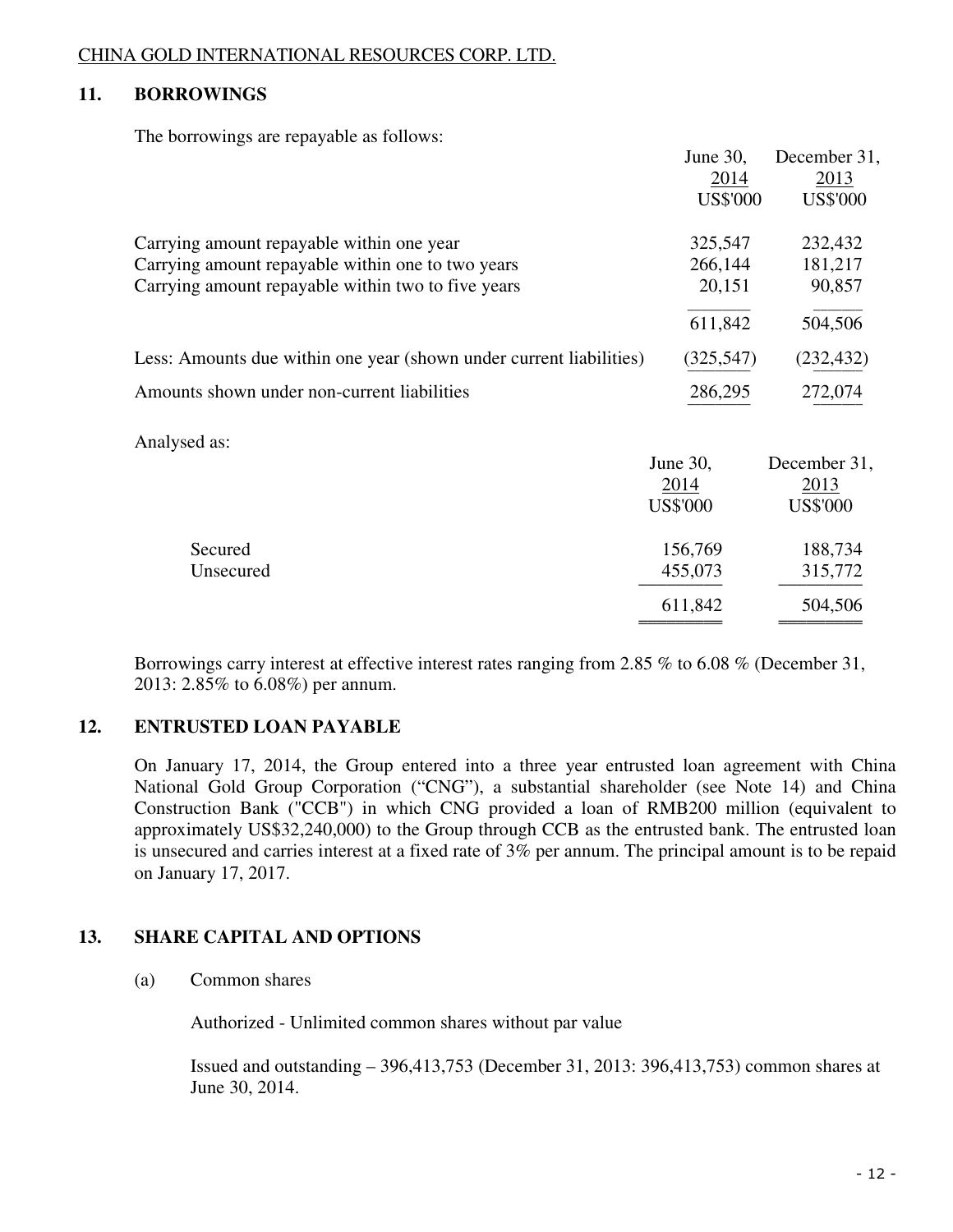## 11. BORROWINGS

The borrowings are repayable as follows:

| | June 30, 2014 US$'000 | December 31, 2013 US$'000 |
|---|---|---|
| Carrying amount repayable within one year | 325,547 | 232,432 |
| Carrying amount repayable within one to two years | 266,144 | 181,217 |
| Carrying amount repayable within two to five years | 20,151 | 90,857 |
| | 611,842 | 504,506 |
| Less: Amounts due within one year (shown under current liabilities) | (325,547) | (232,432) |
| Amounts shown under non-current liabilities | 286,295 | 272,074 |

Analysed as:

| | June 30, 2014 US$'000 | December 31, 2013 US$'000 |
|---|---|---|
| Secured | 156,769 | 188,734 |
| Unsecured | 455,073 | 315,772 |
| | 611,842 | 504,506 |

Borrowings carry interest at effective interest rates ranging from 2.85 % to 6.08 % (December 31, 2013: 2.85% to 6.08%) per annum.

## 12. ENTRUSTED LOAN PAYABLE

On January 17, 2014, the Group entered into a three year entrusted loan agreement with China National Gold Group Corporation ("CNG"), a substantial shareholder (see Note 14) and China Construction Bank ("CCB") in which CNG provided a loan of RMB200 million (equivalent to approximately US$32,240,000) to the Group through CCB as the entrusted bank. The entrusted loan is unsecured and carries interest at a fixed rate of 3% per annum. The principal amount is to be repaid on January 17, 2017.

## 13. SHARE CAPITAL AND OPTIONS

(a) Common shares

Authorized - Unlimited common shares without par value

Issued and outstanding – 396,413,753 (December 31, 2013: 396,413,753) common shares at June 30, 2014.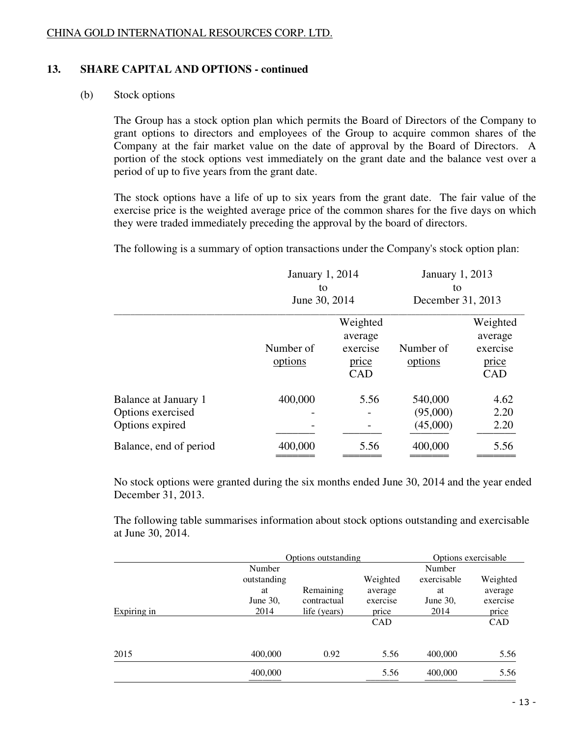## 13. SHARE CAPITAL AND OPTIONS - continued

### (b) Stock options

The Group has a stock option plan which permits the Board of Directors of the Company to grant options to directors and employees of the Group to acquire common shares of the Company at the fair market value on the date of approval by the Board of Directors. A portion of the stock options vest immediately on the grant date and the balance vest over a period of up to five years from the grant date.

The stock options have a life of up to six years from the grant date. The fair value of the exercise price is the weighted average price of the common shares for the five days on which they were traded immediately preceding the approval by the board of directors.

The following is a summary of option transactions under the Company's stock option plan:

| | January 1, 2014 to June 30, 2014 | | January 1, 2013 to December 31, 2013 | |
|---|---|---|---|---|
| | Number of options | Weighted average exercise price CAD | Number of options | Weighted average exercise price CAD |
| Balance at January 1 | 400,000 | 5.56 | 540,000 | 4.62 |
| Options exercised | - | - | (95,000) | 2.20 |
| Options expired | - | - | (45,000) | 2.20 |
| Balance, end of period | 400,000 | 5.56 | 400,000 | 5.56 |

No stock options were granted during the six months ended June 30, 2014 and the year ended December 31, 2013.

The following table summarises information about stock options outstanding and exercisable at June 30, 2014.

| | Options outstanding | | | Options exercisable | |
|---|---|---|---|---|---|
| Expiring in | Number outstanding at June 30, 2014 | Remaining contractual life (years) | Weighted average exercise price CAD | Number exercisable at June 30, 2014 | Weighted average exercise price CAD |
| 2015 | 400,000 | 0.92 | 5.56 | 400,000 | 5.56 |
| | 400,000 | | 5.56 | 400,000 | 5.56 |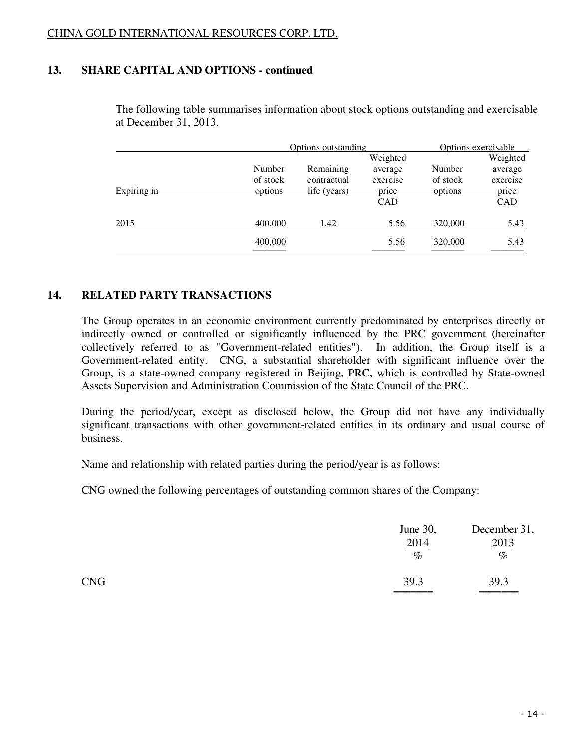## 13. SHARE CAPITAL AND OPTIONS - continued

The following table summarises information about stock options outstanding and exercisable at December 31, 2013.

| | Options outstanding | | | Options exercisable | |
|---|---|---|---|---|---|
| Expiring in | Number of stock options | Remaining contractual life (years) | Weighted average exercise price | Number of stock options | Weighted average exercise price |
| | | | CAD | | CAD |
| 2015 | 400,000 | 1.42 | 5.56 | 320,000 | 5.43 |
| | 400,000 | | 5.56 | 320,000 | 5.43 |

## 14. RELATED PARTY TRANSACTIONS

The Group operates in an economic environment currently predominated by enterprises directly or indirectly owned or controlled or significantly influenced by the PRC government (hereinafter collectively referred to as "Government-related entities"). In addition, the Group itself is a Government-related entity. CNG, a substantial shareholder with significant influence over the Group, is a state-owned company registered in Beijing, PRC, which is controlled by State-owned Assets Supervision and Administration Commission of the State Council of the PRC.

During the period/year, except as disclosed below, the Group did not have any individually significant transactions with other government-related entities in its ordinary and usual course of business.

Name and relationship with related parties during the period/year is as follows:

CNG owned the following percentages of outstanding common shares of the Company:

| | June 30, 2014 | December 31, 2013 |
|---|---|---|
| | % | % |
| CNG | 39.3 | 39.3 |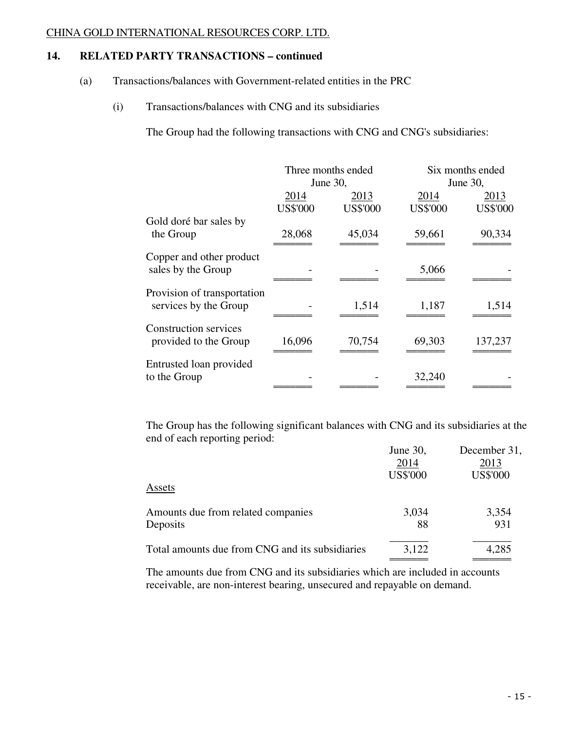CHINA GOLD INTERNATIONAL RESOURCES CORP. LTD.

## 14. RELATED PARTY TRANSACTIONS – continued

(a) Transactions/balances with Government-related entities in the PRC

(i) Transactions/balances with CNG and its subsidiaries

The Group had the following transactions with CNG and CNG's subsidiaries:

| | Three months ended June 30, | | Six months ended June 30, | |
|---|---|---|---|---|
| | 2014 | 2013 | 2014 | 2013 |
| | US$'000 | US$'000 | US$'000 | US$'000 |
| Gold doré bar sales by the Group | 28,068 | 45,034 | 59,661 | 90,334 |
| Copper and other product sales by the Group | - | - | 5,066 | - |
| Provision of transportation services by the Group | - | 1,514 | 1,187 | 1,514 |
| Construction services provided to the Group | 16,096 | 70,754 | 69,303 | 137,237 |
| Entrusted loan provided to the Group | - | - | 32,240 | - |

The Group has the following significant balances with CNG and its subsidiaries at the end of each reporting period:

| | June 30, 2014 | December 31, 2013 |
|---|---|---|
| | US$'000 | US$'000 |
| Assets | | |
| Amounts due from related companies | 3,034 | 3,354 |
| Deposits | 88 | 931 |
| Total amounts due from CNG and its subsidiaries | 3,122 | 4,285 |

The amounts due from CNG and its subsidiaries which are included in accounts receivable, are non-interest bearing, unsecured and repayable on demand.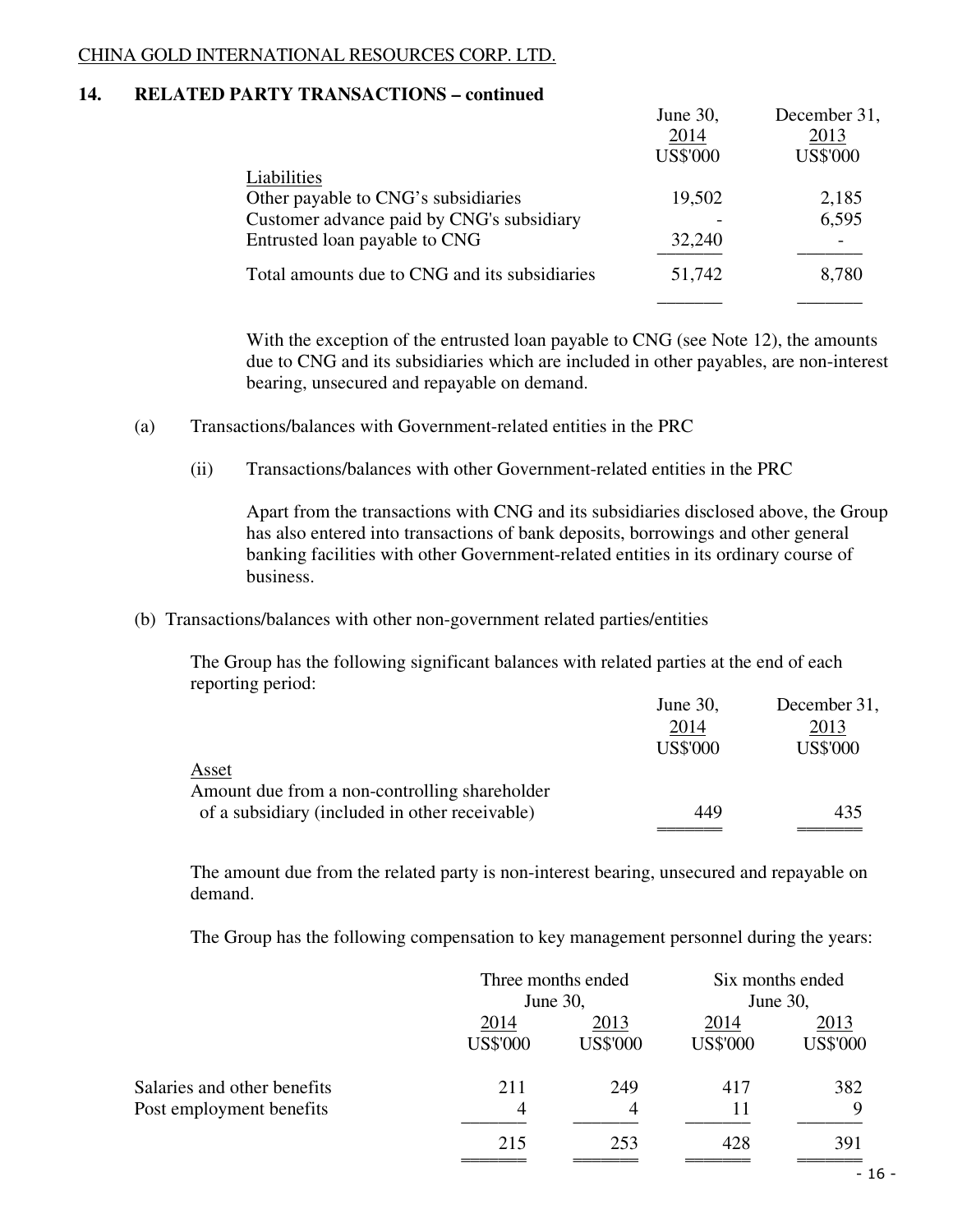## 14. RELATED PARTY TRANSACTIONS – continued

| | June 30, 2014 US$'000 | December 31, 2013 US$'000 |
|---|---|---|
| Liabilities | | |
| Other payable to CNG's subsidiaries | 19,502 | 2,185 |
| Customer advance paid by CNG's subsidiary | - | 6,595 |
| Entrusted loan payable to CNG | 32,240 | - |
| Total amounts due to CNG and its subsidiaries | 51,742 | 8,780 |

With the exception of the entrusted loan payable to CNG (see Note 12), the amounts due to CNG and its subsidiaries which are included in other payables, are non-interest bearing, unsecured and repayable on demand.

(a) Transactions/balances with Government-related entities in the PRC

(ii) Transactions/balances with other Government-related entities in the PRC

Apart from the transactions with CNG and its subsidiaries disclosed above, the Group has also entered into transactions of bank deposits, borrowings and other general banking facilities with other Government-related entities in its ordinary course of business.

(b) Transactions/balances with other non-government related parties/entities

The Group has the following significant balances with related parties at the end of each reporting period:

| | June 30, 2014 US$'000 | December 31, 2013 US$'000 |
|---|---|---|
| Asset | | |
| Amount due from a non-controlling shareholder of a subsidiary (included in other receivable) | 449 | 435 |

The amount due from the related party is non-interest bearing, unsecured and repayable on demand.

The Group has the following compensation to key management personnel during the years:

| | Three months ended June 30, | | Six months ended June 30, | |
|---|---|---|---|---|
| | 2014 US$'000 | 2013 US$'000 | 2014 US$'000 | 2013 US$'000 |
| Salaries and other benefits | 211 | 249 | 417 | 382 |
| Post employment benefits | 4 | 4 | 11 | 9 |
| | 215 | 253 | 428 | 391 |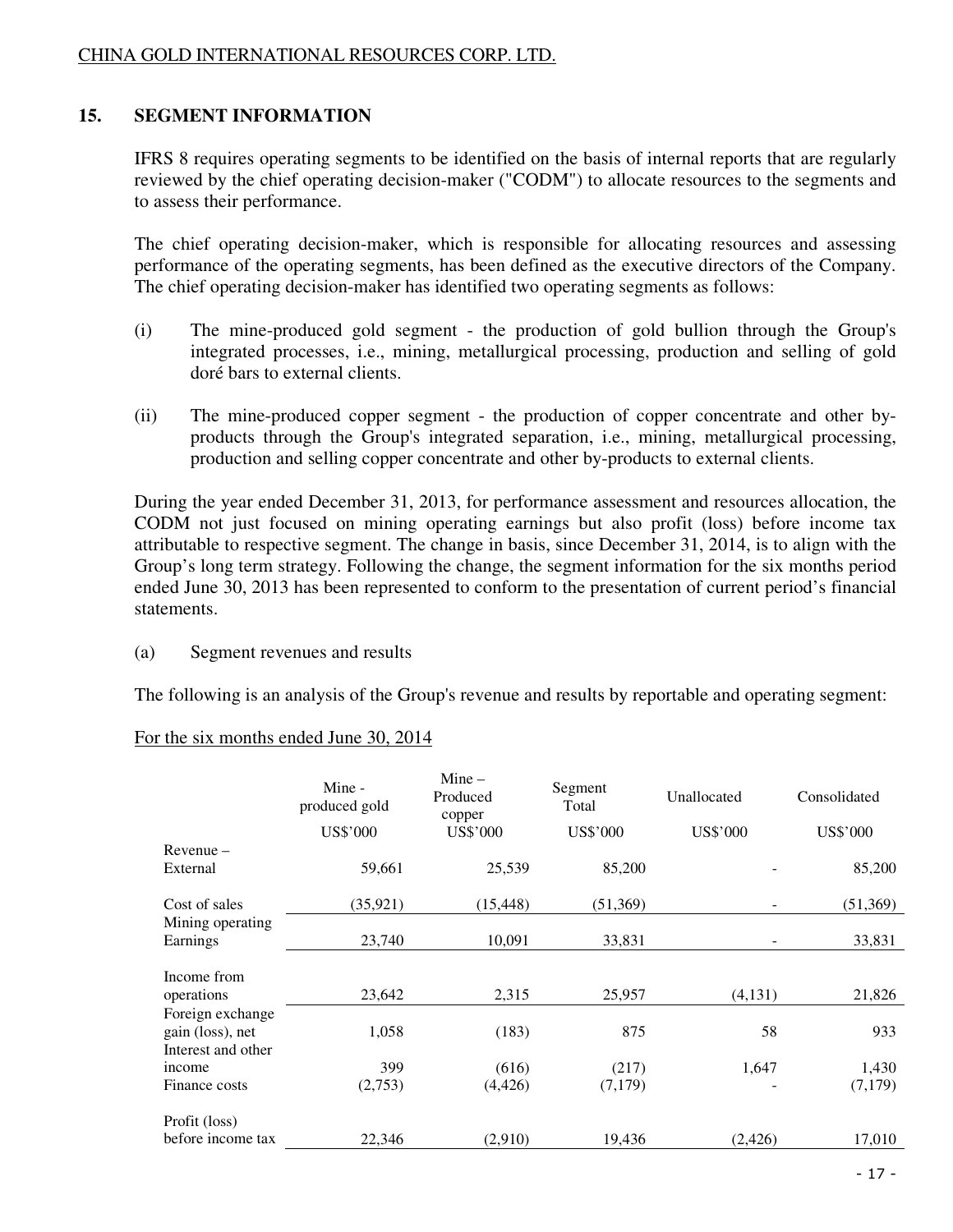## 15. SEGMENT INFORMATION

IFRS 8 requires operating segments to be identified on the basis of internal reports that are regularly reviewed by the chief operating decision-maker ("CODM") to allocate resources to the segments and to assess their performance.

The chief operating decision-maker, which is responsible for allocating resources and assessing performance of the operating segments, has been defined as the executive directors of the Company. The chief operating decision-maker has identified two operating segments as follows:

(i) The mine-produced gold segment - the production of gold bullion through the Group's integrated processes, i.e., mining, metallurgical processing, production and selling of gold doré bars to external clients.

(ii) The mine-produced copper segment - the production of copper concentrate and other by-products through the Group's integrated separation, i.e., mining, metallurgical processing, production and selling copper concentrate and other by-products to external clients.

During the year ended December 31, 2013, for performance assessment and resources allocation, the CODM not just focused on mining operating earnings but also profit (loss) before income tax attributable to respective segment. The change in basis, since December 31, 2014, is to align with the Group's long term strategy. Following the change, the segment information for the six months period ended June 30, 2013 has been represented to conform to the presentation of current period's financial statements.

(a) Segment revenues and results

The following is an analysis of the Group's revenue and results by reportable and operating segment:

For the six months ended June 30, 2014

| | Mine - produced gold | Mine – Produced copper | Segment Total | Unallocated | Consolidated |
|---|---|---|---|---|---|
| | US$'000 | US$'000 | US$'000 | US$'000 | US$'000 |
| Revenue – External | 59,661 | 25,539 | 85,200 | - | 85,200 |
| Cost of sales | (35,921) | (15,448) | (51,369) | - | (51,369) |
| Mining operating Earnings | 23,740 | 10,091 | 33,831 | - | 33,831 |
| Income from operations | 23,642 | 2,315 | 25,957 | (4,131) | 21,826 |
| Foreign exchange gain (loss), net | 1,058 | (183) | 875 | 58 | 933 |
| Interest and other income | 399 | (616) | (217) | 1,647 | 1,430 |
| Finance costs | (2,753) | (4,426) | (7,179) | - | (7,179) |
| Profit (loss) before income tax | 22,346 | (2,910) | 19,436 | (2,426) | 17,010 |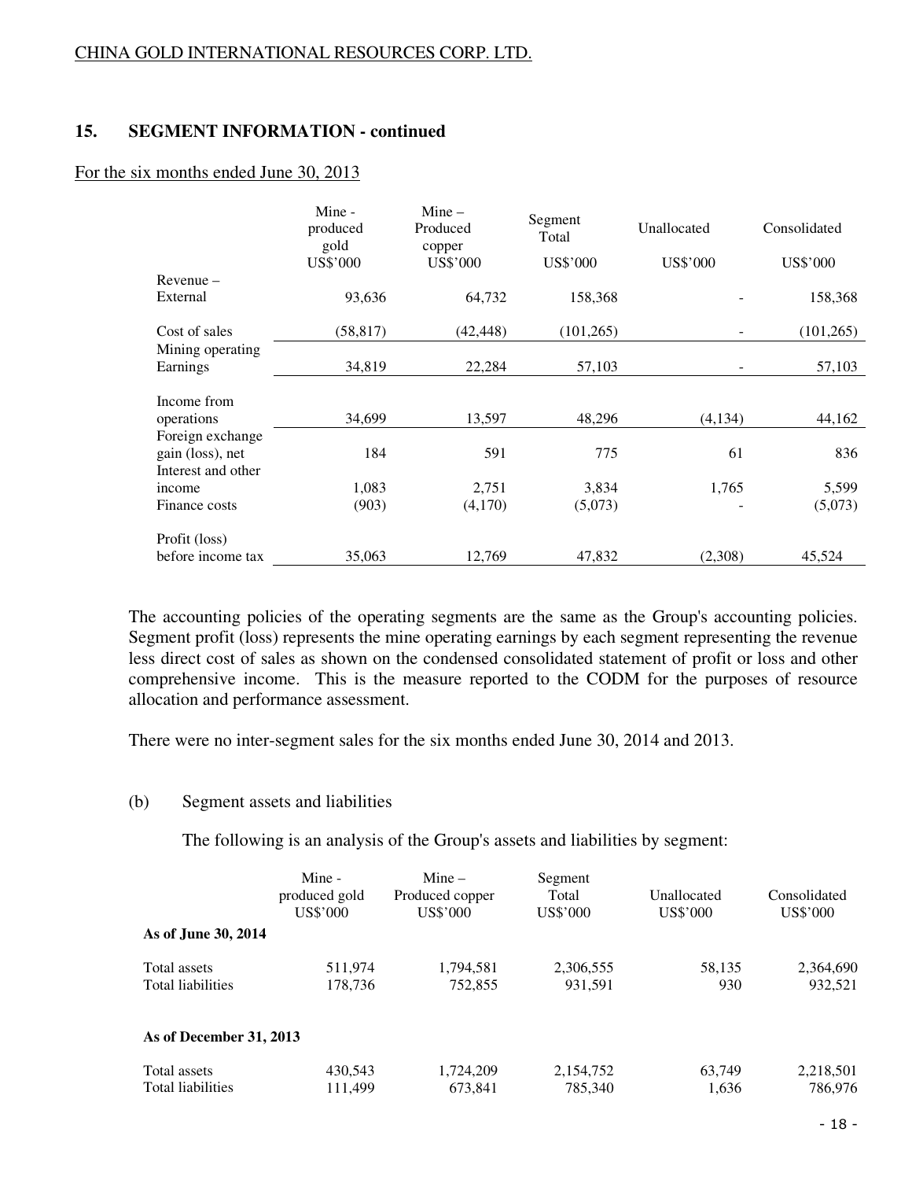## 15. SEGMENT INFORMATION - continued

For the six months ended June 30, 2013

| | Mine - produced gold US$'000 | Mine – Produced copper US$'000 | Segment Total US$'000 | Unallocated US$'000 | Consolidated US$'000 |
|---|---|---|---|---|---|
| Revenue – External | 93,636 | 64,732 | 158,368 | - | 158,368 |
| Cost of sales | (58,817) | (42,448) | (101,265) | - | (101,265) |
| Mining operating Earnings | 34,819 | 22,284 | 57,103 | - | 57,103 |
| Income from operations | 34,699 | 13,597 | 48,296 | (4,134) | 44,162 |
| Foreign exchange gain (loss), net | 184 | 591 | 775 | 61 | 836 |
| Interest and other income | 1,083 | 2,751 | 3,834 | 1,765 | 5,599 |
| Finance costs | (903) | (4,170) | (5,073) | - | (5,073) |
| Profit (loss) before income tax | 35,063 | 12,769 | 47,832 | (2,308) | 45,524 |

The accounting policies of the operating segments are the same as the Group's accounting policies. Segment profit (loss) represents the mine operating earnings by each segment representing the revenue less direct cost of sales as shown on the condensed consolidated statement of profit or loss and other comprehensive income. This is the measure reported to the CODM for the purposes of resource allocation and performance assessment.

There were no inter-segment sales for the six months ended June 30, 2014 and 2013.

(b) Segment assets and liabilities

The following is an analysis of the Group's assets and liabilities by segment:

| | Mine - produced gold US$'000 | Mine – Produced copper US$'000 | Segment Total US$'000 | Unallocated US$'000 | Consolidated US$'000 |
|---|---|---|---|---|---|
| **As of June 30, 2014** | | | | | |
| Total assets | 511,974 | 1,794,581 | 2,306,555 | 58,135 | 2,364,690 |
| Total liabilities | 178,736 | 752,855 | 931,591 | 930 | 932,521 |
| **As of December 31, 2013** | | | | | |
| Total assets | 430,543 | 1,724,209 | 2,154,752 | 63,749 | 2,218,501 |
| Total liabilities | 111,499 | 673,841 | 785,340 | 1,636 | 786,976 |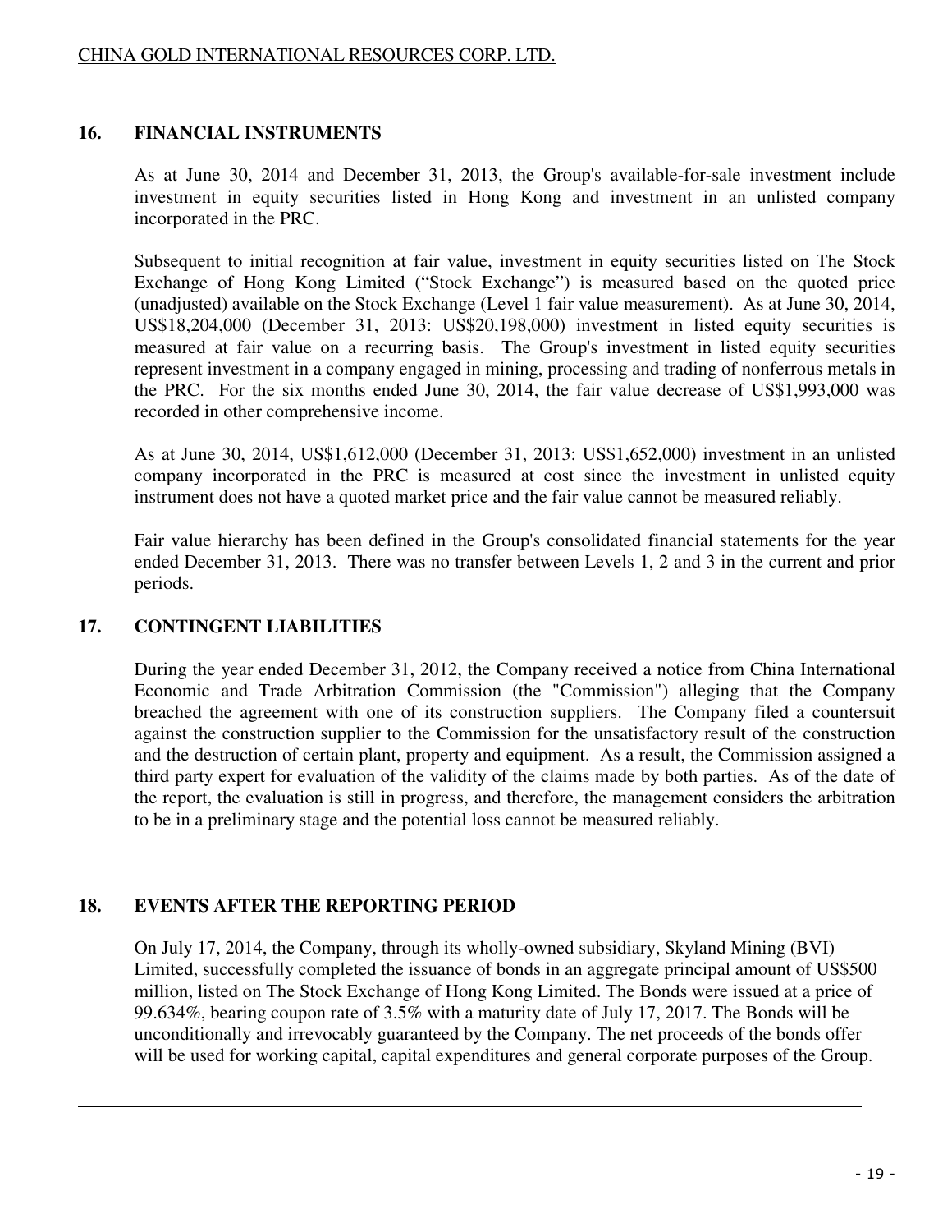## 16. FINANCIAL INSTRUMENTS

As at June 30, 2014 and December 31, 2013, the Group's available-for-sale investment include investment in equity securities listed in Hong Kong and investment in an unlisted company incorporated in the PRC.

Subsequent to initial recognition at fair value, investment in equity securities listed on The Stock Exchange of Hong Kong Limited ("Stock Exchange") is measured based on the quoted price (unadjusted) available on the Stock Exchange (Level 1 fair value measurement). As at June 30, 2014, US$18,204,000 (December 31, 2013: US$20,198,000) investment in listed equity securities is measured at fair value on a recurring basis. The Group's investment in listed equity securities represent investment in a company engaged in mining, processing and trading of nonferrous metals in the PRC. For the six months ended June 30, 2014, the fair value decrease of US$1,993,000 was recorded in other comprehensive income.

As at June 30, 2014, US$1,612,000 (December 31, 2013: US$1,652,000) investment in an unlisted company incorporated in the PRC is measured at cost since the investment in unlisted equity instrument does not have a quoted market price and the fair value cannot be measured reliably.

Fair value hierarchy has been defined in the Group's consolidated financial statements for the year ended December 31, 2013. There was no transfer between Levels 1, 2 and 3 in the current and prior periods.

## 17. CONTINGENT LIABILITIES

During the year ended December 31, 2012, the Company received a notice from China International Economic and Trade Arbitration Commission (the "Commission") alleging that the Company breached the agreement with one of its construction suppliers. The Company filed a countersuit against the construction supplier to the Commission for the unsatisfactory result of the construction and the destruction of certain plant, property and equipment. As a result, the Commission assigned a third party expert for evaluation of the validity of the claims made by both parties. As of the date of the report, the evaluation is still in progress, and therefore, the management considers the arbitration to be in a preliminary stage and the potential loss cannot be measured reliably.

## 18. EVENTS AFTER THE REPORTING PERIOD

On July 17, 2014, the Company, through its wholly-owned subsidiary, Skyland Mining (BVI) Limited, successfully completed the issuance of bonds in an aggregate principal amount of US$500 million, listed on The Stock Exchange of Hong Kong Limited. The Bonds were issued at a price of 99.634%, bearing coupon rate of 3.5% with a maturity date of July 17, 2017. The Bonds will be unconditionally and irrevocably guaranteed by the Company. The net proceeds of the bonds offer will be used for working capital, capital expenditures and general corporate purposes of the Group.